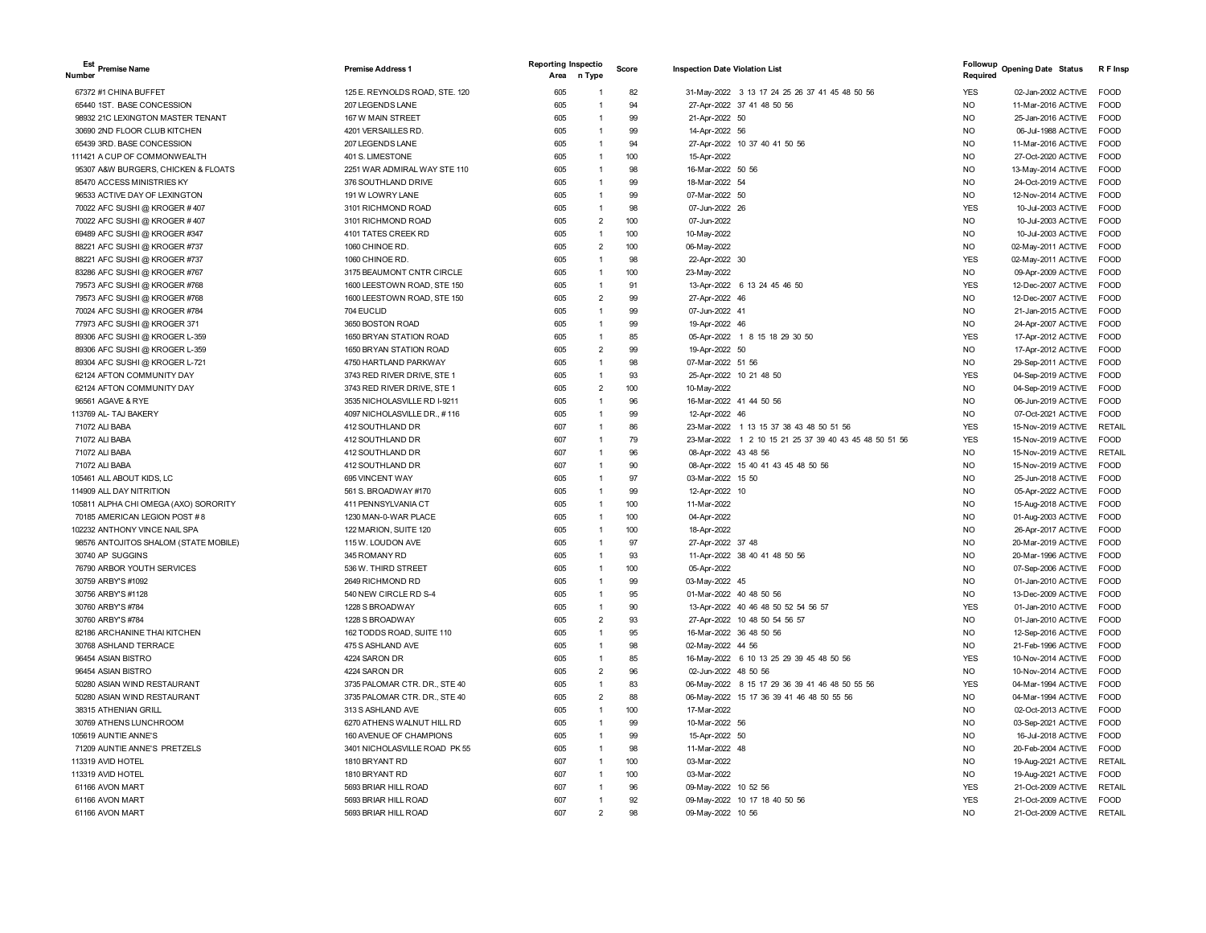| Est Number | Premise Name | Premise Address 1 | Reporting Area | Inspection Type | Score | Inspection Date | Violation List | Followup Required | Opening Date | Status | R F Insp |
|---|---|---|---|---|---|---|---|---|---|---|---|
| 67372 | #1 CHINA BUFFET | 125 E. REYNOLDS ROAD, STE. 120 | 605 | 1 | 82 | 31-May-2022 | 3 13 17 24 25 26 37 41 45 48 50 56 | YES | 02-Jan-2002 | ACTIVE | FOOD |
| 65440 | 1ST. BASE CONCESSION | 207 LEGENDS LANE | 605 | 1 | 94 | 27-Apr-2022 | 37 41 48 50 56 | NO | 11-Mar-2016 | ACTIVE | FOOD |
| 98932 | 21C LEXINGTON MASTER TENANT | 167 W MAIN STREET | 605 | 1 | 99 | 21-Apr-2022 | 50 | NO | 25-Jan-2016 | ACTIVE | FOOD |
| 30690 | 2ND FLOOR CLUB KITCHEN | 4201 VERSAILLES RD. | 605 | 1 | 99 | 14-Apr-2022 | 56 | NO | 06-Jul-1988 | ACTIVE | FOOD |
| 65439 | 3RD. BASE CONCESSION | 207 LEGENDS LANE | 605 | 1 | 94 | 27-Apr-2022 | 10 37 40 41 50 56 | NO | 11-Mar-2016 | ACTIVE | FOOD |
| 111421 | A CUP OF COMMONWEALTH | 401 S. LIMESTONE | 605 | 1 | 100 | 15-Apr-2022 | | NO | 27-Oct-2020 | ACTIVE | FOOD |
| 95307 | A&W BURGERS, CHICKEN & FLOATS | 2251 WAR ADMIRAL WAY STE 110 | 605 | 1 | 98 | 16-Mar-2022 | 50 56 | NO | 13-May-2014 | ACTIVE | FOOD |
| 85470 | ACCESS MINISTRIES KY | 376 SOUTHLAND DRIVE | 605 | 1 | 99 | 18-Mar-2022 | 54 | NO | 24-Oct-2019 | ACTIVE | FOOD |
| 96533 | ACTIVE DAY OF LEXINGTON | 191 W LOWRY LANE | 605 | 1 | 99 | 07-Mar-2022 | 50 | NO | 12-Nov-2014 | ACTIVE | FOOD |
| 70022 | AFC SUSHI @ KROGER # 407 | 3101 RICHMOND ROAD | 605 | 1 | 98 | 07-Jun-2022 | 26 | YES | 10-Jul-2003 | ACTIVE | FOOD |
| 70022 | AFC SUSHI @ KROGER # 407 | 3101 RICHMOND ROAD | 605 | 2 | 100 | 07-Jun-2022 | | NO | 10-Jul-2003 | ACTIVE | FOOD |
| 69489 | AFC SUSHI @ KROGER #347 | 4101 TATES CREEK RD | 605 | 1 | 100 | 10-May-2022 | | NO | 10-Jul-2003 | ACTIVE | FOOD |
| 88221 | AFC SUSHI @ KROGER #737 | 1060 CHINOE RD. | 605 | 2 | 100 | 06-May-2022 | | NO | 02-May-2011 | ACTIVE | FOOD |
| 88221 | AFC SUSHI @ KROGER #737 | 1060 CHINOE RD. | 605 | 1 | 98 | 22-Apr-2022 | 30 | YES | 02-May-2011 | ACTIVE | FOOD |
| 83286 | AFC SUSHI @ KROGER #767 | 3175 BEAUMONT CNTR CIRCLE | 605 | 1 | 100 | 23-May-2022 | | NO | 09-Apr-2009 | ACTIVE | FOOD |
| 79573 | AFC SUSHI @ KROGER #768 | 1600 LEESTOWN ROAD, STE 150 | 605 | 1 | 91 | 13-Apr-2022 | 6 13 24 45 46 50 | YES | 12-Dec-2007 | ACTIVE | FOOD |
| 79573 | AFC SUSHI @ KROGER #768 | 1600 LEESTOWN ROAD, STE 150 | 605 | 2 | 99 | 27-Apr-2022 | 46 | NO | 12-Dec-2007 | ACTIVE | FOOD |
| 70024 | AFC SUSHI @ KROGER #784 | 704 EUCLID | 605 | 1 | 99 | 07-Jun-2022 | 41 | NO | 21-Jan-2015 | ACTIVE | FOOD |
| 77973 | AFC SUSHI @ KROGER 371 | 3650 BOSTON ROAD | 605 | 1 | 99 | 19-Apr-2022 | 46 | NO | 24-Apr-2007 | ACTIVE | FOOD |
| 89306 | AFC SUSHI @ KROGER L-359 | 1650 BRYAN STATION ROAD | 605 | 1 | 85 | 05-Apr-2022 | 1 8 15 18 29 30 50 | YES | 17-Apr-2012 | ACTIVE | FOOD |
| 89306 | AFC SUSHI @ KROGER L-359 | 1650 BRYAN STATION ROAD | 605 | 2 | 99 | 19-Apr-2022 | 50 | NO | 17-Apr-2012 | ACTIVE | FOOD |
| 89304 | AFC SUSHI @ KROGER L-721 | 4750 HARTLAND PARKWAY | 605 | 1 | 98 | 07-Mar-2022 | 51 56 | NO | 29-Sep-2011 | ACTIVE | FOOD |
| 62124 | AFTON COMMUNITY DAY | 3743 RED RIVER DRIVE, STE 1 | 605 | 1 | 93 | 25-Apr-2022 | 10 21 48 50 | YES | 04-Sep-2019 | ACTIVE | FOOD |
| 62124 | AFTON COMMUNITY DAY | 3743 RED RIVER DRIVE, STE 1 | 605 | 2 | 100 | 10-May-2022 | | NO | 04-Sep-2019 | ACTIVE | FOOD |
| 96561 | AGAVE & RYE | 3535 NICHOLASVILLE RD I-9211 | 605 | 1 | 96 | 16-Mar-2022 | 41 44 50 56 | NO | 06-Jun-2019 | ACTIVE | FOOD |
| 113769 | AL- TAJ BAKERY | 4097 NICHOLASVILLE DR., # 116 | 605 | 1 | 99 | 12-Apr-2022 | 46 | NO | 07-Oct-2021 | ACTIVE | FOOD |
| 71072 | ALI BABA | 412 SOUTHLAND DR | 607 | 1 | 86 | 23-Mar-2022 | 1 13 15 37 38 43 48 50 51 56 | YES | 15-Nov-2019 | ACTIVE | RETAIL |
| 71072 | ALI BABA | 412 SOUTHLAND DR | 607 | 1 | 79 | 23-Mar-2022 | 1 2 10 15 21 25 37 39 40 43 45 48 50 51 56 | YES | 15-Nov-2019 | ACTIVE | FOOD |
| 71072 | ALI BABA | 412 SOUTHLAND DR | 607 | 1 | 96 | 08-Apr-2022 | 43 48 56 | NO | 15-Nov-2019 | ACTIVE | RETAIL |
| 71072 | ALI BABA | 412 SOUTHLAND DR | 607 | 1 | 90 | 08-Apr-2022 | 15 40 41 43 45 48 50 56 | NO | 15-Nov-2019 | ACTIVE | FOOD |
| 105461 | ALL ABOUT KIDS, LC | 695 VINCENT WAY | 605 | 1 | 97 | 03-Mar-2022 | 15 50 | NO | 25-Jun-2018 | ACTIVE | FOOD |
| 114909 | ALL DAY NITRITION | 561 S. BROADWAY #170 | 605 | 1 | 99 | 12-Apr-2022 | 10 | NO | 05-Apr-2022 | ACTIVE | FOOD |
| 105811 | ALPHA CHI OMEGA (AXO) SORORITY | 411 PENNSYLVANIA CT | 605 | 1 | 100 | 11-Mar-2022 | | NO | 15-Aug-2018 | ACTIVE | FOOD |
| 70185 | AMERICAN LEGION POST # 8 | 1230 MAN-0-WAR PLACE | 605 | 1 | 100 | 04-Apr-2022 | | NO | 01-Aug-2003 | ACTIVE | FOOD |
| 102232 | ANTHONY VINCE NAIL SPA | 122 MARION, SUITE 120 | 605 | 1 | 100 | 18-Apr-2022 | | NO | 26-Apr-2017 | ACTIVE | FOOD |
| 98576 | ANTOJITOS SHALOM (STATE MOBILE) | 115 W. LOUDON AVE | 605 | 1 | 97 | 27-Apr-2022 | 37 48 | NO | 20-Mar-2019 | ACTIVE | FOOD |
| 30740 | AP SUGGINS | 345 ROMANY RD | 605 | 1 | 93 | 11-Apr-2022 | 38 40 41 48 50 56 | NO | 20-Mar-1996 | ACTIVE | FOOD |
| 76790 | ARBOR YOUTH SERVICES | 536 W. THIRD STREET | 605 | 1 | 100 | 05-Apr-2022 | | NO | 07-Sep-2006 | ACTIVE | FOOD |
| 30759 | ARBY'S #1092 | 2649 RICHMOND RD | 605 | 1 | 99 | 03-May-2022 | 45 | NO | 01-Jan-2010 | ACTIVE | FOOD |
| 30756 | ARBY'S #1128 | 540 NEW CIRCLE RD S-4 | 605 | 1 | 95 | 01-Mar-2022 | 40 48 50 56 | NO | 13-Dec-2009 | ACTIVE | FOOD |
| 30760 | ARBY'S #784 | 1228 S BROADWAY | 605 | 1 | 90 | 13-Apr-2022 | 40 46 48 50 52 54 56 57 | YES | 01-Jan-2010 | ACTIVE | FOOD |
| 30760 | ARBY'S #784 | 1228 S BROADWAY | 605 | 2 | 93 | 27-Apr-2022 | 10 48 50 54 56 57 | NO | 01-Jan-2010 | ACTIVE | FOOD |
| 82186 | ARCHANINE THAI KITCHEN | 162 TODDS ROAD, SUITE 110 | 605 | 1 | 95 | 16-Mar-2022 | 36 48 50 56 | NO | 12-Sep-2016 | ACTIVE | FOOD |
| 30768 | ASHLAND TERRACE | 475 S ASHLAND AVE | 605 | 1 | 98 | 02-May-2022 | 44 56 | NO | 21-Feb-1996 | ACTIVE | FOOD |
| 96454 | ASIAN BISTRO | 4224 SARON DR | 605 | 1 | 85 | 16-May-2022 | 6 10 13 25 29 39 45 48 50 56 | YES | 10-Nov-2014 | ACTIVE | FOOD |
| 96454 | ASIAN BISTRO | 4224 SARON DR | 605 | 2 | 96 | 02-Jun-2022 | 48 50 56 | NO | 10-Nov-2014 | ACTIVE | FOOD |
| 50280 | ASIAN WIND RESTAURANT | 3735 PALOMAR CTR. DR., STE 40 | 605 | 1 | 83 | 06-May-2022 | 8 15 17 29 36 39 41 46 48 50 55 56 | YES | 04-Mar-1994 | ACTIVE | FOOD |
| 50280 | ASIAN WIND RESTAURANT | 3735 PALOMAR CTR. DR., STE 40 | 605 | 2 | 88 | 06-May-2022 | 15 17 36 39 41 46 48 50 55 56 | NO | 04-Mar-1994 | ACTIVE | FOOD |
| 38315 | ATHENIAN GRILL | 313 S ASHLAND AVE | 605 | 1 | 100 | 17-Mar-2022 | | NO | 02-Oct-2013 | ACTIVE | FOOD |
| 30769 | ATHENS LUNCHROOM | 6270 ATHENS WALNUT HILL RD | 605 | 1 | 99 | 10-Mar-2022 | 56 | NO | 03-Sep-2021 | ACTIVE | FOOD |
| 105619 | AUNTIE ANNE'S | 160 AVENUE OF CHAMPIONS | 605 | 1 | 99 | 15-Apr-2022 | 50 | NO | 16-Jul-2018 | ACTIVE | FOOD |
| 71209 | AUNTIE ANNE'S PRETZELS | 3401 NICHOLASVILLE ROAD PK 55 | 605 | 1 | 98 | 11-Mar-2022 | 48 | NO | 20-Feb-2004 | ACTIVE | FOOD |
| 113319 | AVID HOTEL | 1810 BRYANT RD | 607 | 1 | 100 | 03-Mar-2022 | | NO | 19-Aug-2021 | ACTIVE | RETAIL |
| 113319 | AVID HOTEL | 1810 BRYANT RD | 607 | 1 | 100 | 03-Mar-2022 | | NO | 19-Aug-2021 | ACTIVE | FOOD |
| 61166 | AVON MART | 5693 BRIAR HILL ROAD | 607 | 1 | 96 | 09-May-2022 | 10 52 56 | YES | 21-Oct-2009 | ACTIVE | RETAIL |
| 61166 | AVON MART | 5693 BRIAR HILL ROAD | 607 | 1 | 92 | 09-May-2022 | 10 17 18 40 50 56 | YES | 21-Oct-2009 | ACTIVE | FOOD |
| 61166 | AVON MART | 5693 BRIAR HILL ROAD | 607 | 2 | 98 | 09-May-2022 | 10 56 | NO | 21-Oct-2009 | ACTIVE | RETAIL |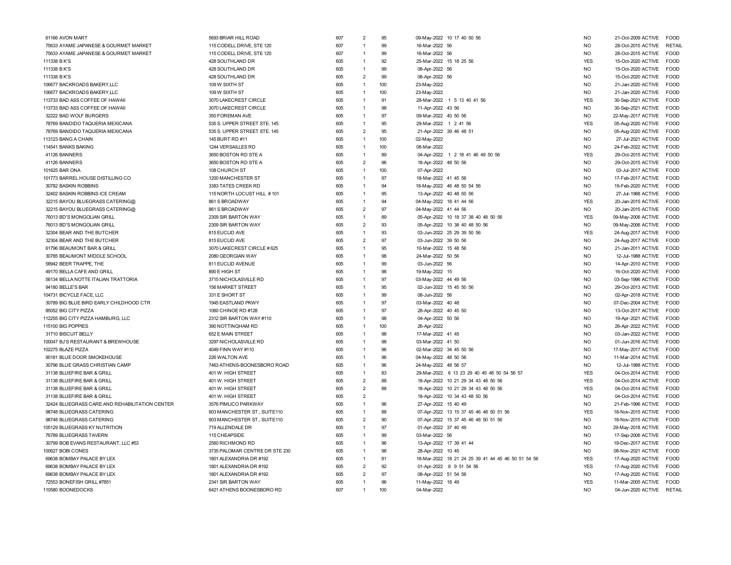| | | | | | | | | | | | |
|---|---|---|---|---|---|---|---|---|---|---|---|
| 61166 | AVON MART | 5693 BRIAR HILL ROAD | 607 | 2 | 95 | 09-May-2022 | 10 17 40 50 56 | NO | 21-Oct-2009 | ACTIVE | FOOD |
| 75633 | AYAME JAPANESE & GOURMET MARKET | 115 CODELL DRIVE, STE 120 | 607 | 1 | 99 | 16-Mar-2022 | 56 | NO | 28-Oct-2015 | ACTIVE | RETAIL |
| 75633 | AYAME JAPANESE & GOURMET MARKET | 115 CODELL DRIVE, STE 120 | 607 | 1 | 99 | 16-Mar-2022 | 56 | NO | 28-Oct-2015 | ACTIVE | FOOD |
| 111338 | B K'S | 428 SOUTHLAND DR | 605 | 1 | 92 | 25-Mar-2022 | 15 18 25 56 | YES | 15-Oct-2020 | ACTIVE | FOOD |
| 111338 | B K'S | 428 SOUTHLAND DR | 605 | 1 | 99 | 08-Apr-2022 | 56 | NO | 15-Oct-2020 | ACTIVE | FOOD |
| 111338 | B K'S | 428 SOUTHLAND DR | 605 | 2 | 99 | 08-Apr-2022 | 56 | NO | 15-Oct-2020 | ACTIVE | FOOD |
| 106677 | BACKROADS BAKERY,LLC | 109 W SIXTH ST | 605 | 1 | 100 | 23-May-2022 | | NO | 21-Jan-2020 | ACTIVE | FOOD |
| 106677 | BACKROADS BAKERY,LLC | 109 W SIXTH ST | 605 | 1 | 100 | 23-May-2022 | | NO | 21-Jan-2020 | ACTIVE | FOOD |
| 113733 | BAD ASS COFFEE OF HAWAII | 3070 LAKECREST CIRCLE | 605 | 1 | 91 | 28-Mar-2022 | 1 5 13 40 41 56 | YES | 30-Sep-2021 | ACTIVE | FOOD |
| 113733 | BAD ASS COFFEE OF HAWAII | 3070 LAKECREST CIRCLE | 605 | 1 | 98 | 11-Apr-2022 | 43 56 | NO | 30-Sep-2021 | ACTIVE | FOOD |
| 32222 | BAD WOLF BURGERS | 350 FOREMAN AVE | 605 | 1 | 97 | 09-Mar-2022 | 40 50 56 | NO | 22-May-2017 | ACTIVE | FOOD |
| 78769 | BANDIDO TAQUERIA MEXICANA | 535 S. UPPER STREET STE. 145 | 605 | 1 | 95 | 29-Mar-2022 | 1 2 41 56 | YES | 05-Aug-2020 | ACTIVE | FOOD |
| 78769 | BANDIDO TAQUERIA MEXICANA | 535 S. UPPER STREET STE. 145 | 605 | 2 | 95 | 21-Apr-2022 | 39 46 48 51 | NO | 05-Aug-2020 | ACTIVE | FOOD |
| 113123 | BANG A CHAIN | 145 BURT RD #11 | 605 | 1 | 100 | 02-May-2022 | | NO | 27-Jul-2021 | ACTIVE | FOOD |
| 114541 | BANKS BAKING | 1244 VERSAILLES RD | 605 | 1 | 100 | 08-Mar-2022 | | NO | 24-Feb-2022 | ACTIVE | FOOD |
| 41126 | BANNERS | 3650 BOSTON RD STE A | 605 | 1 | 89 | 04-Apr-2022 | 1 2 18 41 46 49 50 56 | YES | 29-Oct-2015 | ACTIVE | FOOD |
| 41126 | BANNERS | 3650 BOSTON RD STE A | 605 | 2 | 96 | 18-Apr-2022 | 48 50 56 | NO | 29-Oct-2015 | ACTIVE | FOOD |
| 101625 | BAR ONA | 108 CHURCH ST | 605 | 1 | 100 | 07-Apr-2022 | | NO | 03-Jul-2017 | ACTIVE | FOOD |
| 101773 | BARREL HOUSE DISTILLING CO | 1200 MANCHESTER ST | 605 | 1 | 97 | 18-Mar-2022 | 41 45 56 | NO | 17-Feb-2017 | ACTIVE | FOOD |
| 30782 | BASKIN ROBBINS | 3383 TATES CREEK RD | 605 | 1 | 94 | 18-May-2022 | 46 48 50 54 56 | NO | 19-Feb-2020 | ACTIVE | FOOD |
| 32402 | BASKIN ROBBINS ICE CREAM | 115 NORTH LOCUST HILL #101 | 605 | 1 | 95 | 13-Apr-2022 | 40 48 50 56 | NO | 27-Jul-1988 | ACTIVE | FOOD |
| 32215 | BAYOU BLUEGRASS CATERING@ | 861 S BROADWAY | 605 | 1 | 94 | 04-May-2022 | 18 41 44 56 | YES | 20-Jan-2015 | ACTIVE | FOOD |
| 32215 | BAYOU BLUEGRASS CATERING@ | 861 S BROADWAY | 605 | 2 | 97 | 04-May-2022 | 41 44 56 | NO | 20-Jan-2015 | ACTIVE | FOOD |
| 76013 | BD'S MONGOLIAN GRILL | 2309 SIR BARTON WAY | 605 | 1 | 89 | 05-Apr-2022 | 10 18 37 38 40 48 50 56 | YES | 09-May-2006 | ACTIVE | FOOD |
| 76013 | BD'S MONGOLIAN GRILL | 2309 SIR BARTON WAY | 605 | 2 | 93 | 05-Apr-2022 | 10 38 40 48 50 56 | NO | 09-May-2006 | ACTIVE | FOOD |
| 32304 | BEAR AND THE BUTCHER | 815 EUCLID AVE | 605 | 1 | 93 | 03-Jun-2022 | 25 29 39 50 56 | YES | 24-Aug-2017 | ACTIVE | FOOD |
| 32304 | BEAR AND THE BUTCHER | 815 EUCLID AVE | 605 | 2 | 97 | 03-Jun-2022 | 39 50 56 | NO | 24-Aug-2017 | ACTIVE | FOOD |
| 61796 | BEAUMONT BAR & GRILL | 3070 LAKECREST CIRCLE # 625 | 605 | 1 | 95 | 10-Mar-2022 | 15 48 56 | NO | 21-Jan-2011 | ACTIVE | FOOD |
| 30785 | BEAUMONT MIDDLE SCHOOL | 2080 GEORGIAN WAY | 605 | 1 | 98 | 24-Mar-2022 | 50 56 | NO | 12-Jul-1988 | ACTIVE | FOOD |
| 58942 | BEER TRAPPE, THE | 811 EUCLID AVENUE | 605 | 1 | 99 | 03-Jun-2022 | 56 | NO | 14-Apr-2010 | ACTIVE | FOOD |
| 49170 | BELLA CAFE AND GRILL | 890 E HIGH ST | 605 | 1 | 98 | 19-May-2022 | 15 | NO | 16-Oct-2020 | ACTIVE | FOOD |
| 56134 | BELLA NOTTE ITALIAN TRATTORIA | 3715 NICHOLASVILLE RD | 605 | 1 | 97 | 03-May-2022 | 44 49 56 | NO | 03-Sep-1996 | ACTIVE | FOOD |
| 94180 | BELLE'S BAR | 156 MARKET STREET | 605 | 1 | 95 | 02-Jun-2022 | 15 45 50 56 | NO | 29-Oct-2013 | ACTIVE | FOOD |
| 104731 | BICYCLE FACE, LLC | 331 E SHORT ST | 605 | 1 | 99 | 08-Jun-2022 | 56 | NO | 02-Apr-2018 | ACTIVE | FOOD |
| 30789 | BIG BLUE BIRD EARLY CHILDHOOD CTR | 1945 EASTLAND PKWY | 605 | 1 | 97 | 03-Mar-2022 | 40 48 | NO | 07-Dec-2004 | ACTIVE | FOOD |
| 85052 | BIG CITY PIZZA | 1060 CHINOE RD #128 | 605 | 1 | 97 | 28-Apr-2022 | 40 45 50 | NO | 13-Oct-2017 | ACTIVE | FOOD |
| 112255 | BIG CITY PIZZA HAMBURG, LLC | 2312 SIR BARTON WAY #110 | 605 | 1 | 98 | 04-Apr-2022 | 50 56 | NO | 19-Apr-2021 | ACTIVE | FOOD |
| 115100 | BIG POPPIES | 390 NOTTINGHAM RD | 605 | 1 | 100 | 26-Apr-2022 | | NO | 26-Apr-2022 | ACTIVE | FOOD |
| 31710 | BISCUIT BELLY | 652 E MAIN STREET | 605 | 1 | 98 | 17-Mar-2022 | 41 45 | NO | 03-Jan-2022 | ACTIVE | FOOD |
| 100047 | BJ'S RESTAURANT & BREWHOUSE | 3297 NICHOLASVILLE RD | 605 | 1 | 98 | 03-Mar-2022 | 41 50 | NO | 01-Jun-2016 | ACTIVE | FOOD |
| 102275 | BLAZE PIZZA | 4049 FINN WAY #110 | 605 | 1 | 96 | 02-Mar-2022 | 34 45 50 56 | NO | 17-May-2017 | ACTIVE | FOOD |
| 90181 | BLUE DOOR SMOKEHOUSE | 226 WALTON AVE | 605 | 1 | 96 | 04-May-2022 | 48 50 56 | NO | 11-Mar-2014 | ACTIVE | FOOD |
| 30796 | BLUE GRASS CHRISTIAN CAMP | 7463 ATHENS-BOONESBORO ROAD | 605 | 1 | 96 | 24-May-2022 | 48 56 57 | NO | 12-Jul-1988 | ACTIVE | FOOD |
| 31138 | BLUEFIRE BAR & GRILL | 401 W. HIGH STREET | 605 | 1 | 83 | 29-Mar-2022 | 6 13 23 29 40 45 48 50 54 56 57 | YES | 04-Oct-2014 | ACTIVE | FOOD |
| 31138 | BLUEFIRE BAR & GRILL | 401 W. HIGH STREET | 605 | 2 | 88 | 18-Apr-2022 | 10 21 29 34 43 48 50 56 | YES | 04-Oct-2014 | ACTIVE | FOOD |
| 31138 | BLUEFIRE BAR & GRILL | 401 W. HIGH STREET | 605 | 2 | 88 | 18-Apr-2022 | 10 21 29 34 43 48 50 56 | YES | 04-Oct-2014 | ACTIVE | FOOD |
| 31138 | BLUEFIRE BAR & GRILL | 401 W. HIGH STREET | 605 | 2 | | 18-Apr-2022 | 10 34 43 48 50 56 | NO | 04-Oct-2014 | ACTIVE | FOOD |
| 32424 | BLUEGRASS CARE AND REHABILITATION CENTER | 3576 PIMLICO PARKWAY | 605 | 1 | 96 | 27-Apr-2022 | 15 40 49 | NO | 21-Feb-1996 | ACTIVE | FOOD |
| 98748 | BLUEGRASS CATERING | 903 MANCHESTER ST., SUITE110 | 605 | 1 | 88 | 07-Apr-2022 | 13 15 37 45 46 48 50 51 56 | YES | 18-Nov-2015 | ACTIVE | FOOD |
| 98748 | BLUEGRASS CATERING | 903 MANCHESTER ST., SUITE110 | 605 | 2 | 90 | 07-Apr-2022 | 15 37 45 46 48 50 51 56 | NO | 18-Nov-2015 | ACTIVE | FOOD |
| 105129 | BLUEGRASS KY NUTRITION | 719 ALLENDALE DR | 605 | 1 | 97 | 01-Apr-2022 | 37 40 49 | NO | 29-May-2018 | ACTIVE | FOOD |
| 76789 | BLUEGRASS TAVERN | 115 CHEAPSIDE | 605 | 1 | 99 | 03-Mar-2022 | 56 | NO | 17-Sep-2006 | ACTIVE | FOOD |
| 30799 | BOB EVANS RESTAURANT, LLC #53 | 2560 RICHMOND RD | 605 | 1 | 96 | 13-Apr-2022 | 17 39 41 44 | NO | 19-Dec-2017 | ACTIVE | FOOD |
| 100627 | BOBI CONES | 3735 PALOMAR CENTRE DR STE 230 | 605 | 1 | 98 | 28-Apr-2022 | 10 45 | NO | 08-Nov-2021 | ACTIVE | FOOD |
| 69638 | BOMBAY PALACE BY LEX | 1801 ALEXANDRIA DR #192 | 605 | 1 | 81 | 18-Mar-2022 | 18 21 24 25 39 41 44 45 46 50 51 54 56 | YES | 17-Aug-2020 | ACTIVE | FOOD |
| 69638 | BOMBAY PALACE BY LEX | 1801 ALEXANDRIA DR #192 | 605 | 2 | 92 | 01-Apr-2022 | 8 9 51 54 56 | YES | 17-Aug-2020 | ACTIVE | FOOD |
| 69638 | BOMBAY PALACE BY LEX | 1801 ALEXANDRIA DR #192 | 605 | 2 | 97 | 08-Apr-2022 | 51 54 56 | NO | 17-Aug-2020 | ACTIVE | FOOD |
| 72553 | BONEFISH GRILL #7851 | 2341 SIR BARTON WAY | 605 | 1 | 96 | 11-May-2022 | 18 49 | YES | 11-Mar-2005 | ACTIVE | FOOD |
| 110580 | BOONEDOCKS | 6421 ATHENS BOONESBORO RD | 607 | 1 | 100 | 04-Mar-2022 | | NO | 04-Jun-2020 | ACTIVE | RETAIL |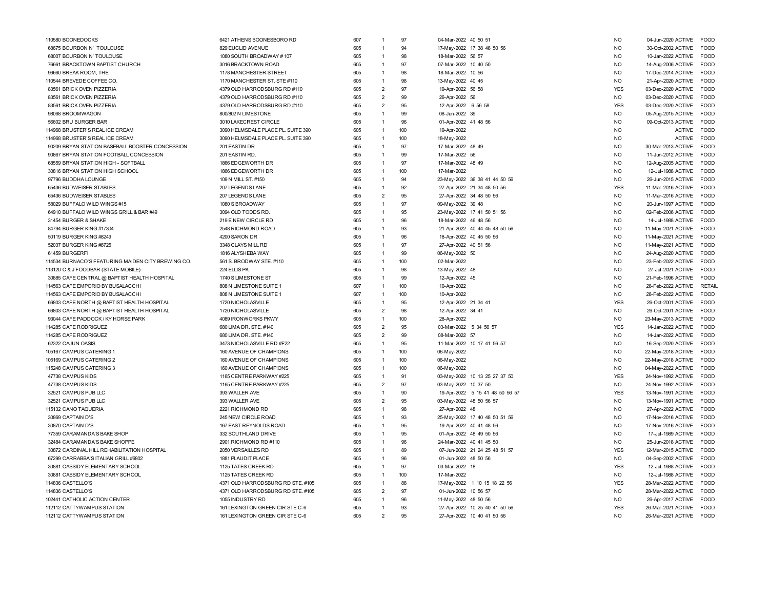| ID | Name | Address | Code | Insp | Score | Date / Violations | Critical | Opened | Status | Type |
|---|---|---|---|---|---|---|---|---|---|---|
| 110580 | BOONEDOCKS | 6421 ATHENS BOONESBORO RD | 607 | 1 | 97 | 04-Mar-2022 40 50 51 | NO | 04-Jun-2020 | ACTIVE | FOOD |
| 68675 | BOURBON N' TOULOUSE | 829 EUCLID AVENUE | 605 | 1 | 94 | 17-May-2022 17 38 48 50 56 | NO | 30-Oct-2002 | ACTIVE | FOOD |
| 68007 | BOURBON N' TOULOUSE | 1080 SOUTH BROADWAY # 107 | 605 | 1 | 98 | 18-Mar-2022 56 57 | NO | 10-Jan-2022 | ACTIVE | FOOD |
| 76661 | BRACKTOWN BAPTIST CHURCH | 3016 BRACKTOWN ROAD | 605 | 1 | 97 | 07-Mar-2022 10 40 50 | NO | 14-Aug-2006 | ACTIVE | FOOD |
| 96660 | BREAK ROOM, THE | 1178 MANCHESTER STREET | 605 | 1 | 98 | 18-Mar-2022 10 56 | NO | 17-Dec-2014 | ACTIVE | FOOD |
| 110544 | BREVEDE COFFEE CO. | 1170 MANCHESTER ST. STE #110 | 605 | 1 | 98 | 13-May-2022 40 45 | NO | 21-Apr-2020 | ACTIVE | FOOD |
| 83561 | BRICK OVEN PIZZERIA | 4379 OLD HARRODSBURG RD #110 | 605 | 2 | 97 | 19-Apr-2022 56 58 | YES | 03-Dec-2020 | ACTIVE | FOOD |
| 83561 | BRICK OVEN PIZZERIA | 4379 OLD HARRODSBURG RD #110 | 605 | 2 | 99 | 26-Apr-2022 56 | NO | 03-Dec-2020 | ACTIVE | FOOD |
| 83561 | BRICK OVEN PIZZERIA | 4379 OLD HARRODSBURG RD #110 | 605 | 2 | 95 | 12-Apr-2022 6 56 58 | YES | 03-Dec-2020 | ACTIVE | FOOD |
| 98068 | BROOMWAGON | 800/802 N LIMESTONE | 605 | 1 | 99 | 08-Jun-2022 39 | NO | 05-Aug-2015 | ACTIVE | FOOD |
| 56602 | BRU BURGER BAR | 3010 LAKECREST CIRCLE | 605 | 1 | 96 | 01-Apr-2022 41 48 56 | NO | 09-Oct-2013 | ACTIVE | FOOD |
| 114968 | BRUSTER'S REAL ICE CREAM | 3090 HELMSDALE PLACE PL. SUITE 390 | 605 | 1 | 100 | 19-Apr-2022 | NO | | ACTIVE | FOOD |
| 114968 | BRUSTER'S REAL ICE CREAM | 3090 HELMSDALE PLACE PL. SUITE 390 | 605 | 1 | 100 | 18-May-2022 | NO | | ACTIVE | FOOD |
| 90209 | BRYAN STATION BASEBALL BOOSTER CONCESSION | 201 EASTIN DR | 605 | 1 | 97 | 17-Mar-2022 48 49 | NO | 30-Mar-2013 | ACTIVE | FOOD |
| 90867 | BRYAN STATION FOOTBALL CONCESSION | 201 EASTIN RD. | 605 | 1 | 99 | 17-Mar-2022 56 | NO | 11-Jun-2012 | ACTIVE | FOOD |
| 68559 | BRYAN STATION HIGH - SOFTBALL | 1866 EDGEWORTH DR | 605 | 1 | 97 | 17-Mar-2022 48 49 | NO | 12-Aug-2005 | ACTIVE | FOOD |
| 30816 | BRYAN STATION HIGH SCHOOL | 1866 EDGEWORTH DR | 605 | 1 | 100 | 17-Mar-2022 | NO | 12-Jul-1988 | ACTIVE | FOOD |
| 97796 | BUDDHA LOUNGE | 109 N MILL ST. #150 | 605 | 1 | 94 | 23-May-2022 36 38 41 44 50 56 | NO | 26-Jun-2015 | ACTIVE | FOOD |
| 65436 | BUDWEISER STABLES | 207 LEGENDS LANE | 605 | 1 | 92 | 27-Apr-2022 21 34 48 50 56 | YES | 11-Mar-2016 | ACTIVE | FOOD |
| 65436 | BUDWEISER STABLES | 207 LEGENDS LANE | 605 | 2 | 95 | 27-Apr-2022 34 48 50 56 | NO | 11-Mar-2016 | ACTIVE | FOOD |
| 58029 | BUFFALO WILD WINGS #15 | 1080 S BROADWAY | 605 | 1 | 97 | 09-May-2022 39 48 | NO | 20-Jun-1997 | ACTIVE | FOOD |
| 64910 | BUFFALO WILD WINGS GRILL & BAR #49 | 3094 OLD TODDS RD. | 605 | 1 | 95 | 23-May-2022 17 41 50 51 56 | NO | 02-Feb-2006 | ACTIVE | FOOD |
| 31454 | BURGER & SHAKE | 219 E NEW CIRCLE RD | 605 | 1 | 96 | 18-Mar-2022 46 48 56 | NO | 14-Jul-1988 | ACTIVE | FOOD |
| 84794 | BURGER KING #17304 | 2548 RICHMOND ROAD | 605 | 1 | 93 | 21-Apr-2022 40 44 45 48 50 56 | NO | 11-May-2021 | ACTIVE | FOOD |
| 50119 | BURGER KING #8249 | 4200 SARON DR | 605 | 1 | 96 | 18-Apr-2022 40 45 50 56 | NO | 11-May-2021 | ACTIVE | FOOD |
| 52037 | BURGER KING #8725 | 3348 CLAYS MILL RD | 605 | 1 | 97 | 27-Apr-2022 40 51 56 | NO | 11-May-2021 | ACTIVE | FOOD |
| 61459 | BURGERFI | 1816 ALYSHEBA WAY | 605 | 1 | 99 | 06-May-2022 50 | NO | 24-Aug-2020 | ACTIVE | FOOD |
| 114534 | BURNACO'S FEATURING MAIDEN CITY BREWING CO. | 561 S. BRODWAY STE. #110 | 605 | 1 | 100 | 02-Mar-2022 | NO | 23-Feb-2022 | ACTIVE | FOOD |
| 113120 | C & J FOODBAR (STATE MOBILE) | 224 ELLIS PK | 605 | 1 | 98 | 13-May-2022 48 | NO | 27-Jul-2021 | ACTIVE | FOOD |
| 30885 | CAFE CENTRAL @ BAPTIST HEALTH HOSPITAL | 1740 S LIMESTONE ST | 605 | 1 | 99 | 12-Apr-2022 45 | NO | 21-Feb-1996 | ACTIVE | FOOD |
| 114563 | CAFE EMPORIO BY BUSALACCHI | 808 N LIMESTONE SUITE 1 | 607 | 1 | 100 | 10-Apr-2022 | NO | 28-Feb-2022 | ACTIVE | RETAIL |
| 114563 | CAFE EMPORIO BY BUSALACCHI | 808 N LIMESTONE SUITE 1 | 607 | 1 | 100 | 10-Apr-2022 | NO | 28-Feb-2022 | ACTIVE | FOOD |
| 66803 | CAFE NORTH @ BAPTIST HEALTH HOSPITAL | 1720 NICHOLASVILLE | 605 | 1 | 95 | 12-Apr-2022 21 34 41 | YES | 26-Oct-2001 | ACTIVE | FOOD |
| 66803 | CAFE NORTH @ BAPTIST HEALTH HOSPITAL | 1720 NICHOLASVILLE | 605 | 2 | 98 | 12-Apr-2022 34 41 | NO | 26-Oct-2001 | ACTIVE | FOOD |
| 93044 | CAFE PADDOCK / KY HORSE PARK | 4089 IRONWORKS PKWY | 605 | 1 | 100 | 28-Apr-2022 | NO | 23-May-2013 | ACTIVE | FOOD |
| 114285 | CAFE RODRIGUEZ | 680 LIMA DR. STE. #140 | 605 | 2 | 95 | 03-Mar-2022 5 34 56 57 | YES | 14-Jan-2022 | ACTIVE | FOOD |
| 114285 | CAFE RODRIGUEZ | 680 LIMA DR. STE. #140 | 605 | 2 | 99 | 08-Mar-2022 57 | NO | 14-Jan-2022 | ACTIVE | FOOD |
| 62322 | CAJUN OASIS | 3473 NICHOLASVILLE RD #F22 | 605 | 1 | 95 | 11-Mar-2022 10 17 41 56 57 | NO | 16-Sep-2020 | ACTIVE | FOOD |
| 105167 | CAMPUS CATERING 1 | 160 AVENUE OF CHAMPIONS | 605 | 1 | 100 | 06-May-2022 | NO | 22-May-2018 | ACTIVE | FOOD |
| 105169 | CAMPUS CATERING 2 | 160 AVENUE OF CHAMPIONS | 605 | 1 | 100 | 06-May-2022 | NO | 22-May-2018 | ACTIVE | FOOD |
| 115248 | CAMPUS CATERING 3 | 160 AVENUE OF CHAMPIONS | 605 | 1 | 100 | 06-May-2022 | NO | 04-May-2022 | ACTIVE | FOOD |
| 47738 | CAMPUS KIDS | 1165 CENTRE PARKWAY #225 | 605 | 1 | 91 | 03-May-2022 10 13 25 27 37 50 | YES | 24-Nov-1992 | ACTIVE | FOOD |
| 47738 | CAMPUS KIDS | 1165 CENTRE PARKWAY #225 | 605 | 2 | 97 | 03-May-2022 10 37 50 | NO | 24-Nov-1992 | ACTIVE | FOOD |
| 32521 | CAMPUS PUB LLC | 393 WALLER AVE | 605 | 1 | 90 | 19-Apr-2022 5 15 41 48 50 56 57 | YES | 13-Nov-1991 | ACTIVE | FOOD |
| 32521 | CAMPUS PUB LLC | 393 WALLER AVE | 605 | 2 | 95 | 03-May-2022 48 50 56 57 | NO | 13-Nov-1991 | ACTIVE | FOOD |
| 115132 | CANO TAQUERIA | 2221 RICHMOND RD | 605 | 1 | 98 | 27-Apr-2022 48 | NO | 27-Apr-2022 | ACTIVE | FOOD |
| 30869 | CAPTAIN D'S | 245 NEW CIRCLE ROAD | 605 | 1 | 93 | 25-May-2022 17 40 48 50 51 56 | NO | 17-Nov-2016 | ACTIVE | FOOD |
| 30870 | CAPTAIN D'S | 167 EAST REYNOLDS ROAD | 605 | 1 | 95 | 19-Apr-2022 40 41 48 56 | NO | 17-Nov-2016 | ACTIVE | FOOD |
| 77359 | CARAMANDA'S BAKE SHOP | 332 SOUTHLAND DRIVE | 605 | 1 | 95 | 01-Apr-2022 48 49 50 56 | NO | 17-Jul-1989 | ACTIVE | FOOD |
| 32484 | CARAMANDA'S BAKE SHOPPE | 2901 RICHMOND RD #110 | 605 | 1 | 96 | 24-Mar-2022 40 41 45 50 | NO | 25-Jun-2018 | ACTIVE | FOOD |
| 30872 | CARDINAL HILL REHABILITATION HOSPITAL | 2050 VERSAILLES RD | 605 | 1 | 89 | 07-Jun-2022 21 24 25 48 51 57 | YES | 12-Mar-2015 | ACTIVE | FOOD |
| 67299 | CARRABBA'S ITALIAN GRILL #6802 | 1881 PLAUDIT PLACE | 605 | 1 | 96 | 01-Jun-2022 48 50 56 | NO | 04-Sep-2002 | ACTIVE | FOOD |
| 30881 | CASSIDY ELEMENTARY SCHOOL | 1125 TATES CREEK RD | 605 | 1 | 97 | 03-Mar-2022 18 | YES | 12-Jul-1988 | ACTIVE | FOOD |
| 30881 | CASSIDY ELEMENTARY SCHOOL | 1125 TATES CREEK RD | 605 | 1 | 100 | 17-Mar-2022 | NO | 12-Jul-1988 | ACTIVE | FOOD |
| 114836 | CASTELLO'S | 4371 OLD HARRODSBURG RD STE. #105 | 605 | 1 | 88 | 17-May-2022 1 10 15 18 22 56 | YES | 28-Mar-2022 | ACTIVE | FOOD |
| 114836 | CASTELLO'S | 4371 OLD HARRODSBURG RD STE. #105 | 605 | 2 | 97 | 01-Jun-2022 10 56 57 | NO | 28-Mar-2022 | ACTIVE | FOOD |
| 102441 | CATHOLIC ACTION CENTER | 1055 INDUSTRY RD | 605 | 1 | 96 | 11-May-2022 48 50 56 | NO | 26-Apr-2017 | ACTIVE | FOOD |
| 112112 | CATTYWAMPUS STATION | 161 LEXINGTON GREEN CIR STE C-6 | 605 | 1 | 93 | 27-Apr-2022 10 25 40 41 50 56 | YES | 26-Mar-2021 | ACTIVE | FOOD |
| 112112 | CATTYWAMPUS STATION | 161 LEXINGTON GREEN CIR STE C-6 | 605 | 2 | 95 | 27-Apr-2022 10 40 41 50 56 | NO | 26-Mar-2021 | ACTIVE | FOOD |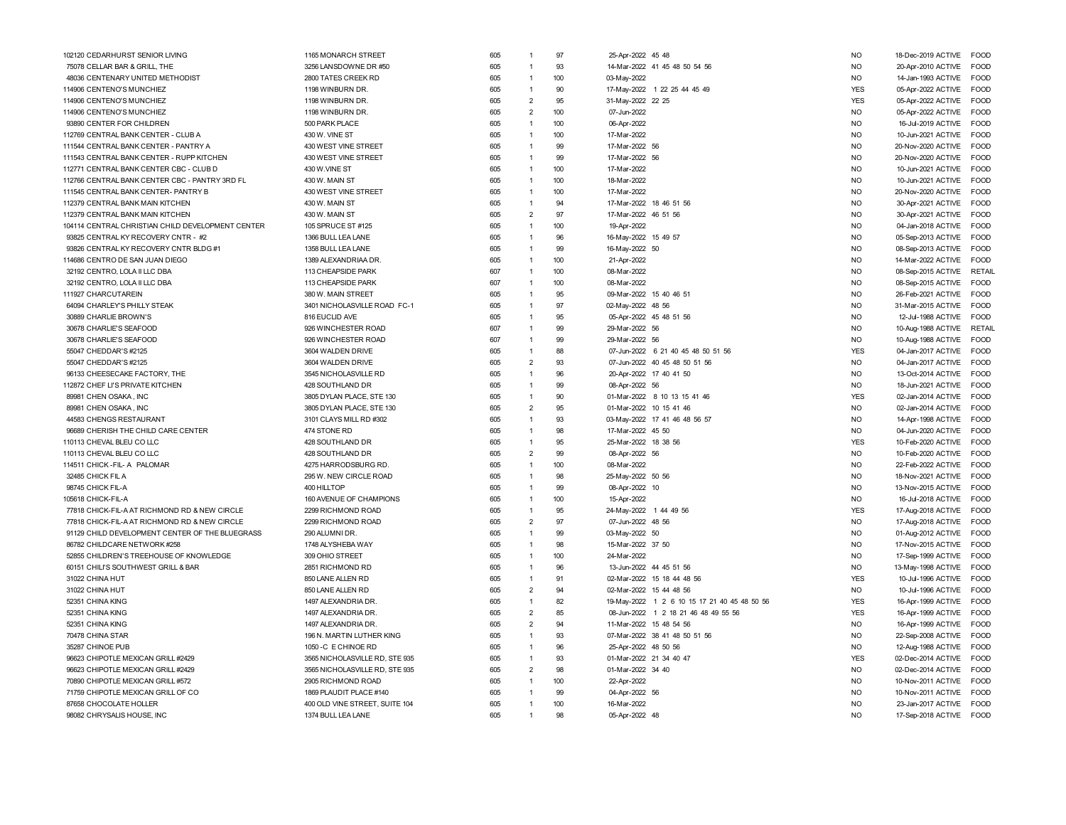| | | | | | | | | | | | |
|---|---|---|---|---|---|---|---|---|---|---|---|
| 102120 | CEDARHURST SENIOR LIVING | 1165 MONARCH STREET | 605 | 1 | 97 | 25-Apr-2022 | 45 48 | NO | 18-Dec-2019 | ACTIVE | FOOD |
| 75078 | CELLAR BAR & GRILL, THE | 3256 LANSDOWNE DR #50 | 605 | 1 | 93 | 14-Mar-2022 | 41 45 48 50 54 56 | NO | 20-Apr-2010 | ACTIVE | FOOD |
| 48036 | CENTENARY UNITED METHODIST | 2800 TATES CREEK RD | 605 | 1 | 100 | 03-May-2022 | | NO | 14-Jan-1993 | ACTIVE | FOOD |
| 114906 | CENTENO'S MUNCHIEZ | 1198 WINBURN DR. | 605 | 1 | 90 | 17-May-2022 | 1 22 25 44 45 49 | YES | 05-Apr-2022 | ACTIVE | FOOD |
| 114906 | CENTENO'S MUNCHIEZ | 1198 WINBURN DR. | 605 | 2 | 95 | 31-May-2022 | 22 25 | YES | 05-Apr-2022 | ACTIVE | FOOD |
| 114906 | CENTENO'S MUNCHIEZ | 1198 WINBURN DR. | 605 | 2 | 100 | 07-Jun-2022 | | NO | 05-Apr-2022 | ACTIVE | FOOD |
| 93890 | CENTER FOR CHILDREN | 500 PARK PLACE | 605 | 1 | 100 | 06-Apr-2022 | | NO | 16-Jul-2019 | ACTIVE | FOOD |
| 112769 | CENTRAL BANK CENTER - CLUB A | 430 W. VINE ST | 605 | 1 | 100 | 17-Mar-2022 | | NO | 10-Jun-2021 | ACTIVE | FOOD |
| 111544 | CENTRAL BANK CENTER - PANTRY A | 430 WEST VINE STREET | 605 | 1 | 99 | 17-Mar-2022 | 56 | NO | 20-Nov-2020 | ACTIVE | FOOD |
| 111543 | CENTRAL BANK CENTER - RUPP KITCHEN | 430 WEST VINE STREET | 605 | 1 | 99 | 17-Mar-2022 | 56 | NO | 20-Nov-2020 | ACTIVE | FOOD |
| 112771 | CENTRAL BANK CENTER CBC - CLUB D | 430 W.VINE ST | 605 | 1 | 100 | 17-Mar-2022 | | NO | 10-Jun-2021 | ACTIVE | FOOD |
| 112766 | CENTRAL BANK CENTER CBC - PANTRY 3RD FL | 430 W. MAIN ST | 605 | 1 | 100 | 18-Mar-2022 | | NO | 10-Jun-2021 | ACTIVE | FOOD |
| 111545 | CENTRAL BANK CENTER- PANTRY B | 430 WEST VINE STREET | 605 | 1 | 100 | 17-Mar-2022 | | NO | 20-Nov-2020 | ACTIVE | FOOD |
| 112379 | CENTRAL BANK MAIN KITCHEN | 430 W. MAIN ST | 605 | 1 | 94 | 17-Mar-2022 | 18 46 51 56 | NO | 30-Apr-2021 | ACTIVE | FOOD |
| 112379 | CENTRAL BANK MAIN KITCHEN | 430 W. MAIN ST | 605 | 2 | 97 | 17-Mar-2022 | 46 51 56 | NO | 30-Apr-2021 | ACTIVE | FOOD |
| 104114 | CENTRAL CHRISTIAN CHILD DEVELOPMENT CENTER | 105 SPRUCE ST #125 | 605 | 1 | 100 | 19-Apr-2022 | | NO | 04-Jan-2018 | ACTIVE | FOOD |
| 93825 | CENTRAL KY RECOVERY CNTR - #2 | 1366 BULL LEA LANE | 605 | 1 | 96 | 16-May-2022 | 15 49 57 | NO | 05-Sep-2013 | ACTIVE | FOOD |
| 93826 | CENTRAL KY RECOVERY CNTR BLDG #1 | 1358 BULL LEA LANE | 605 | 1 | 99 | 16-May-2022 | 50 | NO | 08-Sep-2013 | ACTIVE | FOOD |
| 114686 | CENTRO DE SAN JUAN DIEGO | 1389 ALEXANDRIAA DR. | 605 | 1 | 100 | 21-Apr-2022 | | NO | 14-Mar-2022 | ACTIVE | FOOD |
| 32192 | CENTRO, LOLA II LLC DBA | 113 CHEAPSIDE PARK | 607 | 1 | 100 | 08-Mar-2022 | | NO | 08-Sep-2015 | ACTIVE | RETAIL |
| 32192 | CENTRO, LOLA II LLC DBA | 113 CHEAPSIDE PARK | 607 | 1 | 100 | 08-Mar-2022 | | NO | 08-Sep-2015 | ACTIVE | FOOD |
| 111927 | CHARCUTAREIN | 380 W. MAIN STREET | 605 | 1 | 95 | 09-Mar-2022 | 15 40 46 51 | NO | 26-Feb-2021 | ACTIVE | FOOD |
| 64094 | CHARLEY'S PHILLY STEAK | 3401 NICHOLASVILLE ROAD FC-1 | 605 | 1 | 97 | 02-May-2022 | 48 56 | NO | 31-Mar-2015 | ACTIVE | FOOD |
| 30889 | CHARLIE BROWN'S | 816 EUCLID AVE | 605 | 1 | 95 | 05-Apr-2022 | 45 48 51 56 | NO | 12-Jul-1988 | ACTIVE | FOOD |
| 30678 | CHARLIE'S SEAFOOD | 926 WINCHESTER ROAD | 607 | 1 | 99 | 29-Mar-2022 | 56 | NO | 10-Aug-1988 | ACTIVE | RETAIL |
| 30678 | CHARLIE'S SEAFOOD | 926 WINCHESTER ROAD | 607 | 1 | 99 | 29-Mar-2022 | 56 | NO | 10-Aug-1988 | ACTIVE | FOOD |
| 55047 | CHEDDAR'S #2125 | 3604 WALDEN DRIVE | 605 | 1 | 88 | 07-Jun-2022 | 6 21 40 45 48 50 51 56 | YES | 04-Jan-2017 | ACTIVE | FOOD |
| 55047 | CHEDDAR'S #2125 | 3604 WALDEN DRIVE | 605 | 2 | 93 | 07-Jun-2022 | 40 45 48 50 51 56 | NO | 04-Jan-2017 | ACTIVE | FOOD |
| 96133 | CHEESECAKE FACTORY, THE | 3545 NICHOLASVILLE RD | 605 | 1 | 96 | 20-Apr-2022 | 17 40 41 50 | NO | 13-Oct-2014 | ACTIVE | FOOD |
| 112872 | CHEF LI'S PRIVATE KITCHEN | 428 SOUTHLAND DR | 605 | 1 | 99 | 08-Apr-2022 | 56 | NO | 18-Jun-2021 | ACTIVE | FOOD |
| 89981 | CHEN OSAKA , INC | 3805 DYLAN PLACE, STE 130 | 605 | 1 | 90 | 01-Mar-2022 | 8 10 13 15 41 46 | YES | 02-Jan-2014 | ACTIVE | FOOD |
| 89981 | CHEN OSAKA , INC | 3805 DYLAN PLACE, STE 130 | 605 | 2 | 95 | 01-Mar-2022 | 10 15 41 46 | NO | 02-Jan-2014 | ACTIVE | FOOD |
| 44583 | CHENGS RESTAURANT | 3101 CLAYS MILL RD #302 | 605 | 1 | 93 | 03-May-2022 | 17 41 46 48 56 57 | NO | 14-Apr-1998 | ACTIVE | FOOD |
| 96689 | CHERISH THE CHILD CARE CENTER | 474 STONE RD | 605 | 1 | 98 | 17-Mar-2022 | 45 50 | NO | 04-Jun-2020 | ACTIVE | FOOD |
| 110113 | CHEVAL BLEU CO LLC | 428 SOUTHLAND DR | 605 | 1 | 95 | 25-Mar-2022 | 18 38 56 | YES | 10-Feb-2020 | ACTIVE | FOOD |
| 110113 | CHEVAL BLEU CO LLC | 428 SOUTHLAND DR | 605 | 2 | 99 | 08-Apr-2022 | 56 | NO | 10-Feb-2020 | ACTIVE | FOOD |
| 114511 | CHICK -FIL- A PALOMAR | 4275 HARRODSBURG RD. | 605 | 1 | 100 | 08-Mar-2022 | | NO | 22-Feb-2022 | ACTIVE | FOOD |
| 32485 | CHICK FIL A | 295 W. NEW CIRCLE ROAD | 605 | 1 | 98 | 25-May-2022 | 50 56 | NO | 18-Nov-2021 | ACTIVE | FOOD |
| 98745 | CHICK FIL-A | 400 HILLTOP | 605 | 1 | 99 | 08-Apr-2022 | 10 | NO | 13-Nov-2015 | ACTIVE | FOOD |
| 105618 | CHICK-FIL-A | 160 AVENUE OF CHAMPIONS | 605 | 1 | 100 | 15-Apr-2022 | | NO | 16-Jul-2018 | ACTIVE | FOOD |
| 77818 | CHICK-FIL-A AT RICHMOND RD & NEW CIRCLE | 2299 RICHMOND ROAD | 605 | 1 | 95 | 24-May-2022 | 1 44 49 56 | YES | 17-Aug-2018 | ACTIVE | FOOD |
| 77818 | CHICK-FIL-A AT RICHMOND RD & NEW CIRCLE | 2299 RICHMOND ROAD | 605 | 2 | 97 | 07-Jun-2022 | 48 56 | NO | 17-Aug-2018 | ACTIVE | FOOD |
| 91129 | CHILD DEVELOPMENT CENTER OF THE BLUEGRASS | 290 ALUMNI DR. | 605 | 1 | 99 | 03-May-2022 | 50 | NO | 01-Aug-2012 | ACTIVE | FOOD |
| 86782 | CHILDCARE NETWORK #258 | 1748 ALYSHEBA WAY | 605 | 1 | 98 | 15-Mar-2022 | 37 50 | NO | 17-Nov-2015 | ACTIVE | FOOD |
| 52855 | CHILDREN'S TREEHOUSE OF KNOWLEDGE | 309 OHIO STREET | 605 | 1 | 100 | 24-Mar-2022 | | NO | 17-Sep-1999 | ACTIVE | FOOD |
| 60151 | CHILI'S SOUTHWEST GRILL & BAR | 2851 RICHMOND RD | 605 | 1 | 96 | 13-Jun-2022 | 44 45 51 56 | NO | 13-May-1998 | ACTIVE | FOOD |
| 31022 | CHINA HUT | 850 LANE ALLEN RD | 605 | 1 | 91 | 02-Mar-2022 | 15 18 44 48 56 | YES | 10-Jul-1996 | ACTIVE | FOOD |
| 31022 | CHINA HUT | 850 LANE ALLEN RD | 605 | 2 | 94 | 02-Mar-2022 | 15 44 48 56 | NO | 10-Jul-1996 | ACTIVE | FOOD |
| 52351 | CHINA KING | 1497 ALEXANDRIA DR. | 605 | 1 | 82 | 19-May-2022 | 1 2 6 10 15 17 21 40 45 48 50 56 | YES | 16-Apr-1999 | ACTIVE | FOOD |
| 52351 | CHINA KING | 1497 ALEXANDRIA DR. | 605 | 2 | 85 | 08-Jun-2022 | 1 2 18 21 46 48 49 55 56 | YES | 16-Apr-1999 | ACTIVE | FOOD |
| 52351 | CHINA KING | 1497 ALEXANDRIA DR. | 605 | 2 | 94 | 11-Mar-2022 | 15 48 54 56 | NO | 16-Apr-1999 | ACTIVE | FOOD |
| 70478 | CHINA STAR | 196 N. MARTIN LUTHER KING | 605 | 1 | 93 | 07-Mar-2022 | 38 41 48 50 51 56 | NO | 22-Sep-2008 | ACTIVE | FOOD |
| 35287 | CHINOE PUB | 1050 -C E CHINOE RD | 605 | 1 | 96 | 25-Apr-2022 | 48 50 56 | NO | 12-Aug-1988 | ACTIVE | FOOD |
| 96623 | CHIPOTLE MEXICAN GRILL #2429 | 3565 NICHOLASVILLE RD, STE 935 | 605 | 1 | 93 | 01-Mar-2022 | 21 34 40 47 | YES | 02-Dec-2014 | ACTIVE | FOOD |
| 96623 | CHIPOTLE MEXICAN GRILL #2429 | 3565 NICHOLASVILLE RD, STE 935 | 605 | 2 | 98 | 01-Mar-2022 | 34 40 | NO | 02-Dec-2014 | ACTIVE | FOOD |
| 70890 | CHIPOTLE MEXICAN GRILL #572 | 2905 RICHMOND ROAD | 605 | 1 | 100 | 22-Apr-2022 | | NO | 10-Nov-2011 | ACTIVE | FOOD |
| 71759 | CHIPOTLE MEXICAN GRILL OF CO | 1869 PLAUDIT PLACE #140 | 605 | 1 | 99 | 04-Apr-2022 | 56 | NO | 10-Nov-2011 | ACTIVE | FOOD |
| 87658 | CHOCOLATE HOLLER | 400 OLD VINE STREET, SUITE 104 | 605 | 1 | 100 | 16-Mar-2022 | | NO | 23-Jan-2017 | ACTIVE | FOOD |
| 98082 | CHRYSALIS HOUSE, INC | 1374 BULL LEA LANE | 605 | 1 | 98 | 05-Apr-2022 | 48 | NO | 17-Sep-2018 | ACTIVE | FOOD |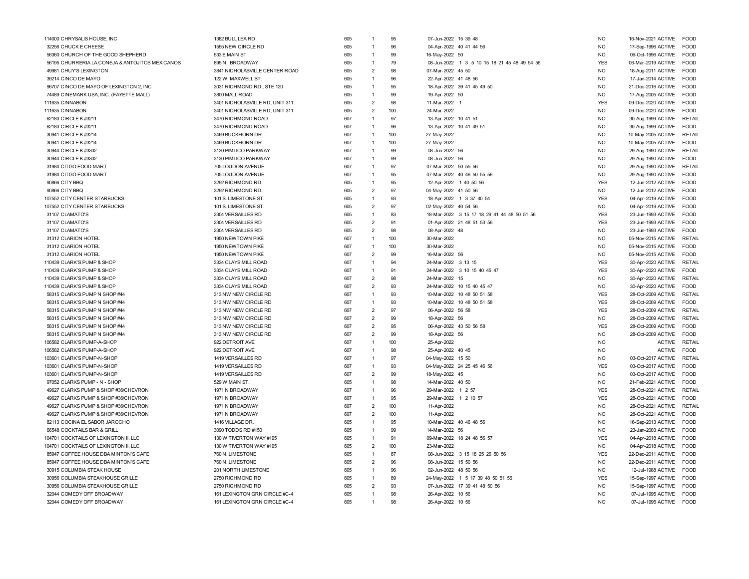| | | | | | | | | | | |
|---|---|---|---|---|---|---|---|---|---|---|
| 114000 | CHRYSALIS HOUSE, INC | 1382 BULL LEA RD | 605 | 1 | 95 | 07-Jun-2022 | 15 39 48 | NO | 16-Nov-2021 ACTIVE | FOOD |
| 32256 | CHUCK E CHEESE | 1555 NEW CIRCLE RD | 605 | 1 | 96 | 04-Apr-2022 | 40 41 44 56 | NO | 17-Sep-1996 ACTIVE | FOOD |
| 56360 | CHURCH OF THE GOOD SHEPHERD | 533 E MAIN ST | 605 | 1 | 99 | 16-May-2022 | 50 | NO | 09-Oct-1996 ACTIVE | FOOD |
| 56195 | CHURRERIA LA CONEJA & ANTOJITOS MEXICANOS | 895 N. BROADWAY | 605 | 1 | 79 | 08-Jun-2022 | 1 3 5 10 15 18 21 45 48 49 54 56 | YES | 06-Mar-2019 ACTIVE | FOOD |
| 49981 | CHUY'S LEXINGTON | 3841 NICHOLASVILLE CENTER ROAD | 605 | 2 | 98 | 07-Mar-2022 | 45 50 | NO | 18-Aug-2011 ACTIVE | FOOD |
| 39214 | CINCO DE MAYO | 122 W. MAXWELL ST. | 605 | 1 | 96 | 22-Apr-2022 | 41 48 56 | NO | 17-Jan-2014 ACTIVE | FOOD |
| 96707 | CINCO DE MAYO OF LEXINGTON 2, INC | 3031 RICHMOND RD., STE 120 | 605 | 1 | 95 | 18-Apr-2022 | 39 41 45 49 50 | NO | 21-Dec-2016 ACTIVE | FOOD |
| 74489 | CINEMARK USA, INC. (FAYETTE MALL) | 3800 MALL ROAD | 605 | 1 | 99 | 19-Apr-2022 | 50 | NO | 17-Aug-2005 ACTIVE | FOOD |
| 111635 | CINNABON | 3401 NICHOLASVILLE RD, UNIT 311 | 605 | 2 | 98 | 11-Mar-2022 | 1 | YES | 09-Dec-2020 ACTIVE | FOOD |
| 111635 | CINNABON | 3401 NICHOLASVILLE RD, UNIT 311 | 605 | 2 | 100 | 24-Mar-2022 | | NO | 09-Dec-2020 ACTIVE | FOOD |
| 62183 | CIRCLE K #3211 | 3470 RICHMOND ROAD | 607 | 1 | 97 | 13-Apr-2022 | 10 41 51 | NO | 30-Aug-1999 ACTIVE | RETAIL |
| 62183 | CIRCLE K #3211 | 3470 RICHMOND ROAD | 607 | 1 | 96 | 13-Apr-2022 | 10 41 49 51 | NO | 30-Aug-1999 ACTIVE | FOOD |
| 30941 | CIRCLE K #3214 | 3469 BUCKHORN DR | 607 | 1 | 100 | 27-May-2022 | | NO | 10-May-2005 ACTIVE | RETAIL |
| 30941 | CIRCLE K #3214 | 3469 BUCKHORN DR | 607 | 1 | 100 | 27-May-2022 | | NO | 10-May-2005 ACTIVE | FOOD |
| 30944 | CIRCLE K #3302 | 3130 PIMLICO PARKWAY | 607 | 1 | 99 | 08-Jun-2022 | 56 | NO | 29-Aug-1990 ACTIVE | RETAIL |
| 30944 | CIRCLE K #3302 | 3130 PIMLICO PARKWAY | 607 | 1 | 99 | 08-Jun-2022 | 56 | NO | 29-Aug-1990 ACTIVE | FOOD |
| 31984 | CITGO FOOD MART | 705 LOUDON AVENUE | 607 | 1 | 97 | 07-Mar-2022 | 50 55 56 | NO | 29-Aug-1990 ACTIVE | RETAIL |
| 31984 | CITGO FOOD MART | 705 LOUDON AVENUE | 607 | 1 | 95 | 07-Mar-2022 | 40 46 50 55 56 | NO | 29-Aug-1990 ACTIVE | FOOD |
| 90866 | CITY BBQ | 3292 RICHMOND RD. | 605 | 1 | 95 | 12-Apr-2022 | 1 40 50 56 | YES | 12-Jun-2012 ACTIVE | FOOD |
| 90866 | CITY BBQ | 3292 RICHMOND RD. | 605 | 2 | 97 | 04-May-2022 | 41 50 56 | NO | 12-Jun-2012 ACTIVE | FOOD |
| 107552 | CITY CENTER STARBUCKS | 101 S. LIMESTONE ST. | 605 | 1 | 93 | 18-Apr-2022 | 1 3 37 40 54 | YES | 04-Apr-2019 ACTIVE | FOOD |
| 107552 | CITY CENTER STARBUCKS | 101 S. LIMESTONE ST. | 605 | 2 | 97 | 02-May-2022 | 40 54 56 | NO | 04-Apr-2019 ACTIVE | FOOD |
| 31107 | CLAMATO'S | 2304 VERSAILLES RD | 605 | 1 | 83 | 18-Mar-2022 | 3 15 17 18 29 41 44 48 50 51 56 | YES | 23-Jun-1993 ACTIVE | FOOD |
| 31107 | CLAMATO'S | 2304 VERSAILLES RD | 605 | 2 | 91 | 01-Apr-2022 | 21 48 51 53 56 | YES | 23-Jun-1993 ACTIVE | FOOD |
| 31107 | CLAMATO'S | 2304 VERSAILLES RD | 605 | 2 | 98 | 08-Apr-2022 | 48 | NO | 23-Jun-1993 ACTIVE | FOOD |
| 31312 | CLARION HOTEL | 1950 NEWTOWN PIKE | 607 | 1 | 100 | 30-Mar-2022 | | NO | 05-Nov-2015 ACTIVE | RETAIL |
| 31312 | CLARION HOTEL | 1950 NEWTOWN PIKE | 607 | 1 | 100 | 30-Mar-2022 | | NO | 05-Nov-2015 ACTIVE | FOOD |
| 31312 | CLARION HOTEL | 1950 NEWTOWN PIKE | 607 | 2 | 99 | 16-Mar-2022 | 56 | NO | 05-Nov-2015 ACTIVE | FOOD |
| 110439 | CLARK'S PUMP & SHOP | 3334 CLAYS MILL ROAD | 607 | 1 | 94 | 24-Mar-2022 | 3 13 15 | YES | 30-Apr-2020 ACTIVE | RETAIL |
| 110439 | CLARK'S PUMP & SHOP | 3334 CLAYS MILL ROAD | 607 | 1 | 91 | 24-Mar-2022 | 3 10 15 40 45 47 | YES | 30-Apr-2020 ACTIVE | FOOD |
| 110439 | CLARK'S PUMP & SHOP | 3334 CLAYS MILL ROAD | 607 | 2 | 98 | 24-Mar-2022 | 15 | NO | 30-Apr-2020 ACTIVE | RETAIL |
| 110439 | CLARK'S PUMP & SHOP | 3334 CLAYS MILL ROAD | 607 | 2 | 93 | 24-Mar-2022 | 10 15 40 45 47 | NO | 30-Apr-2020 ACTIVE | FOOD |
| 58315 | CLARK'S PUMP N SHOP #44 | 313 NW NEW CIRCLE RD | 607 | 1 | 93 | 10-Mar-2022 | 10 48 50 51 58 | YES | 28-Oct-2009 ACTIVE | RETAIL |
| 58315 | CLARK'S PUMP N SHOP #44 | 313 NW NEW CIRCLE RD | 607 | 1 | 93 | 10-Mar-2022 | 10 48 50 51 58 | YES | 28-Oct-2009 ACTIVE | FOOD |
| 58315 | CLARK'S PUMP N SHOP #44 | 313 NW NEW CIRCLE RD | 607 | 2 | 97 | 06-Apr-2022 | 56 58 | YES | 28-Oct-2009 ACTIVE | RETAIL |
| 58315 | CLARK'S PUMP N SHOP #44 | 313 NW NEW CIRCLE RD | 607 | 2 | 99 | 18-Apr-2022 | 56 | NO | 28-Oct-2009 ACTIVE | RETAIL |
| 58315 | CLARK'S PUMP N SHOP #44 | 313 NW NEW CIRCLE RD | 607 | 2 | 95 | 06-Apr-2022 | 43 50 56 58 | YES | 28-Oct-2009 ACTIVE | FOOD |
| 58315 | CLARK'S PUMP N SHOP #44 | 313 NW NEW CIRCLE RD | 607 | 2 | 99 | 18-Apr-2022 | 56 | NO | 28-Oct-2009 ACTIVE | FOOD |
| 106582 | CLARK'S PUMP-A-SHOP | 922 DETROIT AVE | 607 | 1 | 100 | 25-Apr-2022 | | NO | ACTIVE | RETAIL |
| 106582 | CLARK'S PUMP-A-SHOP | 922 DETROIT AVE | 607 | 1 | 98 | 25-Apr-2022 | 40 45 | NO | ACTIVE | FOOD |
| 103601 | CLARK'S PUMP-N-SHOP | 1419 VERSAILLES RD | 607 | 1 | 97 | 04-May-2022 | 15 50 | NO | 03-Oct-2017 ACTIVE | RETAIL |
| 103601 | CLARK'S PUMP-N-SHOP | 1419 VERSAILLES RD | 607 | 1 | 93 | 04-May-2022 | 24 25 45 46 56 | YES | 03-Oct-2017 ACTIVE | FOOD |
| 103601 | CLARK'S PUMP-N-SHOP | 1419 VERSAILLES RD | 607 | 2 | 99 | 18-May-2022 | 45 | NO | 03-Oct-2017 ACTIVE | FOOD |
| 97052 | CLARKS PUMP - N - SHOP | 529 W MAIN ST. | 605 | 1 | 98 | 14-Mar-2022 | 40 50 | NO | 21-Feb-2021 ACTIVE | FOOD |
| 49627 | CLARKS PUMP & SHOP #36/CHEVRON | 1971 N BROADWAY | 607 | 1 | 96 | 29-Mar-2022 | 1 2 57 | YES | 28-Oct-2021 ACTIVE | RETAIL |
| 49627 | CLARKS PUMP & SHOP #36/CHEVRON | 1971 N BROADWAY | 607 | 1 | 95 | 29-Mar-2022 | 1 2 10 57 | YES | 28-Oct-2021 ACTIVE | FOOD |
| 49627 | CLARKS PUMP & SHOP #36/CHEVRON | 1971 N BROADWAY | 607 | 2 | 100 | 11-Apr-2022 | | NO | 28-Oct-2021 ACTIVE | RETAIL |
| 49627 | CLARKS PUMP & SHOP #36/CHEVRON | 1971 N BROADWAY | 607 | 2 | 100 | 11-Apr-2022 | | NO | 28-Oct-2021 ACTIVE | FOOD |
| 82113 | COCINA EL SABOR JAROCHO | 1416 VILLAGE DR. | 605 | 1 | 95 | 10-Mar-2022 | 40 46 48 56 | NO | 16-Sep-2013 ACTIVE | FOOD |
| 66548 | COCKTAILS BAR & GRILL | 3090 TODDS RD #150 | 605 | 1 | 99 | 14-Mar-2022 | 56 | NO | 23-Jan-2003 ACTIVE | FOOD |
| 104701 | COCKTAILS OF LEXINGTON II, LLC | 130 W TIVERTON WAY #195 | 605 | 1 | 91 | 09-Mar-2022 | 18 24 48 56 57 | YES | 04-Apr-2018 ACTIVE | FOOD |
| 104701 | COCKTAILS OF LEXINGTON II, LLC | 130 W TIVERTON WAY #195 | 605 | 2 | 100 | 23-Mar-2022 | | NO | 04-Apr-2018 ACTIVE | FOOD |
| 85947 | COFFEE HOUSE DBA MINTON'S CAFE | 760 N. LIMESTONE | 605 | 1 | 87 | 08-Jun-2022 | 3 15 18 25 26 50 56 | YES | 22-Dec-2011 ACTIVE | FOOD |
| 85947 | COFFEE HOUSE DBA MINTON'S CAFE | 760 N. LIMESTONE | 605 | 2 | 96 | 08-Jun-2022 | 15 50 56 | NO | 22-Dec-2011 ACTIVE | FOOD |
| 30915 | COLUMBIA STEAK HOUSE | 201 NORTH LIMESTONE | 605 | 1 | 96 | 02-Jun-2022 | 48 50 56 | NO | 12-Jul-1988 ACTIVE | FOOD |
| 30956 | COLUMBIA STEAKHOUSE GRILLE | 2750 RICHMOND RD | 605 | 1 | 89 | 24-May-2022 | 1 5 17 39 48 50 51 56 | YES | 15-Sep-1997 ACTIVE | FOOD |
| 30956 | COLUMBIA STEAKHOUSE GRILLE | 2750 RICHMOND RD | 605 | 2 | 93 | 07-Jun-2022 | 17 39 41 48 50 56 | NO | 15-Sep-1997 ACTIVE | FOOD |
| 32044 | COMEDY OFF BROADWAY | 161 LEXINGTON GRN CIRCLE #C-4 | 605 | 1 | 98 | 26-Apr-2022 | 10 56 | NO | 07-Jul-1995 ACTIVE | FOOD |
| 32044 | COMEDY OFF BROADWAY | 161 LEXINGTON GRN CIRCLE #C-4 | 605 | 1 | 98 | 26-Apr-2022 | 10 56 | NO | 07-Jul-1995 ACTIVE | FOOD |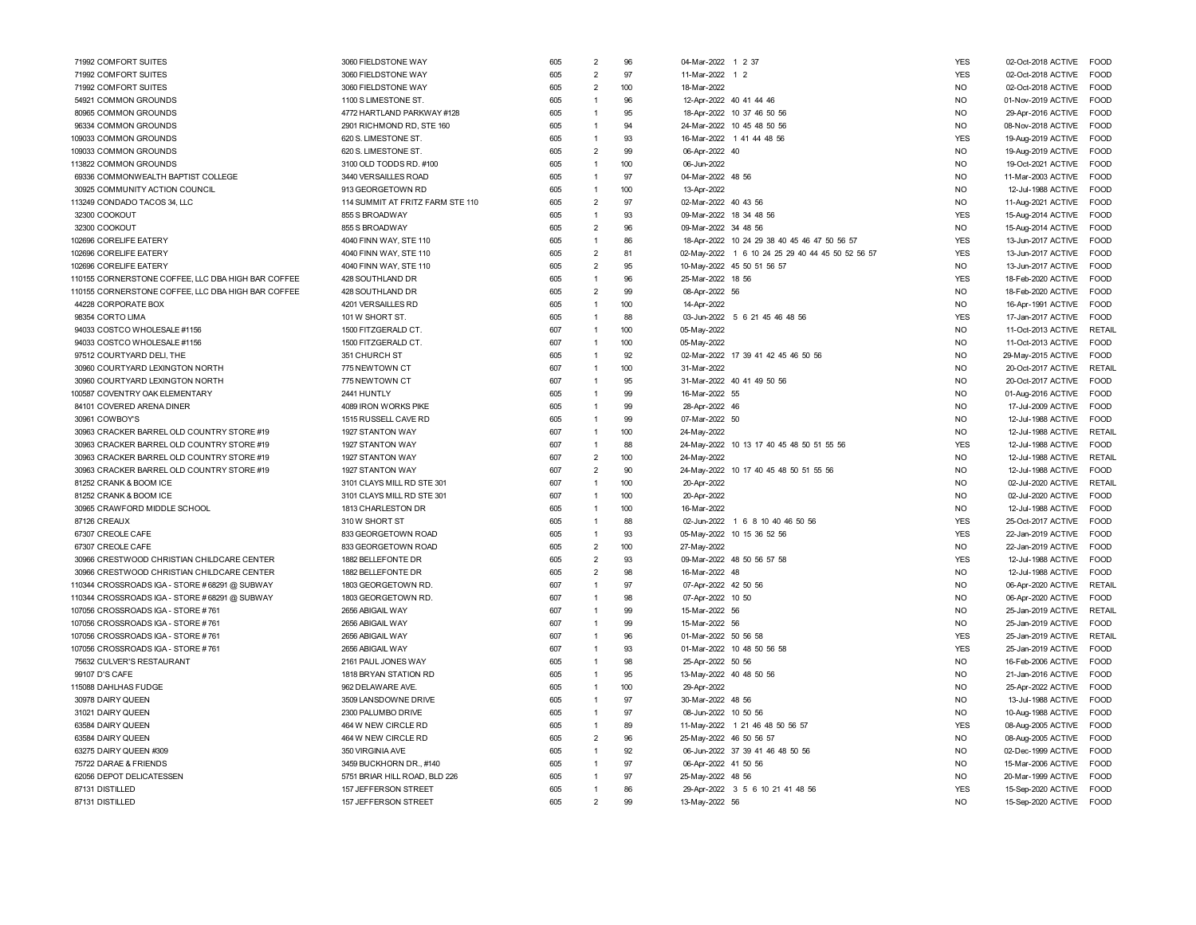| | | | | | | | | | | |
|---|---|---|---|---|---|---|---|---|---|---|
| 71992 | COMFORT SUITES | 3060 FIELDSTONE WAY | 605 | 2 | 96 | 04-Mar-2022 | 1 2 37 | YES | 02-Oct-2018 ACTIVE | FOOD |
| 71992 | COMFORT SUITES | 3060 FIELDSTONE WAY | 605 | 2 | 97 | 11-Mar-2022 | 1 2 | YES | 02-Oct-2018 ACTIVE | FOOD |
| 71992 | COMFORT SUITES | 3060 FIELDSTONE WAY | 605 | 2 | 100 | 18-Mar-2022 | | NO | 02-Oct-2018 ACTIVE | FOOD |
| 54921 | COMMON GROUNDS | 1100 S LIMESTONE ST. | 605 | 1 | 96 | 12-Apr-2022 | 40 41 44 46 | NO | 01-Nov-2019 ACTIVE | FOOD |
| 80965 | COMMON GROUNDS | 4772 HARTLAND PARKWAY #128 | 605 | 1 | 95 | 18-Apr-2022 | 10 37 46 50 56 | NO | 29-Apr-2016 ACTIVE | FOOD |
| 96334 | COMMON GROUNDS | 2901 RICHMOND RD, STE 160 | 605 | 1 | 94 | 24-Mar-2022 | 10 45 48 50 56 | NO | 08-Nov-2018 ACTIVE | FOOD |
| 109033 | COMMON GROUNDS | 620 S. LIMESTONE ST. | 605 | 1 | 93 | 16-Mar-2022 | 1 41 44 48 56 | YES | 19-Aug-2019 ACTIVE | FOOD |
| 109033 | COMMON GROUNDS | 620 S. LIMESTONE ST. | 605 | 2 | 99 | 06-Apr-2022 | 40 | NO | 19-Aug-2019 ACTIVE | FOOD |
| 113822 | COMMON GROUNDS | 3100 OLD TODDS RD. #100 | 605 | 1 | 100 | 06-Jun-2022 | | NO | 19-Oct-2021 ACTIVE | FOOD |
| 69336 | COMMONWEALTH BAPTIST COLLEGE | 3440 VERSAILLES ROAD | 605 | 1 | 97 | 04-Mar-2022 | 48 56 | NO | 11-Mar-2003 ACTIVE | FOOD |
| 30925 | COMMUNITY ACTION COUNCIL | 913 GEORGETOWN RD | 605 | 1 | 100 | 13-Apr-2022 | | NO | 12-Jul-1988 ACTIVE | FOOD |
| 113249 | CONDADO TACOS 34, LLC | 114 SUMMIT AT FRITZ FARM STE 110 | 605 | 2 | 97 | 02-Mar-2022 | 40 43 56 | NO | 11-Aug-2021 ACTIVE | FOOD |
| 32300 | COOKOUT | 855 S BROADWAY | 605 | 1 | 93 | 09-Mar-2022 | 18 34 48 56 | YES | 15-Aug-2014 ACTIVE | FOOD |
| 32300 | COOKOUT | 855 S BROADWAY | 605 | 2 | 96 | 09-Mar-2022 | 34 48 56 | NO | 15-Aug-2014 ACTIVE | FOOD |
| 102696 | CORELIFE EATERY | 4040 FINN WAY, STE 110 | 605 | 1 | 86 | 18-Apr-2022 | 10 24 29 38 40 45 46 47 50 56 57 | YES | 13-Jun-2017 ACTIVE | FOOD |
| 102696 | CORELIFE EATERY | 4040 FINN WAY, STE 110 | 605 | 2 | 81 | 02-May-2022 | 1 6 10 24 25 29 40 44 45 50 52 56 57 | YES | 13-Jun-2017 ACTIVE | FOOD |
| 102696 | CORELIFE EATERY | 4040 FINN WAY, STE 110 | 605 | 2 | 95 | 10-May-2022 | 45 50 51 56 57 | NO | 13-Jun-2017 ACTIVE | FOOD |
| 110155 | CORNERSTONE COFFEE, LLC DBA HIGH BAR COFFEE | 428 SOUTHLAND DR | 605 | 1 | 96 | 25-Mar-2022 | 18 56 | YES | 18-Feb-2020 ACTIVE | FOOD |
| 110155 | CORNERSTONE COFFEE, LLC DBA HIGH BAR COFFEE | 428 SOUTHLAND DR | 605 | 2 | 99 | 08-Apr-2022 | 56 | NO | 18-Feb-2020 ACTIVE | FOOD |
| 44228 | CORPORATE BOX | 4201 VERSAILLES RD | 605 | 1 | 100 | 14-Apr-2022 | | NO | 16-Apr-1991 ACTIVE | FOOD |
| 98354 | CORTO LIMA | 101 W SHORT ST. | 605 | 1 | 88 | 03-Jun-2022 | 5 6 21 45 46 48 56 | YES | 17-Jan-2017 ACTIVE | FOOD |
| 94033 | COSTCO WHOLESALE #1156 | 1500 FITZGERALD CT. | 607 | 1 | 100 | 05-May-2022 | | NO | 11-Oct-2013 ACTIVE | RETAIL |
| 94033 | COSTCO WHOLESALE #1156 | 1500 FITZGERALD CT. | 607 | 1 | 100 | 05-May-2022 | | NO | 11-Oct-2013 ACTIVE | FOOD |
| 97512 | COURTYARD DELI, THE | 351 CHURCH ST | 605 | 1 | 92 | 02-Mar-2022 | 17 39 41 42 45 46 50 56 | NO | 29-May-2015 ACTIVE | FOOD |
| 30960 | COURTYARD LEXINGTON NORTH | 775 NEWTOWN CT | 607 | 1 | 100 | 31-Mar-2022 | | NO | 20-Oct-2017 ACTIVE | RETAIL |
| 30960 | COURTYARD LEXINGTON NORTH | 775 NEWTOWN CT | 607 | 1 | 95 | 31-Mar-2022 | 40 41 49 50 56 | NO | 20-Oct-2017 ACTIVE | FOOD |
| 100587 | COVENTRY OAK ELEMENTARY | 2441 HUNTLY | 605 | 1 | 99 | 16-Mar-2022 | 55 | NO | 01-Aug-2016 ACTIVE | FOOD |
| 84101 | COVERED ARENA DINER | 4089 IRON WORKS PIKE | 605 | 1 | 99 | 28-Apr-2022 | 46 | NO | 17-Jul-2009 ACTIVE | FOOD |
| 30961 | COWBOY'S | 1515 RUSSELL CAVE RD | 605 | 1 | 99 | 07-Mar-2022 | 50 | NO | 12-Jul-1988 ACTIVE | FOOD |
| 30963 | CRACKER BARREL OLD COUNTRY STORE #19 | 1927 STANTON WAY | 607 | 1 | 100 | 24-May-2022 | | NO | 12-Jul-1988 ACTIVE | RETAIL |
| 30963 | CRACKER BARREL OLD COUNTRY STORE #19 | 1927 STANTON WAY | 607 | 1 | 88 | 24-May-2022 | 10 13 17 40 45 48 50 51 55 56 | YES | 12-Jul-1988 ACTIVE | FOOD |
| 30963 | CRACKER BARREL OLD COUNTRY STORE #19 | 1927 STANTON WAY | 607 | 2 | 100 | 24-May-2022 | | NO | 12-Jul-1988 ACTIVE | RETAIL |
| 30963 | CRACKER BARREL OLD COUNTRY STORE #19 | 1927 STANTON WAY | 607 | 2 | 90 | 24-May-2022 | 10 17 40 45 48 50 51 55 56 | NO | 12-Jul-1988 ACTIVE | FOOD |
| 81252 | CRANK & BOOM ICE | 3101 CLAYS MILL RD STE 301 | 607 | 1 | 100 | 20-Apr-2022 | | NO | 02-Jul-2020 ACTIVE | RETAIL |
| 81252 | CRANK & BOOM ICE | 3101 CLAYS MILL RD STE 301 | 607 | 1 | 100 | 20-Apr-2022 | | NO | 02-Jul-2020 ACTIVE | FOOD |
| 30965 | CRAWFORD MIDDLE SCHOOL | 1813 CHARLESTON DR | 605 | 1 | 100 | 16-Mar-2022 | | NO | 12-Jul-1988 ACTIVE | FOOD |
| 87126 | CREAUX | 310 W SHORT ST | 605 | 1 | 88 | 02-Jun-2022 | 1 6 8 10 40 46 50 56 | YES | 25-Oct-2017 ACTIVE | FOOD |
| 67307 | CREOLE CAFE | 833 GEORGETOWN ROAD | 605 | 1 | 93 | 05-May-2022 | 10 15 36 52 56 | YES | 22-Jan-2019 ACTIVE | FOOD |
| 67307 | CREOLE CAFE | 833 GEORGETOWN ROAD | 605 | 2 | 100 | 27-May-2022 | | NO | 22-Jan-2019 ACTIVE | FOOD |
| 30966 | CRESTWOOD CHRISTIAN CHILDCARE CENTER | 1882 BELLEFONTE DR | 605 | 2 | 93 | 09-Mar-2022 | 48 50 56 57 58 | YES | 12-Jul-1988 ACTIVE | FOOD |
| 30966 | CRESTWOOD CHRISTIAN CHILDCARE CENTER | 1882 BELLEFONTE DR | 605 | 2 | 98 | 16-Mar-2022 | 48 | NO | 12-Jul-1988 ACTIVE | FOOD |
| 110344 | CROSSROADS IGA - STORE # 68291 @ SUBWAY | 1803 GEORGETOWN RD. | 607 | 1 | 97 | 07-Apr-2022 | 42 50 56 | NO | 06-Apr-2020 ACTIVE | RETAIL |
| 110344 | CROSSROADS IGA - STORE # 68291 @ SUBWAY | 1803 GEORGETOWN RD. | 607 | 1 | 98 | 07-Apr-2022 | 10 50 | NO | 06-Apr-2020 ACTIVE | FOOD |
| 107056 | CROSSROADS IGA - STORE # 761 | 2656 ABIGAIL WAY | 607 | 1 | 99 | 15-Mar-2022 | 56 | NO | 25-Jan-2019 ACTIVE | RETAIL |
| 107056 | CROSSROADS IGA - STORE # 761 | 2656 ABIGAIL WAY | 607 | 1 | 99 | 15-Mar-2022 | 56 | NO | 25-Jan-2019 ACTIVE | FOOD |
| 107056 | CROSSROADS IGA - STORE # 761 | 2656 ABIGAIL WAY | 607 | 1 | 96 | 01-Mar-2022 | 50 56 58 | YES | 25-Jan-2019 ACTIVE | RETAIL |
| 107056 | CROSSROADS IGA - STORE # 761 | 2656 ABIGAIL WAY | 607 | 1 | 93 | 01-Mar-2022 | 10 48 50 56 58 | YES | 25-Jan-2019 ACTIVE | FOOD |
| 75632 | CULVER'S RESTAURANT | 2161 PAUL JONES WAY | 605 | 1 | 98 | 25-Apr-2022 | 50 56 | NO | 16-Feb-2006 ACTIVE | FOOD |
| 99107 | D'S CAFE | 1818 BRYAN STATION RD | 605 | 1 | 95 | 13-May-2022 | 40 48 50 56 | NO | 21-Jan-2016 ACTIVE | FOOD |
| 115088 | DAHLHAS FUDGE | 962 DELAWARE AVE. | 605 | 1 | 100 | 29-Apr-2022 | | NO | 25-Apr-2022 ACTIVE | FOOD |
| 30978 | DAIRY QUEEN | 3509 LANSDOWNE DRIVE | 605 | 1 | 97 | 30-Mar-2022 | 48 56 | NO | 13-Jul-1988 ACTIVE | FOOD |
| 31021 | DAIRY QUEEN | 2300 PALUMBO DRIVE | 605 | 1 | 97 | 08-Jun-2022 | 10 50 56 | NO | 10-Aug-1988 ACTIVE | FOOD |
| 63584 | DAIRY QUEEN | 464 W NEW CIRCLE RD | 605 | 1 | 89 | 11-May-2022 | 1 21 46 48 50 56 57 | YES | 08-Aug-2005 ACTIVE | FOOD |
| 63584 | DAIRY QUEEN | 464 W NEW CIRCLE RD | 605 | 2 | 96 | 25-May-2022 | 46 50 56 57 | NO | 08-Aug-2005 ACTIVE | FOOD |
| 63275 | DAIRY QUEEN #309 | 350 VIRGINIA AVE | 605 | 1 | 92 | 06-Jun-2022 | 37 39 41 46 48 50 56 | NO | 02-Dec-1999 ACTIVE | FOOD |
| 75722 | DARAE & FRIENDS | 3459 BUCKHORN DR., #140 | 605 | 1 | 97 | 06-Apr-2022 | 41 50 56 | NO | 15-Mar-2006 ACTIVE | FOOD |
| 62056 | DEPOT DELICATESSEN | 5751 BRIAR HILL ROAD, BLD 226 | 605 | 1 | 97 | 25-May-2022 | 48 56 | NO | 20-Mar-1999 ACTIVE | FOOD |
| 87131 | DISTILLED | 157 JEFFERSON STREET | 605 | 1 | 86 | 29-Apr-2022 | 3 5 6 10 21 41 48 56 | YES | 15-Sep-2020 ACTIVE | FOOD |
| 87131 | DISTILLED | 157 JEFFERSON STREET | 605 | 2 | 99 | 13-May-2022 | 56 | NO | 15-Sep-2020 ACTIVE | FOOD |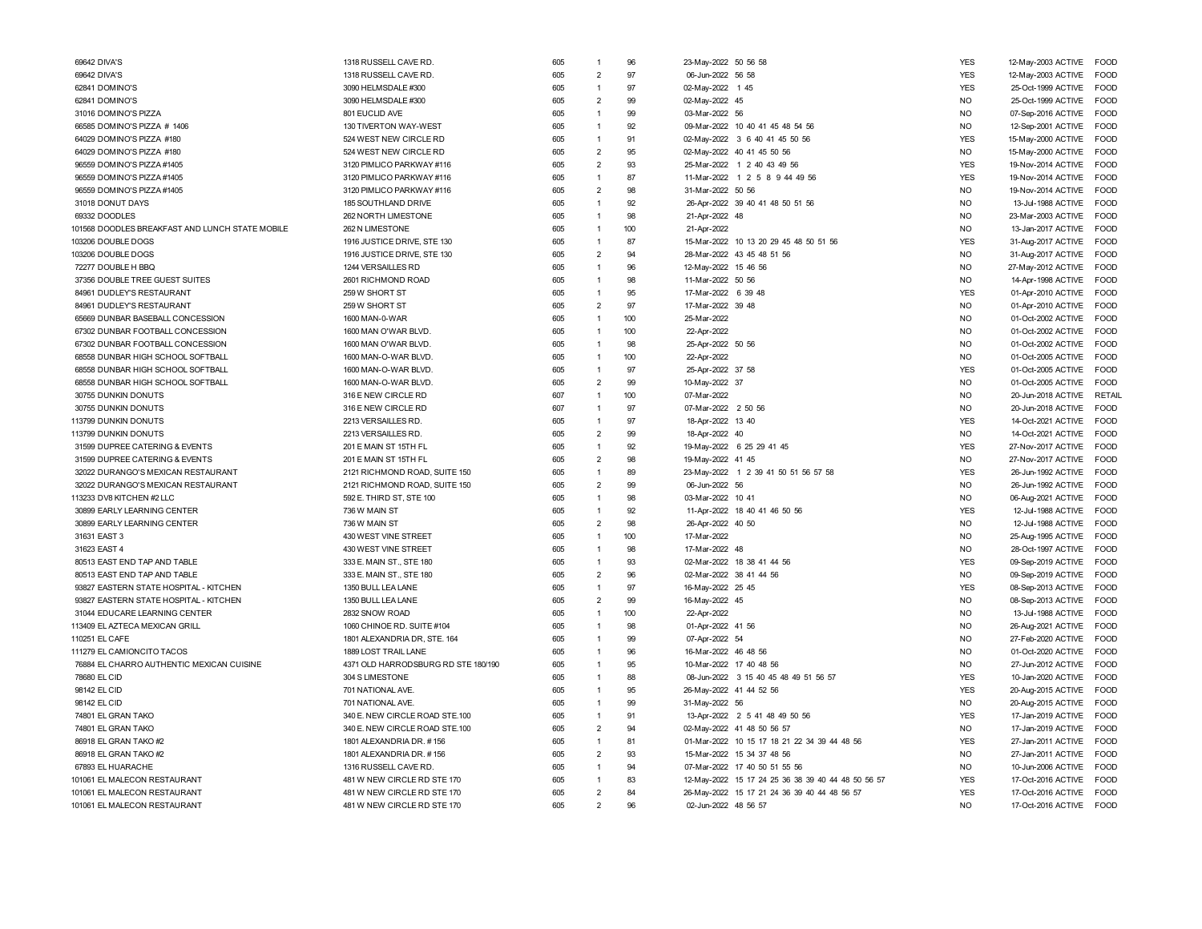| | | | | | | | | | | |
|---|---|---|---|---|---|---|---|---|---|---|
| 69642 DIVA'S | 1318 RUSSELL CAVE RD. | 605 | 1 | 96 | 23-May-2022 50 56 58 | YES | 12-May-2003 ACTIVE | FOOD |
| 69642 DIVA'S | 1318 RUSSELL CAVE RD. | 605 | 2 | 97 | 06-Jun-2022 56 58 | YES | 12-May-2003 ACTIVE | FOOD |
| 62841 DOMINO'S | 3090 HELMSDALE #300 | 605 | 1 | 97 | 02-May-2022 1 45 | YES | 25-Oct-1999 ACTIVE | FOOD |
| 62841 DOMINO'S | 3090 HELMSDALE #300 | 605 | 2 | 99 | 02-May-2022 45 | NO | 25-Oct-1999 ACTIVE | FOOD |
| 31016 DOMINO'S PIZZA | 801 EUCLID AVE | 605 | 1 | 99 | 03-Mar-2022 56 | NO | 07-Sep-2016 ACTIVE | FOOD |
| 66585 DOMINO'S PIZZA # 1406 | 130 TIVERTON WAY-WEST | 605 | 1 | 92 | 09-Mar-2022 10 40 41 45 48 54 56 | NO | 12-Sep-2001 ACTIVE | FOOD |
| 64029 DOMINO'S PIZZA #180 | 524 WEST NEW CIRCLE RD | 605 | 1 | 91 | 02-May-2022 3 6 40 41 45 50 56 | YES | 15-May-2000 ACTIVE | FOOD |
| 64029 DOMINO'S PIZZA #180 | 524 WEST NEW CIRCLE RD | 605 | 2 | 95 | 02-May-2022 40 41 45 50 56 | NO | 15-May-2000 ACTIVE | FOOD |
| 96559 DOMINO'S PIZZA #1405 | 3120 PIMLICO PARKWAY #116 | 605 | 2 | 93 | 25-Mar-2022 1 2 40 43 49 56 | YES | 19-Nov-2014 ACTIVE | FOOD |
| 96559 DOMINO'S PIZZA #1405 | 3120 PIMLICO PARKWAY #116 | 605 | 1 | 87 | 11-Mar-2022 1 2 5 8 9 44 49 56 | YES | 19-Nov-2014 ACTIVE | FOOD |
| 96559 DOMINO'S PIZZA #1405 | 3120 PIMLICO PARKWAY #116 | 605 | 2 | 98 | 31-Mar-2022 50 56 | NO | 19-Nov-2014 ACTIVE | FOOD |
| 31018 DONUT DAYS | 185 SOUTHLAND DRIVE | 605 | 1 | 92 | 26-Apr-2022 39 40 41 48 50 51 56 | NO | 13-Jul-1988 ACTIVE | FOOD |
| 69332 DOODLES | 262 NORTH LIMESTONE | 605 | 1 | 98 | 21-Apr-2022 48 | NO | 23-Mar-2003 ACTIVE | FOOD |
| 101568 DOODLES BREAKFAST AND LUNCH STATE MOBILE | 262 N LIMESTONE | 605 | 1 | 100 | 21-Apr-2022 | NO | 13-Jan-2017 ACTIVE | FOOD |
| 103206 DOUBLE DOGS | 1916 JUSTICE DRIVE, STE 130 | 605 | 1 | 87 | 15-Mar-2022 10 13 20 29 45 48 50 51 56 | YES | 31-Aug-2017 ACTIVE | FOOD |
| 103206 DOUBLE DOGS | 1916 JUSTICE DRIVE, STE 130 | 605 | 2 | 94 | 28-Mar-2022 43 45 48 51 56 | NO | 31-Aug-2017 ACTIVE | FOOD |
| 72277 DOUBLE H BBQ | 1244 VERSAILLES RD | 605 | 1 | 96 | 12-May-2022 15 46 56 | NO | 27-May-2012 ACTIVE | FOOD |
| 37356 DOUBLE TREE GUEST SUITES | 2601 RICHMOND ROAD | 605 | 1 | 98 | 11-Mar-2022 50 56 | NO | 14-Apr-1998 ACTIVE | FOOD |
| 84961 DUDLEY'S RESTAURANT | 259 W SHORT ST | 605 | 1 | 95 | 17-Mar-2022 6 39 48 | YES | 01-Apr-2010 ACTIVE | FOOD |
| 84961 DUDLEY'S RESTAURANT | 259 W SHORT ST | 605 | 2 | 97 | 17-Mar-2022 39 48 | NO | 01-Apr-2010 ACTIVE | FOOD |
| 65669 DUNBAR BASEBALL CONCESSION | 1600 MAN-0-WAR | 605 | 1 | 100 | 25-Mar-2022 | NO | 01-Oct-2002 ACTIVE | FOOD |
| 67302 DUNBAR FOOTBALL CONCESSION | 1600 MAN O'WAR BLVD. | 605 | 1 | 100 | 22-Apr-2022 | NO | 01-Oct-2002 ACTIVE | FOOD |
| 67302 DUNBAR FOOTBALL CONCESSION | 1600 MAN O'WAR BLVD. | 605 | 1 | 98 | 25-Apr-2022 50 56 | NO | 01-Oct-2002 ACTIVE | FOOD |
| 68558 DUNBAR HIGH SCHOOL SOFTBALL | 1600 MAN-O-WAR BLVD. | 605 | 1 | 100 | 22-Apr-2022 | NO | 01-Oct-2005 ACTIVE | FOOD |
| 68558 DUNBAR HIGH SCHOOL SOFTBALL | 1600 MAN-O-WAR BLVD. | 605 | 1 | 97 | 25-Apr-2022 37 58 | YES | 01-Oct-2005 ACTIVE | FOOD |
| 68558 DUNBAR HIGH SCHOOL SOFTBALL | 1600 MAN-O-WAR BLVD. | 605 | 2 | 99 | 10-May-2022 37 | NO | 01-Oct-2005 ACTIVE | FOOD |
| 30755 DUNKIN DONUTS | 316 E NEW CIRCLE RD | 607 | 1 | 100 | 07-Mar-2022 | NO | 20-Jun-2018 ACTIVE | RETAIL |
| 30755 DUNKIN DONUTS | 316 E NEW CIRCLE RD | 605 | 1 | 97 | 07-Mar-2022 2 50 56 | NO | 20-Jun-2018 ACTIVE | FOOD |
| 113799 DUNKIN DONUTS | 2213 VERSAILLES RD. | 605 | 1 | 97 | 18-Apr-2022 13 40 | YES | 14-Oct-2021 ACTIVE | FOOD |
| 113799 DUNKIN DONUTS | 2213 VERSAILLES RD. | 605 | 2 | 99 | 18-Apr-2022 40 | NO | 14-Oct-2021 ACTIVE | FOOD |
| 31599 DUPREE CATERING & EVENTS | 201 E MAIN ST 15TH FL | 605 | 1 | 92 | 19-May-2022 6 25 29 41 45 | YES | 27-Nov-2017 ACTIVE | FOOD |
| 31599 DUPREE CATERING & EVENTS | 201 E MAIN ST 15TH FL | 605 | 2 | 98 | 19-May-2022 41 45 | NO | 27-Nov-2017 ACTIVE | FOOD |
| 32022 DURANGO'S MEXICAN RESTAURANT | 2121 RICHMOND ROAD, SUITE 150 | 605 | 1 | 89 | 23-May-2022 1 2 39 41 50 51 56 57 58 | YES | 26-Jun-1992 ACTIVE | FOOD |
| 32022 DURANGO'S MEXICAN RESTAURANT | 2121 RICHMOND ROAD, SUITE 150 | 605 | 2 | 99 | 06-Jun-2022 56 | NO | 26-Jun-1992 ACTIVE | FOOD |
| 113233 DV8 KITCHEN #2 LLC | 592 E. THIRD ST, STE 100 | 605 | 1 | 98 | 03-Mar-2022 10 41 | NO | 06-Aug-2021 ACTIVE | FOOD |
| 30899 EARLY LEARNING CENTER | 736 W MAIN ST | 605 | 1 | 92 | 11-Apr-2022 18 40 41 46 50 56 | YES | 12-Jul-1988 ACTIVE | FOOD |
| 30899 EARLY LEARNING CENTER | 736 W MAIN ST | 605 | 2 | 98 | 26-Apr-2022 40 50 | NO | 12-Jul-1988 ACTIVE | FOOD |
| 31631 EAST 3 | 430 WEST VINE STREET | 605 | 1 | 100 | 17-Mar-2022 | NO | 25-Aug-1995 ACTIVE | FOOD |
| 31623 EAST 4 | 430 WEST VINE STREET | 605 | 1 | 98 | 17-Mar-2022 48 | NO | 28-Oct-1997 ACTIVE | FOOD |
| 80513 EAST END TAP AND TABLE | 333 E. MAIN ST., STE 180 | 605 | 1 | 93 | 02-Mar-2022 18 38 41 44 56 | YES | 09-Sep-2019 ACTIVE | FOOD |
| 80513 EAST END TAP AND TABLE | 333 E. MAIN ST., STE 180 | 605 | 2 | 96 | 02-Mar-2022 38 41 44 56 | NO | 09-Sep-2019 ACTIVE | FOOD |
| 93827 EASTERN STATE HOSPITAL - KITCHEN | 1350 BULL LEA LANE | 605 | 1 | 97 | 16-May-2022 25 45 | YES | 08-Sep-2013 ACTIVE | FOOD |
| 93827 EASTERN STATE HOSPITAL - KITCHEN | 1350 BULL LEA LANE | 605 | 2 | 99 | 16-May-2022 45 | NO | 08-Sep-2013 ACTIVE | FOOD |
| 31044 EDUCARE LEARNING CENTER | 2832 SNOW ROAD | 605 | 1 | 100 | 22-Apr-2022 | NO | 13-Jul-1988 ACTIVE | FOOD |
| 113409 EL AZTECA MEXICAN GRILL | 1060 CHINOE RD. SUITE #104 | 605 | 1 | 98 | 01-Apr-2022 41 56 | NO | 26-Aug-2021 ACTIVE | FOOD |
| 110251 EL CAFE | 1801 ALEXANDRIA DR, STE. 164 | 605 | 1 | 99 | 07-Apr-2022 54 | NO | 27-Feb-2020 ACTIVE | FOOD |
| 111279 EL CAMIONCITO TACOS | 1889 LOST TRAIL LANE | 605 | 1 | 96 | 16-Mar-2022 46 48 56 | NO | 01-Oct-2020 ACTIVE | FOOD |
| 76884 EL CHARRO AUTHENTIC MEXICAN CUISINE | 4371 OLD HARRODSBURG RD STE 180/190 | 605 | 1 | 95 | 10-Mar-2022 17 40 48 56 | NO | 27-Jun-2012 ACTIVE | FOOD |
| 78680 EL CID | 304 S LIMESTONE | 605 | 1 | 88 | 08-Jun-2022 3 15 40 45 48 49 51 56 57 | YES | 10-Jan-2020 ACTIVE | FOOD |
| 98142 EL CID | 701 NATIONAL AVE. | 605 | 1 | 95 | 26-May-2022 41 44 52 56 | YES | 20-Aug-2015 ACTIVE | FOOD |
| 98142 EL CID | 701 NATIONAL AVE. | 605 | 1 | 99 | 31-May-2022 56 | NO | 20-Aug-2015 ACTIVE | FOOD |
| 74801 EL GRAN TAKO | 340 E. NEW CIRCLE ROAD STE.100 | 605 | 1 | 91 | 13-Apr-2022 2 5 41 48 49 50 56 | YES | 17-Jan-2019 ACTIVE | FOOD |
| 74801 EL GRAN TAKO | 340 E. NEW CIRCLE ROAD STE.100 | 605 | 2 | 94 | 02-May-2022 41 48 50 56 57 | NO | 17-Jan-2019 ACTIVE | FOOD |
| 86918 EL GRAN TAKO #2 | 1801 ALEXANDRIA DR. # 156 | 605 | 1 | 81 | 01-Mar-2022 10 15 17 18 21 22 34 39 44 48 56 | YES | 27-Jan-2011 ACTIVE | FOOD |
| 86918 EL GRAN TAKO #2 | 1801 ALEXANDRIA DR. # 156 | 605 | 2 | 93 | 15-Mar-2022 15 34 37 48 56 | NO | 27-Jan-2011 ACTIVE | FOOD |
| 67893 EL HUARACHE | 1316 RUSSELL CAVE RD. | 605 | 1 | 94 | 07-Mar-2022 17 40 50 51 55 56 | NO | 10-Jun-2006 ACTIVE | FOOD |
| 101061 EL MALECON RESTAURANT | 481 W NEW CIRCLE RD STE 170 | 605 | 1 | 83 | 12-May-2022 15 17 24 25 36 38 39 40 44 48 50 56 57 | YES | 17-Oct-2016 ACTIVE | FOOD |
| 101061 EL MALECON RESTAURANT | 481 W NEW CIRCLE RD STE 170 | 605 | 2 | 84 | 26-May-2022 15 17 21 24 36 39 40 44 48 56 57 | YES | 17-Oct-2016 ACTIVE | FOOD |
| 101061 EL MALECON RESTAURANT | 481 W NEW CIRCLE RD STE 170 | 605 | 2 | 96 | 02-Jun-2022 48 56 57 | NO | 17-Oct-2016 ACTIVE | FOOD |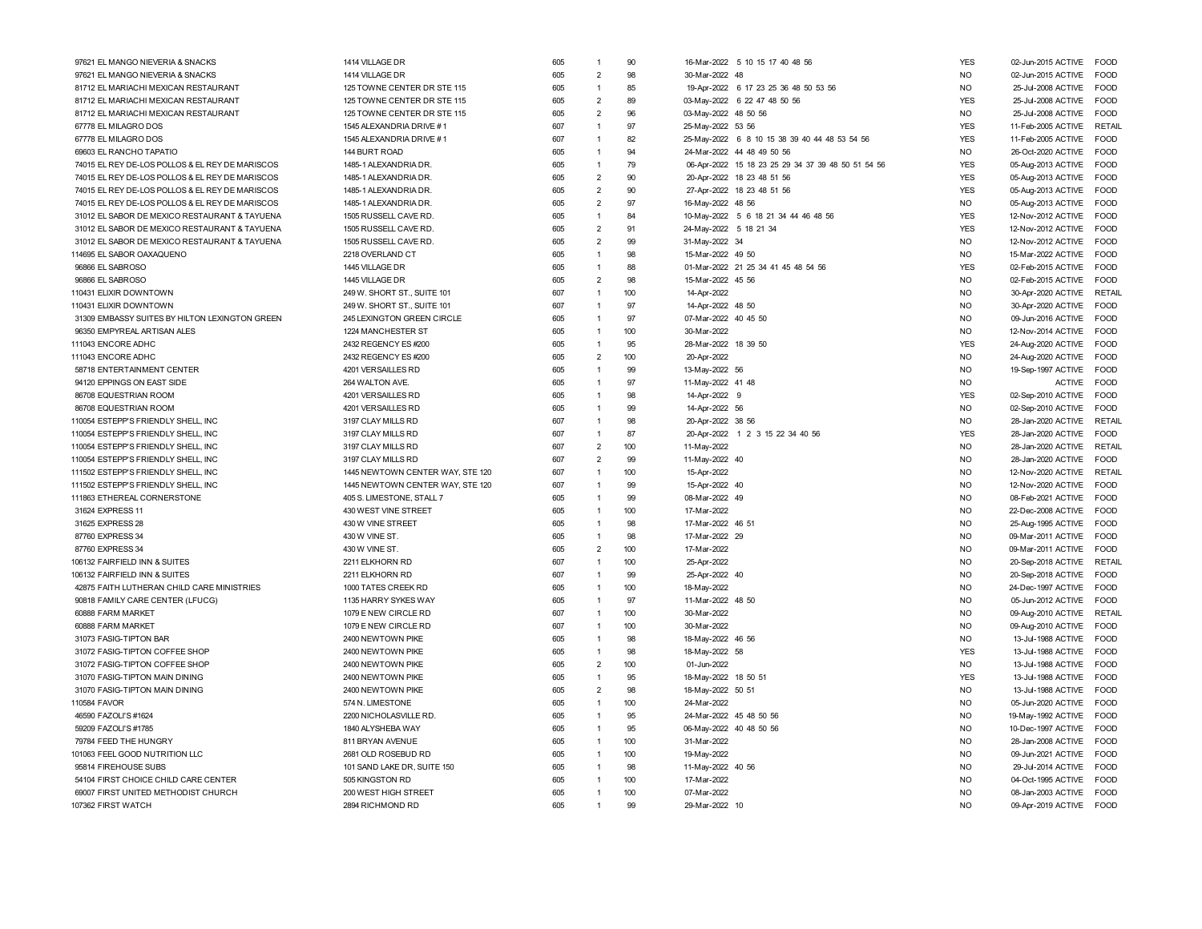| | | | | | | | | | | |
|---|---|---|---|---|---|---|---|---|---|---|
| 97621 EL MANGO NIEVERIA & SNACKS | 1414 VILLAGE DR | 605 | 1 | 90 | 16-Mar-2022 5 10 15 17 40 48 56 | YES | 02-Jun-2015 | ACTIVE | FOOD |
| 97621 EL MANGO NIEVERIA & SNACKS | 1414 VILLAGE DR | 605 | 2 | 98 | 30-Mar-2022 48 | NO | 02-Jun-2015 | ACTIVE | FOOD |
| 81712 EL MARIACHI MEXICAN RESTAURANT | 125 TOWNE CENTER DR STE 115 | 605 | 1 | 85 | 19-Apr-2022 6 17 23 25 36 48 50 53 56 | NO | 25-Jul-2008 | ACTIVE | FOOD |
| 81712 EL MARIACHI MEXICAN RESTAURANT | 125 TOWNE CENTER DR STE 115 | 605 | 2 | 89 | 03-May-2022 6 22 47 48 50 56 | YES | 25-Jul-2008 | ACTIVE | FOOD |
| 81712 EL MARIACHI MEXICAN RESTAURANT | 125 TOWNE CENTER DR STE 115 | 605 | 2 | 96 | 03-May-2022 48 50 56 | NO | 25-Jul-2008 | ACTIVE | FOOD |
| 67778 EL MILAGRO DOS | 1545 ALEXANDRIA DRIVE # 1 | 607 | 1 | 97 | 25-May-2022 53 56 | YES | 11-Feb-2005 | ACTIVE | RETAIL |
| 67778 EL MILAGRO DOS | 1545 ALEXANDRIA DRIVE # 1 | 607 | 1 | 82 | 25-May-2022 6 8 10 15 38 39 40 44 48 53 54 56 | YES | 11-Feb-2005 | ACTIVE | FOOD |
| 69603 EL RANCHO TAPATIO | 144 BURT ROAD | 605 | 1 | 94 | 24-Mar-2022 44 48 49 50 56 | NO | 26-Oct-2020 | ACTIVE | FOOD |
| 74015 EL REY DE-LOS POLLOS & EL REY DE MARISCOS | 1485-1 ALEXANDRIA DR. | 605 | 1 | 79 | 06-Apr-2022 15 18 23 25 29 34 37 39 48 50 51 54 56 | YES | 05-Aug-2013 | ACTIVE | FOOD |
| 74015 EL REY DE-LOS POLLOS & EL REY DE MARISCOS | 1485-1 ALEXANDRIA DR. | 605 | 2 | 90 | 20-Apr-2022 18 23 48 51 56 | YES | 05-Aug-2013 | ACTIVE | FOOD |
| 74015 EL REY DE-LOS POLLOS & EL REY DE MARISCOS | 1485-1 ALEXANDRIA DR. | 605 | 2 | 90 | 27-Apr-2022 18 23 48 51 56 | YES | 05-Aug-2013 | ACTIVE | FOOD |
| 74015 EL REY DE-LOS POLLOS & EL REY DE MARISCOS | 1485-1 ALEXANDRIA DR. | 605 | 2 | 97 | 16-May-2022 48 56 | NO | 05-Aug-2013 | ACTIVE | FOOD |
| 31012 EL SABOR DE MEXICO RESTAURANT & TAYUENA | 1505 RUSSELL CAVE RD. | 605 | 1 | 84 | 10-May-2022 5 6 18 21 34 44 46 48 56 | YES | 12-Nov-2012 | ACTIVE | FOOD |
| 31012 EL SABOR DE MEXICO RESTAURANT & TAYUENA | 1505 RUSSELL CAVE RD. | 605 | 2 | 91 | 24-May-2022 5 18 21 34 | YES | 12-Nov-2012 | ACTIVE | FOOD |
| 31012 EL SABOR DE MEXICO RESTAURANT & TAYUENA | 1505 RUSSELL CAVE RD. | 605 | 2 | 99 | 31-May-2022 34 | NO | 12-Nov-2012 | ACTIVE | FOOD |
| 114695 EL SABOR OAXAQUENO | 2218 OVERLAND CT | 605 | 1 | 98 | 15-Mar-2022 49 50 | NO | 15-Mar-2022 | ACTIVE | FOOD |
| 96866 EL SABROSO | 1445 VILLAGE DR | 605 | 1 | 88 | 01-Mar-2022 21 25 34 41 45 48 54 56 | YES | 02-Feb-2015 | ACTIVE | FOOD |
| 96866 EL SABROSO | 1445 VILLAGE DR | 605 | 2 | 98 | 15-Mar-2022 45 56 | NO | 02-Feb-2015 | ACTIVE | FOOD |
| 110431 ELIXIR DOWNTOWN | 249 W. SHORT ST., SUITE 101 | 607 | 1 | 100 | 14-Apr-2022 | NO | 30-Apr-2020 | ACTIVE | RETAIL |
| 110431 ELIXIR DOWNTOWN | 249 W. SHORT ST., SUITE 101 | 607 | 1 | 97 | 14-Apr-2022 48 50 | NO | 30-Apr-2020 | ACTIVE | FOOD |
| 31309 EMBASSY SUITES BY HILTON LEXINGTON GREEN | 245 LEXINGTON GREEN CIRCLE | 605 | 1 | 97 | 07-Mar-2022 40 45 50 | NO | 09-Jun-2016 | ACTIVE | FOOD |
| 96350 EMPYREAL ARTISAN ALES | 1224 MANCHESTER ST | 605 | 1 | 100 | 30-Mar-2022 | NO | 12-Nov-2014 | ACTIVE | FOOD |
| 111043 ENCORE ADHC | 2432 REGENCY ES #200 | 605 | 1 | 95 | 28-Mar-2022 18 39 50 | YES | 24-Aug-2020 | ACTIVE | FOOD |
| 111043 ENCORE ADHC | 2432 REGENCY ES #200 | 605 | 2 | 100 | 20-Apr-2022 | NO | 24-Aug-2020 | ACTIVE | FOOD |
| 58718 ENTERTAINMENT CENTER | 4201 VERSAILLES RD | 605 | 1 | 99 | 13-May-2022 56 | NO | 19-Sep-1997 | ACTIVE | FOOD |
| 94120 EPPINGS ON EAST SIDE | 264 WALTON AVE. | 605 | 1 | 97 | 11-May-2022 41 48 | NO | | ACTIVE | FOOD |
| 86708 EQUESTRIAN ROOM | 4201 VERSAILLES RD | 605 | 1 | 98 | 14-Apr-2022 9 | YES | 02-Sep-2010 | ACTIVE | FOOD |
| 86708 EQUESTRIAN ROOM | 4201 VERSAILLES RD | 605 | 1 | 99 | 14-Apr-2022 56 | NO | 02-Sep-2010 | ACTIVE | FOOD |
| 110054 ESTEPP'S FRIENDLY SHELL, INC | 3197 CLAY MILLS RD | 607 | 1 | 98 | 20-Apr-2022 38 56 | NO | 28-Jan-2020 | ACTIVE | RETAIL |
| 110054 ESTEPP'S FRIENDLY SHELL, INC | 3197 CLAY MILLS RD | 607 | 1 | 87 | 20-Apr-2022 1 2 3 15 22 34 40 56 | YES | 28-Jan-2020 | ACTIVE | FOOD |
| 110054 ESTEPP'S FRIENDLY SHELL, INC | 3197 CLAY MILLS RD | 607 | 2 | 100 | 11-May-2022 | NO | 28-Jan-2020 | ACTIVE | RETAIL |
| 110054 ESTEPP'S FRIENDLY SHELL, INC | 3197 CLAY MILLS RD | 607 | 2 | 99 | 11-May-2022 40 | NO | 28-Jan-2020 | ACTIVE | FOOD |
| 111502 ESTEPP'S FRIENDLY SHELL, INC | 1445 NEWTOWN CENTER WAY, STE 120 | 607 | 1 | 100 | 15-Apr-2022 | NO | 12-Nov-2020 | ACTIVE | RETAIL |
| 111502 ESTEPP'S FRIENDLY SHELL, INC | 1445 NEWTOWN CENTER WAY, STE 120 | 607 | 1 | 99 | 15-Apr-2022 40 | NO | 12-Nov-2020 | ACTIVE | FOOD |
| 111863 ETHEREAL CORNERSTONE | 405 S. LIMESTONE, STALL 7 | 605 | 1 | 99 | 08-Mar-2022 49 | NO | 08-Feb-2021 | ACTIVE | FOOD |
| 31624 EXPRESS 11 | 430 WEST VINE STREET | 605 | 1 | 100 | 17-Mar-2022 | NO | 22-Dec-2008 | ACTIVE | FOOD |
| 31625 EXPRESS 28 | 430 W VINE STREET | 605 | 1 | 98 | 17-Mar-2022 46 51 | NO | 25-Aug-1995 | ACTIVE | FOOD |
| 87760 EXPRESS 34 | 430 W VINE ST. | 605 | 1 | 98 | 17-Mar-2022 29 | NO | 09-Mar-2011 | ACTIVE | FOOD |
| 87760 EXPRESS 34 | 430 W VINE ST. | 605 | 2 | 100 | 17-Mar-2022 | NO | 09-Mar-2011 | ACTIVE | FOOD |
| 106132 FAIRFIELD INN & SUITES | 2211 ELKHORN RD | 607 | 1 | 100 | 25-Apr-2022 | NO | 20-Sep-2018 | ACTIVE | RETAIL |
| 106132 FAIRFIELD INN & SUITES | 2211 ELKHORN RD | 607 | 1 | 99 | 25-Apr-2022 40 | NO | 20-Sep-2018 | ACTIVE | FOOD |
| 42875 FAITH LUTHERAN CHILD CARE MINISTRIES | 1000 TATES CREEK RD | 605 | 1 | 100 | 18-May-2022 | NO | 24-Dec-1997 | ACTIVE | FOOD |
| 90818 FAMILY CARE CENTER (LFUCG) | 1135 HARRY SYKES WAY | 605 | 1 | 97 | 11-Mar-2022 48 50 | NO | 05-Jun-2012 | ACTIVE | FOOD |
| 60888 FARM MARKET | 1079 E NEW CIRCLE RD | 607 | 1 | 100 | 30-Mar-2022 | NO | 09-Aug-2010 | ACTIVE | RETAIL |
| 60888 FARM MARKET | 1079 E NEW CIRCLE RD | 607 | 1 | 100 | 30-Mar-2022 | NO | 09-Aug-2010 | ACTIVE | FOOD |
| 31073 FASIG-TIPTON BAR | 2400 NEWTOWN PIKE | 605 | 1 | 98 | 18-May-2022 46 56 | NO | 13-Jul-1988 | ACTIVE | FOOD |
| 31072 FASIG-TIPTON COFFEE SHOP | 2400 NEWTOWN PIKE | 605 | 1 | 98 | 18-May-2022 58 | YES | 13-Jul-1988 | ACTIVE | FOOD |
| 31072 FASIG-TIPTON COFFEE SHOP | 2400 NEWTOWN PIKE | 605 | 2 | 100 | 01-Jun-2022 | NO | 13-Jul-1988 | ACTIVE | FOOD |
| 31070 FASIG-TIPTON MAIN DINING | 2400 NEWTOWN PIKE | 605 | 1 | 95 | 18-May-2022 18 50 51 | YES | 13-Jul-1988 | ACTIVE | FOOD |
| 31070 FASIG-TIPTON MAIN DINING | 2400 NEWTOWN PIKE | 605 | 2 | 98 | 18-May-2022 50 51 | NO | 13-Jul-1988 | ACTIVE | FOOD |
| 110584 FAVOR | 574 N. LIMESTONE | 605 | 1 | 100 | 24-Mar-2022 | NO | 05-Jun-2020 | ACTIVE | FOOD |
| 46590 FAZOLI'S #1624 | 2200 NICHOLASVILLE RD. | 605 | 1 | 95 | 24-Mar-2022 45 48 50 56 | NO | 19-May-1992 | ACTIVE | FOOD |
| 59209 FAZOLI'S #1785 | 1840 ALYSHEBA WAY | 605 | 1 | 95 | 06-May-2022 40 48 50 56 | NO | 10-Dec-1997 | ACTIVE | FOOD |
| 79784 FEED THE HUNGRY | 811 BRYAN AVENUE | 605 | 1 | 100 | 31-Mar-2022 | NO | 28-Jan-2008 | ACTIVE | FOOD |
| 101063 FEEL GOOD NUTRITION LLC | 2681 OLD ROSEBUD RD | 605 | 1 | 100 | 19-May-2022 | NO | 09-Jun-2021 | ACTIVE | FOOD |
| 95814 FIREHOUSE SUBS | 101 SAND LAKE DR, SUITE 150 | 605 | 1 | 98 | 11-May-2022 40 56 | NO | 29-Jul-2014 | ACTIVE | FOOD |
| 54104 FIRST CHOICE CHILD CARE CENTER | 505 KINGSTON RD | 605 | 1 | 100 | 17-Mar-2022 | NO | 04-Oct-1995 | ACTIVE | FOOD |
| 69007 FIRST UNITED METHODIST CHURCH | 200 WEST HIGH STREET | 605 | 1 | 100 | 07-Mar-2022 | NO | 08-Jan-2003 | ACTIVE | FOOD |
| 107362 FIRST WATCH | 2894 RICHMOND RD | 605 | 1 | 99 | 29-Mar-2022 10 | NO | 09-Apr-2019 | ACTIVE | FOOD |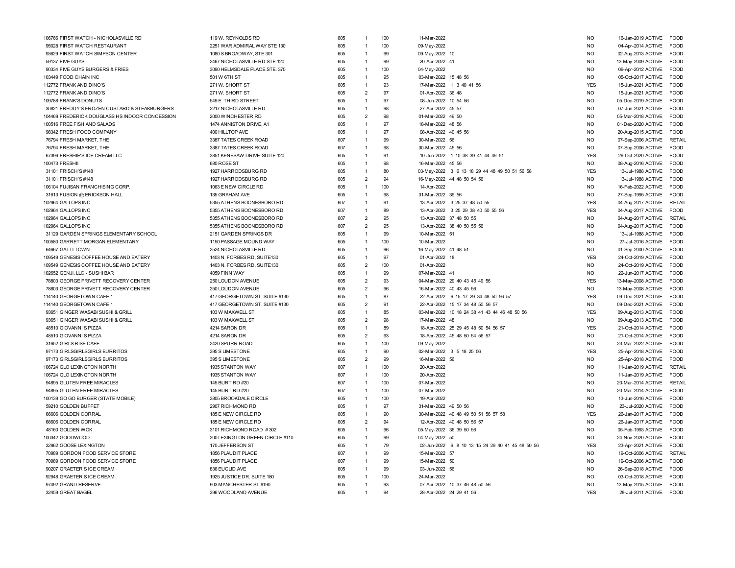| | | | | | | | | | | | |
|---|---|---|---|---|---|---|---|---|---|---|---|
| 106766 | FIRST WATCH - NICHOLASVILLE RD | 119 W. REYNOLDS RD | 605 | 1 | 100 | 11-Mar-2022 | | NO | 16-Jan-2019 | ACTIVE | FOOD |
| 95028 | FIRST WATCH RESTAURANT | 2251 WAR ADMIRAL WAY STE 130 | 605 | 1 | 100 | 09-May-2022 | | NO | 04-Apr-2014 | ACTIVE | FOOD |
| 93629 | FIRST WATCH SIMPSON CENTER | 1080 S BROADWAY, STE 301 | 605 | 1 | 99 | 09-May-2022 | 10 | NO | 02-Aug-2013 | ACTIVE | FOOD |
| 59137 | FIVE GUYS | 2467 NICHOLASVILLE RD STE 120 | 605 | 1 | 99 | 20-Apr-2022 | 41 | NO | 13-May-2009 | ACTIVE | FOOD |
| 90334 | FIVE GUYS BURGERS & FRIES | 3090 HELMSDALE PLACE STE. 370 | 605 | 1 | 100 | 04-May-2022 | | NO | 06-Apr-2012 | ACTIVE | FOOD |
| 103449 | FOOD CHAIN INC | 501 W 6TH ST | 605 | 1 | 95 | 03-Mar-2022 | 15 48 56 | NO | 05-Oct-2017 | ACTIVE | FOOD |
| 112772 | FRANK AND DINO'S | 271 W. SHORT ST | 605 | 1 | 93 | 17-Mar-2022 | 1 3 40 41 56 | YES | 15-Jun-2021 | ACTIVE | FOOD |
| 112772 | FRANK AND DINO'S | 271 W. SHORT ST | 605 | 2 | 97 | 01-Apr-2022 | 36 48 | NO | 15-Jun-2021 | ACTIVE | FOOD |
| 109788 | FRANK'S DONUTS | 549 E. THIRD STREET | 605 | 1 | 97 | 08-Jun-2022 | 10 54 56 | NO | 05-Dec-2019 | ACTIVE | FOOD |
| 30821 | FREDDY'S FROZEN CUSTARD & STEAKBURGERS | 2217 NICHOLASVILLE RD | 605 | 1 | 98 | 27-Apr-2022 | 45 57 | NO | 07-Jun-2021 | ACTIVE | FOOD |
| 104469 | FREDERICK DOUGLASS HS INDOOR CONCESSION | 2000 WINCHESTER RD | 605 | 2 | 98 | 01-Mar-2022 | 49 50 | NO | 05-Mar-2018 | ACTIVE | FOOD |
| 100516 | FREE FISH AND SALADS | 1474 ANNISTON DRIVE, A1 | 605 | 1 | 97 | 18-Mar-2022 | 48 56 | NO | 01-Dec-2020 | ACTIVE | FOOD |
| 98342 | FRESH FOOD COMPANY | 400 HILLTOP AVE | 605 | 1 | 97 | 08-Apr-2022 | 40 45 56 | NO | 20-Aug-2015 | ACTIVE | FOOD |
| 76794 | FRESH MARKET, THE | 3387 TATES CREEK ROAD | 607 | 1 | 99 | 30-Mar-2022 | 56 | NO | 07-Sep-2006 | ACTIVE | RETAIL |
| 76794 | FRESH MARKET, THE | 3387 TATES CREEK ROAD | 607 | 1 | 98 | 30-Mar-2022 | 45 56 | NO | 07-Sep-2006 | ACTIVE | FOOD |
| 67396 | FRESHIE'S ICE CREAM LLC | 3851 KENESAW DRIVE-SUITE 120 | 605 | 1 | 91 | 10-Jun-2022 | 1 10 38 39 41 44 49 51 | YES | 26-Oct-2020 | ACTIVE | FOOD |
| 100473 | FRESHII | 680 ROSE ST | 605 | 1 | 98 | 16-Mar-2022 | 45 56 | NO | 08-Aug-2016 | ACTIVE | FOOD |
| 31101 | FRISCH'S #148 | 1927 HARRODSBURG RD | 605 | 1 | 80 | 03-May-2022 | 3 6 13 18 29 44 48 49 50 51 56 58 | YES | 13-Jul-1988 | ACTIVE | FOOD |
| 31101 | FRISCH'S #148 | 1927 HARRODSBURG RD | 605 | 2 | 94 | 16-May-2022 | 44 48 50 54 56 | NO | 13-Jul-1988 | ACTIVE | FOOD |
| 106104 | FUJISAN FRANCHISING CORP. | 1063 E NEW CIRCLE RD | 605 | 1 | 100 | 14-Apr-2022 | | NO | 16-Feb-2022 | ACTIVE | FOOD |
| 31613 | FUSION @ ERICKSON HALL | 135 GRAHAM AVE | 605 | 1 | 98 | 31-Mar-2022 | 39 56 | NO | 27-Sep-1995 | ACTIVE | FOOD |
| 102964 | GALLOPS INC | 5355 ATHENS BOONESBORO RD | 607 | 1 | 91 | 13-Apr-2022 | 3 25 37 48 50 55 | YES | 04-Aug-2017 | ACTIVE | RETAIL |
| 102964 | GALLOPS INC | 5355 ATHENS BOONESBORO RD | 607 | 1 | 89 | 13-Apr-2022 | 3 25 29 38 40 50 55 56 | YES | 04-Aug-2017 | ACTIVE | FOOD |
| 102964 | GALLOPS INC | 5355 ATHENS BOONESBORO RD | 607 | 2 | 95 | 13-Apr-2022 | 37 48 50 55 | NO | 04-Aug-2017 | ACTIVE | RETAIL |
| 102964 | GALLOPS INC | 5355 ATHENS BOONESBORO RD | 607 | 2 | 95 | 13-Apr-2022 | 38 40 50 55 56 | NO | 04-Aug-2017 | ACTIVE | FOOD |
| 31129 | GARDEN SPRINGS ELEMENTARY SCHOOL | 2151 GARDEN SPRINGS DR | 605 | 1 | 99 | 10-Mar-2022 | 51 | NO | 13-Jul-1988 | ACTIVE | FOOD |
| 100580 | GARRETT MORGAN ELEMENTARY | 1150 PASSAGE MOUND WAY | 605 | 1 | 100 | 10-Mar-2022 | | NO | 27-Jul-2016 | ACTIVE | FOOD |
| 64667 | GATTI TOWN | 2524 NICHOLASVILLE RD | 605 | 1 | 96 | 16-May-2022 | 41 48 51 | NO | 01-Sep-2000 | ACTIVE | FOOD |
| 109549 | GENESIS COFFEE HOUSE AND EATERY | 1403 N. FORBES RD, SUITE130 | 605 | 1 | 97 | 01-Apr-2022 | 18 | YES | 24-Oct-2019 | ACTIVE | FOOD |
| 109549 | GENESIS COFFEE HOUSE AND EATERY | 1403 N. FORBES RD, SUITE130 | 605 | 2 | 100 | 01-Apr-2022 | | NO | 24-Oct-2019 | ACTIVE | FOOD |
| 102652 | GENJI, LLC - SUSHI BAR | 4059 FINN WAY | 605 | 1 | 99 | 07-Mar-2022 | 41 | NO | 22-Jun-2017 | ACTIVE | FOOD |
| 78803 | GEORGE PRIVETT RECOVERY CENTER | 250 LOUDON AVENUE | 605 | 2 | 93 | 04-Mar-2022 | 29 40 43 45 49 56 | YES | 13-May-2008 | ACTIVE | FOOD |
| 78803 | GEORGE PRIVETT RECOVERY CENTER | 250 LOUDON AVENUE | 605 | 2 | 96 | 16-Mar-2022 | 40 43 45 56 | NO | 13-May-2008 | ACTIVE | FOOD |
| 114140 | GEORGETOWN CAFE 1 | 417 GEORGETOWN ST. SUITE #130 | 605 | 1 | 87 | 22-Apr-2022 | 6 15 17 29 34 48 50 56 57 | YES | 09-Dec-2021 | ACTIVE | FOOD |
| 114140 | GEORGETOWN CAFE 1 | 417 GEORGETOWN ST. SUITE #130 | 605 | 2 | 91 | 22-Apr-2022 | 15 17 34 48 50 56 57 | NO | 09-Dec-2021 | ACTIVE | FOOD |
| 93651 | GINGER WASABI SUSHI & GRILL | 103 W MAXWELL ST | 605 | 1 | 85 | 03-Mar-2022 | 10 18 24 38 41 43 44 46 48 50 56 | YES | 09-Aug-2013 | ACTIVE | FOOD |
| 93651 | GINGER WASABI SUSHI & GRILL | 103 W MAXWELL ST | 605 | 2 | 98 | 17-Mar-2022 | 48 | NO | 09-Aug-2013 | ACTIVE | FOOD |
| 48510 | GIOVANNI'S PIZZA | 4214 SARON DR | 605 | 1 | 89 | 18-Apr-2022 | 25 29 45 48 50 54 56 57 | YES | 21-Oct-2014 | ACTIVE | FOOD |
| 48510 | GIOVANNI'S PIZZA | 4214 SARON DR | 605 | 2 | 93 | 18-Apr-2022 | 45 48 50 54 56 57 | NO | 21-Oct-2014 | ACTIVE | FOOD |
| 31652 | GIRLS RISE CAFE | 2420 SPURR ROAD | 605 | 1 | 100 | 09-May-2022 | | NO | 23-Mar-2022 | ACTIVE | FOOD |
| 97173 | GIRLSGIRLSGIRLS BURRITOS | 395 S LIMESTONE | 605 | 1 | 90 | 02-Mar-2022 | 3 5 18 25 56 | YES | 25-Apr-2018 | ACTIVE | FOOD |
| 97173 | GIRLSGIRLSGIRLS BURRITOS | 395 S LIMESTONE | 605 | 2 | 99 | 16-Mar-2022 | 56 | NO | 25-Apr-2018 | ACTIVE | FOOD |
| 106724 | GLO LEXINGTON NORTH | 1935 STANTON WAY | 607 | 1 | 100 | 20-Apr-2022 | | NO | 11-Jan-2019 | ACTIVE | RETAIL |
| 106724 | GLO LEXINGTON NORTH | 1935 STANTON WAY | 607 | 1 | 100 | 20-Apr-2022 | | NO | 11-Jan-2019 | ACTIVE | FOOD |
| 94895 | GLUTEN FREE MIRACLES | 145 BURT RD #20 | 607 | 1 | 100 | 07-Mar-2022 | | NO | 20-Mar-2014 | ACTIVE | RETAIL |
| 94895 | GLUTEN FREE MIRACLES | 145 BURT RD #20 | 607 | 1 | 100 | 07-Mar-2022 | | NO | 20-Mar-2014 | ACTIVE | FOOD |
| 100139 | GO GO BURGER (STATE MOBILE) | 3805 BROOKDALE CIRCLE | 605 | 1 | 100 | 19-Apr-2022 | | NO | 13-Jun-2016 | ACTIVE | FOOD |
| 59210 | GOLDEN BUFFET | 2907 RICHMOND RD | 605 | 1 | 97 | 31-Mar-2022 | 49 50 56 | NO | 23-Jul-2020 | ACTIVE | FOOD |
| 66606 | GOLDEN CORRAL | 185 E NEW CIRCLE RD | 605 | 1 | 90 | 30-Mar-2022 | 40 48 49 50 51 56 57 58 | YES | 26-Jan-2017 | ACTIVE | FOOD |
| 66606 | GOLDEN CORRAL | 185 E NEW CIRCLE RD | 605 | 2 | 94 | 12-Apr-2022 | 40 48 50 56 57 | NO | 26-Jan-2017 | ACTIVE | FOOD |
| 48160 | GOLDEN WOK | 3101 RICHMOND ROAD # 302 | 605 | 1 | 96 | 05-May-2022 | 36 39 50 56 | NO | 05-Feb-1993 | ACTIVE | FOOD |
| 100342 | GOODWOOD | 200 LEXINGTON GREEN CIRCLE #110 | 605 | 1 | 99 | 04-May-2022 | 50 | NO | 24-Nov-2020 | ACTIVE | FOOD |
| 32962 | GOOSE LEXINGTON | 170 JEFFERSON ST | 605 | 1 | 79 | 02-Jun-2022 | 6 8 10 13 15 24 29 40 41 45 48 50 56 | YES | 23-Apr-2021 | ACTIVE | FOOD |
| 70989 | GORDON FOOD SERVICE STORE | 1856 PLAUDIT PLACE | 607 | 1 | 99 | 15-Mar-2022 | 57 | NO | 19-Oct-2006 | ACTIVE | RETAIL |
| 70989 | GORDON FOOD SERVICE STORE | 1856 PLAUDIT PLACE | 607 | 1 | 99 | 15-Mar-2022 | 50 | NO | 19-Oct-2006 | ACTIVE | FOOD |
| 90207 | GRAETER'S ICE CREAM | 836 EUCLID AVE | 605 | 1 | 99 | 03-Jun-2022 | 56 | NO | 26-Sep-2018 | ACTIVE | FOOD |
| 92948 | GRAETER'S ICE CREAM | 1925 JUSTICE DR. SUITE 180 | 605 | 1 | 100 | 24-Mar-2022 | | NO | 03-Oct-2018 | ACTIVE | FOOD |
| 97492 | GRAND RESERVE | 903 MANCHESTER ST #190 | 605 | 1 | 93 | 07-Apr-2022 | 10 37 46 48 50 56 | NO | 13-May-2015 | ACTIVE | FOOD |
| 32459 | GREAT BAGEL | 396 WOODLAND AVENUE | 605 | 1 | 94 | 28-Apr-2022 | 24 29 41 56 | YES | 28-Jul-2011 | ACTIVE | FOOD |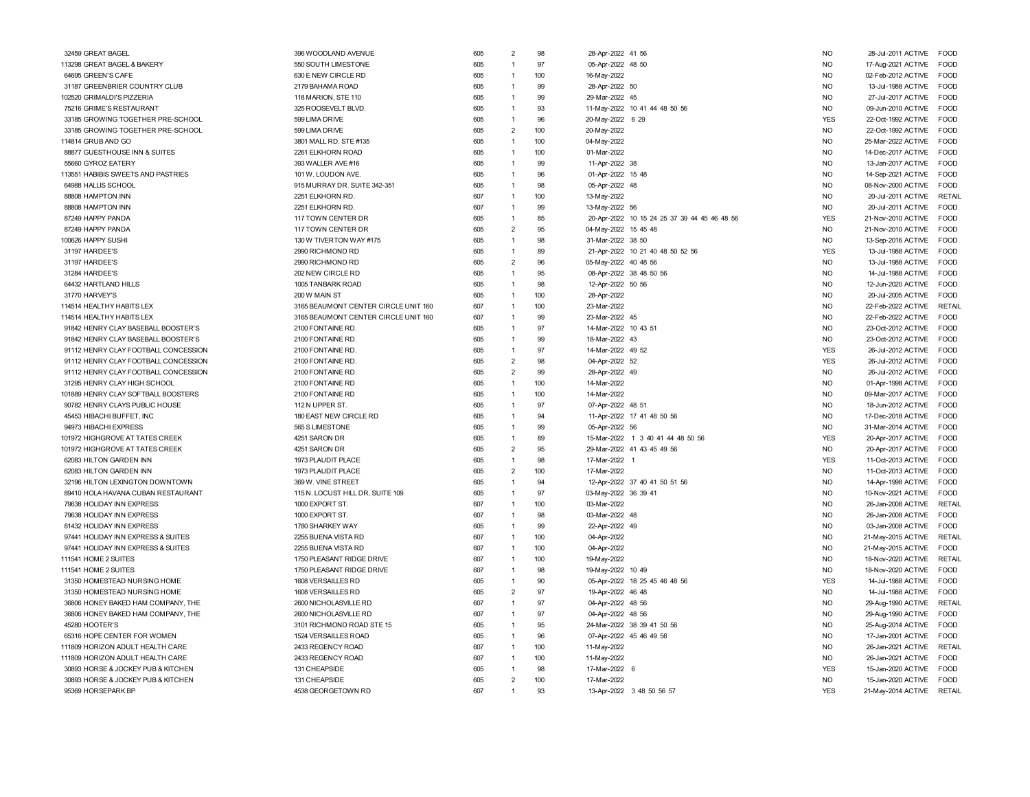| | | | | | | | | | | |
|---|---|---|---|---|---|---|---|---|---|---|
| 32459 | GREAT BAGEL | 396 WOODLAND AVENUE | 605 | 2 | 98 | 28-Apr-2022 | 41 56 | NO | 28-Jul-2011 ACTIVE | FOOD |
| 113298 | GREAT BAGEL & BAKERY | 550 SOUTH LIMESTONE | 605 | 1 | 97 | 05-Apr-2022 | 48 50 | NO | 17-Aug-2021 ACTIVE | FOOD |
| 64695 | GREEN'S CAFE | 630 E NEW CIRCLE RD | 605 | 1 | 100 | 16-May-2022 | | NO | 02-Feb-2012 ACTIVE | FOOD |
| 31187 | GREENBRIER COUNTRY CLUB | 2179 BAHAMA ROAD | 605 | 1 | 99 | 28-Apr-2022 | 50 | NO | 13-Jul-1988 ACTIVE | FOOD |
| 102520 | GRIMALDI'S PIZZERIA | 118 MARION, STE 110 | 605 | 1 | 99 | 29-Mar-2022 | 45 | NO | 27-Jul-2017 ACTIVE | FOOD |
| 75216 | GRIME'S RESTAURANT | 325 ROOSEVELT BLVD. | 605 | 1 | 93 | 11-May-2022 | 10 41 44 48 50 56 | NO | 09-Jun-2010 ACTIVE | FOOD |
| 33185 | GROWING TOGETHER PRE-SCHOOL | 599 LIMA DRIVE | 605 | 1 | 96 | 20-May-2022 | 6 29 | YES | 22-Oct-1992 ACTIVE | FOOD |
| 33185 | GROWING TOGETHER PRE-SCHOOL | 599 LIMA DRIVE | 605 | 2 | 100 | 20-May-2022 | | NO | 22-Oct-1992 ACTIVE | FOOD |
| 114814 | GRUB AND GO | 3801 MALL RD. STE #135 | 605 | 1 | 100 | 04-May-2022 | | NO | 25-Mar-2022 ACTIVE | FOOD |
| 88877 | GUESTHOUSE INN & SUITES | 2261 ELKHORN ROAD | 605 | 1 | 100 | 01-Mar-2022 | | NO | 14-Dec-2017 ACTIVE | FOOD |
| 55660 | GYROZ EATERY | 393 WALLER AVE #16 | 605 | 1 | 99 | 11-Apr-2022 | 38 | NO | 13-Jan-2017 ACTIVE | FOOD |
| 113551 | HABIBIS SWEETS AND PASTRIES | 101 W. LOUDON AVE. | 605 | 1 | 96 | 01-Apr-2022 | 15 48 | NO | 14-Sep-2021 ACTIVE | FOOD |
| 64988 | HALLIS SCHOOL | 915 MURRAY DR. SUITE 342-351 | 605 | 1 | 98 | 05-Apr-2022 | 48 | NO | 08-Nov-2000 ACTIVE | FOOD |
| 88808 | HAMPTON INN | 2251 ELKHORN RD. | 607 | 1 | 100 | 13-May-2022 | | NO | 20-Jul-2011 ACTIVE | RETAIL |
| 88808 | HAMPTON INN | 2251 ELKHORN RD. | 607 | 1 | 99 | 13-May-2022 | 56 | NO | 20-Jul-2011 ACTIVE | FOOD |
| 87249 | HAPPY PANDA | 117 TOWN CENTER DR | 605 | 1 | 85 | 20-Apr-2022 | 10 15 24 25 37 39 44 45 46 48 56 | YES | 21-Nov-2010 ACTIVE | FOOD |
| 87249 | HAPPY PANDA | 117 TOWN CENTER DR | 605 | 2 | 95 | 04-May-2022 | 15 45 48 | NO | 21-Nov-2010 ACTIVE | FOOD |
| 100626 | HAPPY SUSHI | 130 W TIVERTON WAY #175 | 605 | 1 | 98 | 31-Mar-2022 | 38 50 | NO | 13-Sep-2016 ACTIVE | FOOD |
| 31197 | HARDEE'S | 2990 RICHMOND RD | 605 | 1 | 89 | 21-Apr-2022 | 10 21 40 48 50 52 56 | YES | 13-Jul-1988 ACTIVE | FOOD |
| 31197 | HARDEE'S | 2990 RICHMOND RD | 605 | 2 | 96 | 05-May-2022 | 40 48 56 | NO | 13-Jul-1988 ACTIVE | FOOD |
| 31284 | HARDEE'S | 202 NEW CIRCLE RD | 605 | 1 | 95 | 08-Apr-2022 | 38 48 50 56 | NO | 14-Jul-1988 ACTIVE | FOOD |
| 64432 | HARTLAND HILLS | 1005 TANBARK ROAD | 605 | 1 | 98 | 12-Apr-2022 | 50 56 | NO | 12-Jun-2020 ACTIVE | FOOD |
| 31770 | HARVEY'S | 200 W MAIN ST | 605 | 1 | 100 | 28-Apr-2022 | | NO | 20-Jul-2005 ACTIVE | FOOD |
| 114514 | HEALTHY HABITS LEX | 3165 BEAUMONT CENTER CIRCLE UNIT 160 | 607 | 1 | 100 | 23-Mar-2022 | | NO | 22-Feb-2022 ACTIVE | RETAIL |
| 114514 | HEALTHY HABITS LEX | 3165 BEAUMONT CENTER CIRCLE UNIT 160 | 607 | 1 | 99 | 23-Mar-2022 | 45 | NO | 22-Feb-2022 ACTIVE | FOOD |
| 91842 | HENRY CLAY BASEBALL BOOSTER'S | 2100 FONTAINE RD. | 605 | 1 | 97 | 14-Mar-2022 | 10 43 51 | NO | 23-Oct-2012 ACTIVE | FOOD |
| 91842 | HENRY CLAY BASEBALL BOOSTER'S | 2100 FONTAINE RD. | 605 | 1 | 99 | 18-Mar-2022 | 43 | NO | 23-Oct-2012 ACTIVE | FOOD |
| 91112 | HENRY CLAY FOOTBALL CONCESSION | 2100 FONTAINE RD. | 605 | 1 | 97 | 14-Mar-2022 | 49 52 | YES | 26-Jul-2012 ACTIVE | FOOD |
| 91112 | HENRY CLAY FOOTBALL CONCESSION | 2100 FONTAINE RD. | 605 | 2 | 98 | 04-Apr-2022 | 52 | YES | 26-Jul-2012 ACTIVE | FOOD |
| 91112 | HENRY CLAY FOOTBALL CONCESSION | 2100 FONTAINE RD. | 605 | 2 | 99 | 28-Apr-2022 | 49 | NO | 26-Jul-2012 ACTIVE | FOOD |
| 31295 | HENRY CLAY HIGH SCHOOL | 2100 FONTAINE RD | 605 | 1 | 100 | 14-Mar-2022 | | NO | 01-Apr-1998 ACTIVE | FOOD |
| 101889 | HENRY CLAY SOFTBALL BOOSTERS | 2100 FONTAINE RD | 605 | 1 | 100 | 14-Mar-2022 | | NO | 09-Mar-2017 ACTIVE | FOOD |
| 90782 | HENRY CLAYS PUBLIC HOUSE | 112 N UPPER ST. | 605 | 1 | 97 | 07-Apr-2022 | 48 51 | NO | 18-Jun-2012 ACTIVE | FOOD |
| 45453 | HIBACHI BUFFET, INC | 180 EAST NEW CIRCLE RD | 605 | 1 | 94 | 11-Apr-2022 | 17 41 48 50 56 | NO | 17-Dec-2018 ACTIVE | FOOD |
| 94973 | HIBACHI EXPRESS | 565 S LIMESTONE | 605 | 1 | 99 | 05-Apr-2022 | 56 | NO | 31-Mar-2014 ACTIVE | FOOD |
| 101972 | HIGHGROVE AT TATES CREEK | 4251 SARON DR | 605 | 1 | 89 | 15-Mar-2022 | 1 3 40 41 44 48 50 56 | YES | 20-Apr-2017 ACTIVE | FOOD |
| 101972 | HIGHGROVE AT TATES CREEK | 4251 SARON DR | 605 | 2 | 95 | 29-Mar-2022 | 41 43 45 49 56 | NO | 20-Apr-2017 ACTIVE | FOOD |
| 62083 | HILTON GARDEN INN | 1973 PLAUDIT PLACE | 605 | 1 | 98 | 17-Mar-2022 | 1 | YES | 11-Oct-2013 ACTIVE | FOOD |
| 62083 | HILTON GARDEN INN | 1973 PLAUDIT PLACE | 605 | 2 | 100 | 17-Mar-2022 | | NO | 11-Oct-2013 ACTIVE | FOOD |
| 32196 | HILTON LEXINGTON DOWNTOWN | 369 W. VINE STREET | 605 | 1 | 94 | 12-Apr-2022 | 37 40 41 50 51 56 | NO | 14-Apr-1998 ACTIVE | FOOD |
| 89410 | HOLA HAVANA CUBAN RESTAURANT | 115 N. LOCUST HILL DR, SUITE 109 | 605 | 1 | 97 | 03-May-2022 | 36 39 41 | NO | 10-Nov-2021 ACTIVE | FOOD |
| 79638 | HOLIDAY INN EXPRESS | 1000 EXPORT ST. | 607 | 1 | 100 | 03-Mar-2022 | | NO | 26-Jan-2008 ACTIVE | RETAIL |
| 79638 | HOLIDAY INN EXPRESS | 1000 EXPORT ST. | 607 | 1 | 98 | 03-Mar-2022 | 48 | NO | 26-Jan-2008 ACTIVE | FOOD |
| 81432 | HOLIDAY INN EXPRESS | 1780 SHARKEY WAY | 605 | 1 | 99 | 22-Apr-2022 | 49 | NO | 03-Jan-2008 ACTIVE | FOOD |
| 97441 | HOLIDAY INN EXPRESS & SUITES | 2255 BUENA VISTA RD | 607 | 1 | 100 | 04-Apr-2022 | | NO | 21-May-2015 ACTIVE | RETAIL |
| 97441 | HOLIDAY INN EXPRESS & SUITES | 2255 BUENA VISTA RD | 607 | 1 | 100 | 04-Apr-2022 | | NO | 21-May-2015 ACTIVE | FOOD |
| 111541 | HOME 2 SUITES | 1750 PLEASANT RIDGE DRIVE | 607 | 1 | 100 | 19-May-2022 | | NO | 18-Nov-2020 ACTIVE | RETAIL |
| 111541 | HOME 2 SUITES | 1750 PLEASANT RIDGE DRIVE | 607 | 1 | 98 | 19-May-2022 | 10 49 | NO | 18-Nov-2020 ACTIVE | FOOD |
| 31350 | HOMESTEAD NURSING HOME | 1608 VERSAILLES RD | 605 | 1 | 90 | 05-Apr-2022 | 18 25 45 46 48 56 | YES | 14-Jul-1988 ACTIVE | FOOD |
| 31350 | HOMESTEAD NURSING HOME | 1608 VERSAILLES RD | 605 | 2 | 97 | 19-Apr-2022 | 46 48 | NO | 14-Jul-1988 ACTIVE | FOOD |
| 36806 | HONEY BAKED HAM COMPANY, THE | 2600 NICHOLASVILLE RD | 607 | 1 | 97 | 04-Apr-2022 | 48 56 | NO | 29-Aug-1990 ACTIVE | RETAIL |
| 36806 | HONEY BAKED HAM COMPANY, THE | 2600 NICHOLASVILLE RD | 607 | 1 | 97 | 04-Apr-2022 | 48 56 | NO | 29-Aug-1990 ACTIVE | FOOD |
| 45280 | HOOTER'S | 3101 RICHMOND ROAD STE 15 | 605 | 1 | 95 | 24-Mar-2022 | 38 39 41 50 56 | NO | 25-Aug-2014 ACTIVE | FOOD |
| 65316 | HOPE CENTER FOR WOMEN | 1524 VERSAILLES ROAD | 605 | 1 | 96 | 07-Apr-2022 | 45 46 49 56 | NO | 17-Jan-2001 ACTIVE | FOOD |
| 111809 | HORIZON ADULT HEALTH CARE | 2433 REGENCY ROAD | 607 | 1 | 100 | 11-May-2022 | | NO | 26-Jan-2021 ACTIVE | RETAIL |
| 111809 | HORIZON ADULT HEALTH CARE | 2433 REGENCY ROAD | 607 | 1 | 100 | 11-May-2022 | | NO | 26-Jan-2021 ACTIVE | FOOD |
| 30893 | HORSE & JOCKEY PUB & KITCHEN | 131 CHEAPSIDE | 605 | 1 | 98 | 17-Mar-2022 | 6 | YES | 15-Jan-2020 ACTIVE | FOOD |
| 30893 | HORSE & JOCKEY PUB & KITCHEN | 131 CHEAPSIDE | 605 | 2 | 100 | 17-Mar-2022 | | NO | 15-Jan-2020 ACTIVE | FOOD |
| 95369 | HORSEPARK BP | 4538 GEORGETOWN RD | 607 | 1 | 93 | 13-Apr-2022 | 3 48 50 56 57 | YES | 21-May-2014 ACTIVE | RETAIL |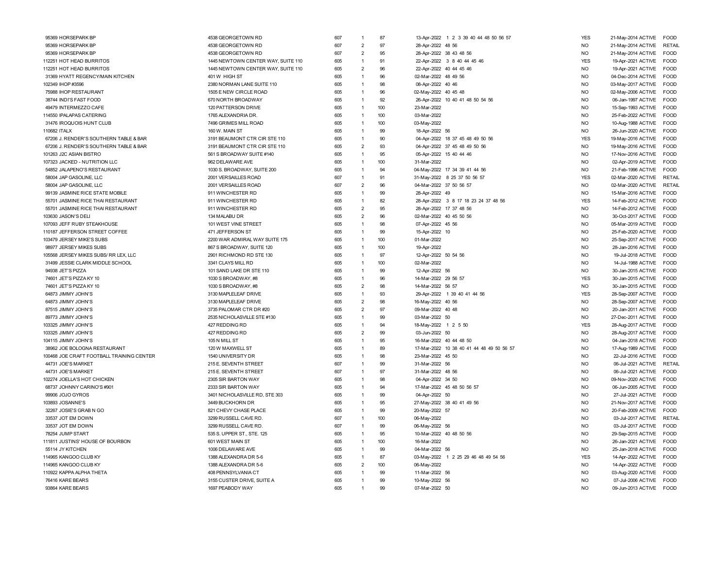| | | | | | | | | | | |
|---|---|---|---|---|---|---|---|---|---|---|
| 95369 | HORSEPARK BP | 4538 GEORGETOWN RD | 607 | 1 | 87 | 13-Apr-2022 | 1 2 3 39 40 44 48 50 56 57 | YES | 21-May-2014 ACTIVE | FOOD |
| 95369 | HORSEPARK BP | 4538 GEORGETOWN RD | 607 | 2 | 97 | 28-Apr-2022 | 48 56 | NO | 21-May-2014 ACTIVE | RETAIL |
| 95369 | HORSEPARK BP | 4538 GEORGETOWN RD | 607 | 2 | 95 | 28-Apr-2022 | 38 43 48 56 | NO | 21-May-2014 ACTIVE | FOOD |
| 112251 | HOT HEAD BURRITOS | 1445 NEWTOWN CENTER WAY, SUITE 110 | 605 | 1 | 91 | 22-Apr-2022 | 3 8 40 44 45 46 | YES | 19-Apr-2021 ACTIVE | FOOD |
| 112251 | HOT HEAD BURRITOS | 1445 NEWTOWN CENTER WAY, SUITE 110 | 605 | 2 | 96 | 22-Apr-2022 | 40 44 45 46 | NO | 19-Apr-2021 ACTIVE | FOOD |
| 31369 | HYATT REGENCY/MAIN KITCHEN | 401 W HIGH ST | 605 | 1 | 96 | 02-Mar-2022 | 48 49 56 | NO | 04-Dec-2014 ACTIVE | FOOD |
| 102349 | IHOP #3596 | 2380 NORMAN LANE SUITE 110 | 605 | 1 | 98 | 08-Apr-2022 | 40 46 | NO | 03-May-2017 ACTIVE | FOOD |
| 75988 | IHOP RESTAURANT | 1505 E NEW CIRCLE ROAD | 605 | 1 | 96 | 02-May-2022 | 40 45 48 | NO | 02-May-2006 ACTIVE | FOOD |
| 38744 | INDI'S FAST FOOD | 670 NORTH BROADWAY | 605 | 1 | 92 | 26-Apr-2022 | 10 40 41 48 50 54 56 | NO | 06-Jan-1997 ACTIVE | FOOD |
| 49479 | INTERMEZZO CAFE | 120 PATTERSON DRIVE | 605 | 1 | 100 | 23-Mar-2022 | | NO | 15-Sep-1993 ACTIVE | FOOD |
| 114550 | IPALAPAS CATERING | 1765 ALEXANDRIA DR. | 605 | 1 | 100 | 03-Mar-2022 | | NO | 25-Feb-2022 ACTIVE | FOOD |
| 31476 | IROQUOIS HUNT CLUB | 7496 GRIMES MILL ROAD | 605 | 1 | 100 | 03-May-2022 | | NO | 10-Aug-1988 ACTIVE | FOOD |
| 110682 | ITALX | 160 W. MAIN ST | 605 | 1 | 99 | 18-Apr-2022 | 56 | NO | 26-Jun-2020 ACTIVE | FOOD |
| 67206 | J. RENDER'S SOUTHERN TABLE & BAR | 3191 BEAUMONT CTR CIR STE 110 | 605 | 1 | 90 | 04-Apr-2022 | 18 37 45 48 49 50 56 | YES | 19-May-2016 ACTIVE | FOOD |
| 67206 | J. RENDER'S SOUTHERN TABLE & BAR | 3191 BEAUMONT CTR CIR STE 110 | 605 | 2 | 93 | 04-Apr-2022 | 37 45 48 49 50 56 | NO | 19-May-2016 ACTIVE | FOOD |
| 101263 | J2C ASIAN BISTRO | 561 S BROADWAY SUITE #140 | 605 | 1 | 95 | 05-Apr-2022 | 15 40 44 46 | NO | 17-Nov-2016 ACTIVE | FOOD |
| 107323 | JACKED - NUTRITION LLC | 962 DELAWARE AVE | 605 | 1 | 100 | 31-Mar-2022 | | NO | 02-Apr-2019 ACTIVE | FOOD |
| 54852 | JALAPENO'S RESTAURANT | 1030 S. BROADWAY, SUITE 200 | 605 | 1 | 94 | 04-May-2022 | 17 34 39 41 44 56 | NO | 21-Feb-1996 ACTIVE | FOOD |
| 58004 | JAP GASOLINE, LLC | 2001 VERSAILLES ROAD | 607 | 1 | 91 | 31-May-2022 | 8 25 37 50 56 57 | YES | 02-Mar-2020 ACTIVE | RETAIL |
| 58004 | JAP GASOLINE, LLC | 2001 VERSAILLES ROAD | 607 | 2 | 96 | 04-Mar-2022 | 37 50 56 57 | NO | 02-Mar-2020 ACTIVE | RETAIL |
| 99139 | JASMINE RICE STATE MOBILE | 911 WINCHESTER RD | 605 | 1 | 99 | 28-Apr-2022 | 49 | NO | 15-Mar-2016 ACTIVE | FOOD |
| 55701 | JASMINE RICE THAI RESTAURANT | 911 WINCHESTER RD | 605 | 1 | 82 | 28-Apr-2022 | 3 8 17 18 23 24 37 48 56 | YES | 14-Feb-2012 ACTIVE | FOOD |
| 55701 | JASMINE RICE THAI RESTAURANT | 911 WINCHESTER RD | 605 | 2 | 95 | 28-Apr-2022 | 17 37 48 56 | NO | 14-Feb-2012 ACTIVE | FOOD |
| 103630 | JASON'S DELI | 134 MALABU DR | 605 | 2 | 96 | 02-Mar-2022 | 40 45 50 56 | NO | 30-Oct-2017 ACTIVE | FOOD |
| 107093 | JEFF RUBY STEAKHOUSE | 101 WEST VINE STREET | 605 | 1 | 98 | 07-Apr-2022 | 45 56 | NO | 05-Mar-2019 ACTIVE | FOOD |
| 110187 | JEFFERSON STREET COFFEE | 471 JEFFERSON ST | 605 | 1 | 99 | 15-Apr-2022 | 10 | NO | 25-Feb-2020 ACTIVE | FOOD |
| 103479 | JERSEY MIKE'S SUBS | 2200 WAR ADMIRAL WAY SUITE 175 | 605 | 1 | 100 | 01-Mar-2022 | | NO | 25-Sep-2017 ACTIVE | FOOD |
| 98977 | JERSEY MIKES SUBS | 867 S BROADWAY, SUITE 120 | 605 | 1 | 100 | 19-Apr-2022 | | NO | 28-Jan-2016 ACTIVE | FOOD |
| 105568 | JERSEY MIKES SUBS/ RR LEX, LLC | 2901 RICHMOND RD STE 130 | 605 | 1 | 97 | 12-Apr-2022 | 50 54 56 | NO | 19-Jul-2018 ACTIVE | FOOD |
| 31499 | JESSIE CLARK MIDDLE SCHOOL | 3341 CLAYS MILL RD | 605 | 1 | 100 | 02-Mar-2022 | | NO | 14-Jul-1988 ACTIVE | FOOD |
| 94938 | JET'S PIZZA | 101 SAND LAKE DR STE 110 | 605 | 1 | 99 | 12-Apr-2022 | 56 | NO | 30-Jan-2015 ACTIVE | FOOD |
| 74601 | JET'S PIZZA KY 10 | 1030 S BROADWAY, #8 | 605 | 1 | 96 | 14-Mar-2022 | 29 56 57 | YES | 30-Jan-2015 ACTIVE | FOOD |
| 74601 | JET'S PIZZA KY 10 | 1030 S BROADWAY, #8 | 605 | 2 | 98 | 14-Mar-2022 | 56 57 | NO | 30-Jan-2015 ACTIVE | FOOD |
| 64873 | JIMMY JOHN'S | 3130 MAPLELEAF DRIVE | 605 | 1 | 93 | 29-Apr-2022 | 1 39 40 41 44 56 | YES | 28-Sep-2007 ACTIVE | FOOD |
| 64873 | JIMMY JOHN'S | 3130 MAPLELEAF DRIVE | 605 | 2 | 98 | 16-May-2022 | 40 56 | NO | 28-Sep-2007 ACTIVE | FOOD |
| 87515 | JIMMY JOHN'S | 3735 PALOMAR CTR DR #20 | 605 | 2 | 97 | 09-Mar-2022 | 40 48 | NO | 20-Jan-2011 ACTIVE | FOOD |
| 89773 | JIMMY JOHN'S | 2535 NICHOLASVILLE STE #130 | 605 | 1 | 99 | 03-Mar-2022 | 50 | NO | 27-Dec-2011 ACTIVE | FOOD |
| 103325 | JIMMY JOHN'S | 427 REDDING RD | 605 | 1 | 94 | 18-May-2022 | 1 2 5 50 | YES | 28-Aug-2017 ACTIVE | FOOD |
| 103325 | JIMMY JOHN'S | 427 REDDING RD | 605 | 2 | 99 | 03-Jun-2022 | 50 | NO | 28-Aug-2017 ACTIVE | FOOD |
| 104115 | JIMMY JOHN'S | 105 N MILL ST | 605 | 1 | 95 | 16-Mar-2022 | 40 44 48 50 | NO | 04-Jan-2018 ACTIVE | FOOD |
| 38962 | JOE BOLOGNA RESTAURANT | 120 W MAXWELL ST | 605 | 1 | 89 | 17-Mar-2022 | 10 38 40 41 44 48 49 50 56 57 | NO | 17-Aug-1989 ACTIVE | FOOD |
| 100468 | JOE CRAFT FOOTBALL TRAINING CENTER | 1540 UNIVERSITY DR | 605 | 1 | 98 | 23-Mar-2022 | 45 50 | NO | 22-Jul-2016 ACTIVE | FOOD |
| 44731 | JOE'S MARKET | 215 E. SEVENTH STREET | 607 | 1 | 99 | 31-Mar-2022 | 56 | NO | 06-Jul-2021 ACTIVE | RETAIL |
| 44731 | JOE'S MARKET | 215 E. SEVENTH STREET | 607 | 1 | 97 | 31-Mar-2022 | 48 56 | NO | 06-Jul-2021 ACTIVE | FOOD |
| 102274 | JOELLA'S HOT CHICKEN | 2305 SIR BARTON WAY | 605 | 1 | 98 | 04-Apr-2022 | 34 50 | NO | 09-Nov-2020 ACTIVE | FOOD |
| 68737 | JOHNNY CARINO'S #901 | 2333 SIR BARTON WAY | 605 | 1 | 94 | 17-Mar-2022 | 45 48 50 56 57 | NO | 06-Jun-2005 ACTIVE | FOOD |
| 99906 | JOJO GYROS | 3401 NICHOLASVILLE RD, STE 303 | 605 | 1 | 99 | 04-Apr-2022 | 50 | NO | 27-Jul-2021 ACTIVE | FOOD |
| 103893 | JOSANNE'S | 3449 BUCKHORN DR | 605 | 1 | 95 | 27-May-2022 | 38 40 41 49 56 | NO | 21-Nov-2017 ACTIVE | FOOD |
| 32267 | JOSIE'S GRAB N GO | 821 CHEVY CHASE PLACE | 605 | 1 | 99 | 20-May-2022 | 57 | NO | 20-Feb-2009 ACTIVE | FOOD |
| 33537 | JOT EM DOWN | 3299 RUSSELL CAVE RD. | 607 | 1 | 100 | 06-May-2022 | | NO | 03-Jul-2017 ACTIVE | RETAIL |
| 33537 | JOT EM DOWN | 3299 RUSSELL CAVE RD. | 607 | 1 | 99 | 06-May-2022 | 56 | NO | 03-Jul-2017 ACTIVE | FOOD |
| 78254 | JUMP START | 535 S. UPPER ST., STE. 125 | 605 | 1 | 95 | 10-Mar-2022 | 40 48 50 56 | NO | 29-Sep-2015 ACTIVE | FOOD |
| 111811 | JUSTINS' HOUSE OF BOURBON | 601 WEST MAIN ST | 605 | 1 | 100 | 16-Mar-2022 | | NO | 26-Jan-2021 ACTIVE | FOOD |
| 55114 | JY KITCHEN | 1006 DELAWARE AVE | 605 | 1 | 99 | 04-Mar-2022 | 56 | NO | 25-Jan-2018 ACTIVE | FOOD |
| 114965 | KANGOO CLUB KY | 1388 ALEXANDRA DR 5-6 | 605 | 1 | 87 | 03-May-2022 | 1 2 25 29 46 48 49 54 56 | YES | 14-Apr-2022 ACTIVE | FOOD |
| 114965 | KANGOO CLUB KY | 1388 ALEXANDRA DR 5-6 | 605 | 2 | 100 | 06-May-2022 | | NO | 14-Apr-2022 ACTIVE | FOOD |
| 110922 | KAPPA ALPHA THETA | 408 PENNSYLVANIA CT | 605 | 1 | 99 | 11-Mar-2022 | 56 | NO | 03-Aug-2020 ACTIVE | FOOD |
| 76416 | KARE BEARS | 3155 CUSTER DRIVE, SUITE A | 605 | 1 | 99 | 10-May-2022 | 56 | NO | 07-Jul-2006 ACTIVE | FOOD |
| 93864 | KARE BEARS | 1697 PEABODY WAY | 605 | 1 | 99 | 07-Mar-2022 | 50 | NO | 09-Jun-2013 ACTIVE | FOOD |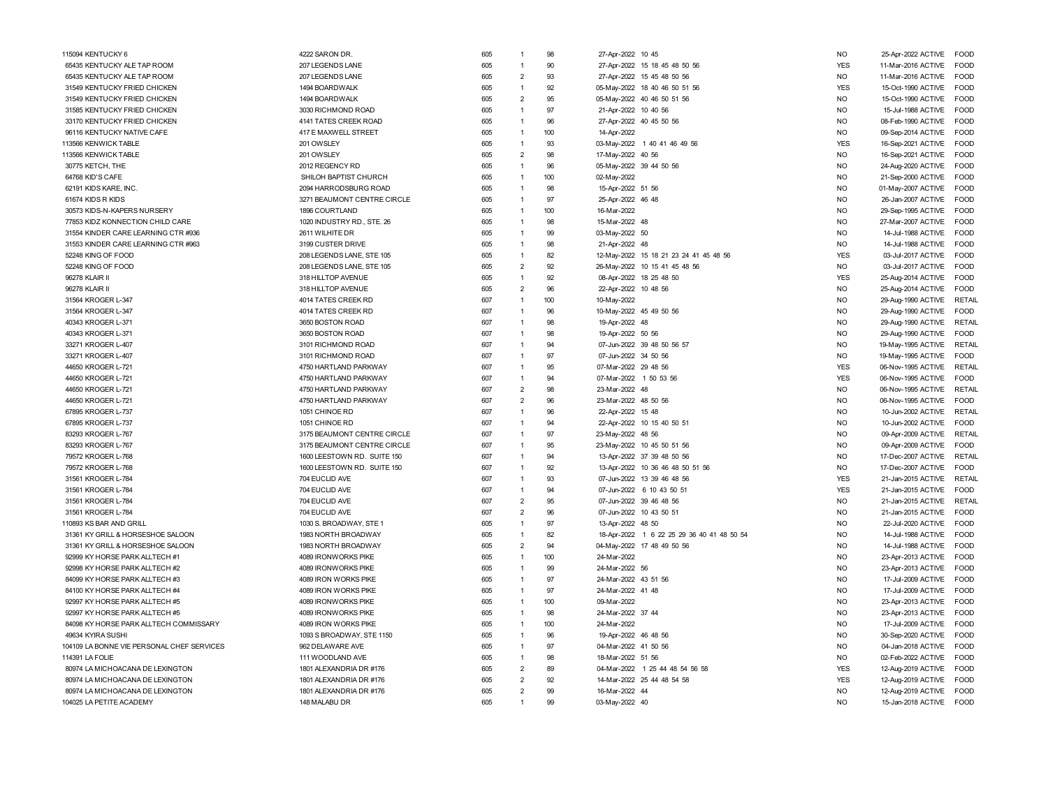| | | | | | | | | | | |
|---|---|---|---|---|---|---|---|---|---|---|
| 115094 KENTUCKY 6 | 4222 SARON DR. | 605 | 1 | 98 | 27-Apr-2022 10 45 | NO | 25-Apr-2022 | ACTIVE | FOOD |
| 65435 KENTUCKY ALE TAP ROOM | 207 LEGENDS LANE | 605 | 1 | 90 | 27-Apr-2022 15 18 45 48 50 56 | YES | 11-Mar-2016 | ACTIVE | FOOD |
| 65435 KENTUCKY ALE TAP ROOM | 207 LEGENDS LANE | 605 | 2 | 93 | 27-Apr-2022 15 45 48 50 56 | NO | 11-Mar-2016 | ACTIVE | FOOD |
| 31549 KENTUCKY FRIED CHICKEN | 1494 BOARDWALK | 605 | 1 | 92 | 05-May-2022 18 40 46 50 51 56 | YES | 15-Oct-1990 | ACTIVE | FOOD |
| 31549 KENTUCKY FRIED CHICKEN | 1494 BOARDWALK | 605 | 2 | 95 | 05-May-2022 40 46 50 51 56 | NO | 15-Oct-1990 | ACTIVE | FOOD |
| 31585 KENTUCKY FRIED CHICKEN | 3030 RICHMOND ROAD | 605 | 1 | 97 | 21-Apr-2022 10 40 56 | NO | 15-Jul-1988 | ACTIVE | FOOD |
| 33170 KENTUCKY FRIED CHICKEN | 4141 TATES CREEK ROAD | 605 | 1 | 96 | 27-Apr-2022 40 45 50 56 | NO | 08-Feb-1990 | ACTIVE | FOOD |
| 96116 KENTUCKY NATIVE CAFE | 417 E MAXWELL STREET | 605 | 1 | 100 | 14-Apr-2022 | NO | 09-Sep-2014 | ACTIVE | FOOD |
| 113566 KENWICK TABLE | 201 OWSLEY | 605 | 1 | 93 | 03-May-2022 1 40 41 46 49 56 | YES | 16-Sep-2021 | ACTIVE | FOOD |
| 113566 KENWICK TABLE | 201 OWSLEY | 605 | 2 | 98 | 17-May-2022 40 56 | NO | 16-Sep-2021 | ACTIVE | FOOD |
| 30775 KETCH, THE | 2012 REGENCY RD | 605 | 1 | 96 | 05-May-2022 39 44 50 56 | NO | 24-Aug-2020 | ACTIVE | FOOD |
| 64768 KID'S CAFE | SHILOH BAPTIST CHURCH | 605 | 1 | 100 | 02-May-2022 | NO | 21-Sep-2000 | ACTIVE | FOOD |
| 62191 KIDS KARE, INC. | 2094 HARRODSBURG ROAD | 605 | 1 | 98 | 15-Apr-2022 51 56 | NO | 01-May-2007 | ACTIVE | FOOD |
| 61674 KIDS R KIDS | 3271 BEAUMONT CENTRE CIRCLE | 605 | 1 | 97 | 25-Apr-2022 46 48 | NO | 26-Jan-2007 | ACTIVE | FOOD |
| 30573 KIDS-N-KAPERS NURSERY | 1896 COURTLAND | 605 | 1 | 100 | 16-Mar-2022 | NO | 29-Sep-1995 | ACTIVE | FOOD |
| 77853 KIDZ KONNECTION CHILD CARE | 1020 INDUSTRY RD., STE. 26 | 605 | 1 | 98 | 15-Mar-2022 48 | NO | 27-Mar-2007 | ACTIVE | FOOD |
| 31554 KINDER CARE LEARNING CTR #936 | 2611 WILHITE DR | 605 | 1 | 99 | 03-May-2022 50 | NO | 14-Jul-1988 | ACTIVE | FOOD |
| 31553 KINDER CARE LEARNING CTR #963 | 3199 CUSTER DRIVE | 605 | 1 | 98 | 21-Apr-2022 48 | NO | 14-Jul-1988 | ACTIVE | FOOD |
| 52248 KING OF FOOD | 208 LEGENDS LANE, STE 105 | 605 | 1 | 82 | 12-May-2022 15 18 21 23 24 41 45 48 56 | YES | 03-Jul-2017 | ACTIVE | FOOD |
| 52248 KING OF FOOD | 208 LEGENDS LANE, STE 105 | 605 | 2 | 92 | 26-May-2022 10 15 41 45 48 56 | NO | 03-Jul-2017 | ACTIVE | FOOD |
| 96278 KLAIR II | 318 HILLTOP AVENUE | 605 | 1 | 92 | 08-Apr-2022 18 25 48 50 | YES | 25-Aug-2014 | ACTIVE | FOOD |
| 96278 KLAIR II | 318 HILLTOP AVENUE | 605 | 2 | 96 | 22-Apr-2022 10 48 56 | NO | 25-Aug-2014 | ACTIVE | FOOD |
| 31564 KROGER L-347 | 4014 TATES CREEK RD | 607 | 1 | 100 | 10-May-2022 | NO | 29-Aug-1990 | ACTIVE | RETAIL |
| 31564 KROGER L-347 | 4014 TATES CREEK RD | 607 | 1 | 96 | 10-May-2022 45 49 50 56 | NO | 29-Aug-1990 | ACTIVE | FOOD |
| 40343 KROGER L-371 | 3650 BOSTON ROAD | 607 | 1 | 98 | 19-Apr-2022 48 | NO | 29-Aug-1990 | ACTIVE | RETAIL |
| 40343 KROGER L-371 | 3650 BOSTON ROAD | 607 | 1 | 98 | 19-Apr-2022 50 56 | NO | 29-Aug-1990 | ACTIVE | FOOD |
| 33271 KROGER L-407 | 3101 RICHMOND ROAD | 607 | 1 | 94 | 07-Jun-2022 39 48 50 56 57 | NO | 19-May-1995 | ACTIVE | RETAIL |
| 33271 KROGER L-407 | 3101 RICHMOND ROAD | 607 | 1 | 97 | 07-Jun-2022 34 50 56 | NO | 19-May-1995 | ACTIVE | FOOD |
| 44650 KROGER L-721 | 4750 HARTLAND PARKWAY | 607 | 1 | 95 | 07-Mar-2022 29 48 56 | YES | 06-Nov-1995 | ACTIVE | RETAIL |
| 44650 KROGER L-721 | 4750 HARTLAND PARKWAY | 607 | 1 | 94 | 07-Mar-2022 1 50 53 56 | YES | 06-Nov-1995 | ACTIVE | FOOD |
| 44650 KROGER L-721 | 4750 HARTLAND PARKWAY | 607 | 2 | 98 | 23-Mar-2022 48 | NO | 06-Nov-1995 | ACTIVE | RETAIL |
| 44650 KROGER L-721 | 4750 HARTLAND PARKWAY | 607 | 2 | 96 | 23-Mar-2022 48 50 56 | NO | 06-Nov-1995 | ACTIVE | FOOD |
| 67895 KROGER L-737 | 1051 CHINOE RD | 607 | 1 | 96 | 22-Apr-2022 15 48 | NO | 10-Jun-2002 | ACTIVE | RETAIL |
| 67895 KROGER L-737 | 1051 CHINOE RD | 607 | 1 | 94 | 22-Apr-2022 10 15 40 50 51 | NO | 10-Jun-2002 | ACTIVE | FOOD |
| 83293 KROGER L-767 | 3175 BEAUMONT CENTRE CIRCLE | 607 | 1 | 97 | 23-May-2022 48 56 | NO | 09-Apr-2009 | ACTIVE | RETAIL |
| 83293 KROGER L-767 | 3175 BEAUMONT CENTRE CIRCLE | 607 | 1 | 95 | 23-May-2022 10 45 50 51 56 | NO | 09-Apr-2009 | ACTIVE | FOOD |
| 79572 KROGER L-768 | 1600 LEESTOWN RD. SUITE 150 | 607 | 1 | 94 | 13-Apr-2022 37 39 48 50 56 | NO | 17-Dec-2007 | ACTIVE | RETAIL |
| 79572 KROGER L-768 | 1600 LEESTOWN RD. SUITE 150 | 607 | 1 | 92 | 13-Apr-2022 10 36 46 48 50 51 56 | NO | 17-Dec-2007 | ACTIVE | FOOD |
| 31561 KROGER L-784 | 704 EUCLID AVE | 607 | 1 | 93 | 07-Jun-2022 13 39 46 48 56 | YES | 21-Jan-2015 | ACTIVE | RETAIL |
| 31561 KROGER L-784 | 704 EUCLID AVE | 607 | 1 | 94 | 07-Jun-2022 6 10 43 50 51 | YES | 21-Jan-2015 | ACTIVE | FOOD |
| 31561 KROGER L-784 | 704 EUCLID AVE | 607 | 2 | 95 | 07-Jun-2022 39 46 48 56 | NO | 21-Jan-2015 | ACTIVE | RETAIL |
| 31561 KROGER L-784 | 704 EUCLID AVE | 607 | 2 | 96 | 07-Jun-2022 10 43 50 51 | NO | 21-Jan-2015 | ACTIVE | FOOD |
| 110893 KS BAR AND GRILL | 1030 S. BROADWAY, STE 1 | 605 | 1 | 97 | 13-Apr-2022 48 50 | NO | 22-Jul-2020 | ACTIVE | FOOD |
| 31361 KY GRILL & HORSESHOE SALOON | 1983 NORTH BROADWAY | 605 | 1 | 82 | 18-Apr-2022 1 6 22 25 29 36 40 41 48 50 54 | NO | 14-Jul-1988 | ACTIVE | FOOD |
| 31361 KY GRILL & HORSESHOE SALOON | 1983 NORTH BROADWAY | 605 | 2 | 94 | 04-May-2022 17 48 49 50 56 | NO | 14-Jul-1988 | ACTIVE | FOOD |
| 92999 KY HORSE PARK ALLTECH #1 | 4089 IRONWORKS PIKE | 605 | 1 | 100 | 24-Mar-2022 | NO | 23-Apr-2013 | ACTIVE | FOOD |
| 92998 KY HORSE PARK ALLTECH #2 | 4089 IRONWORKS PIKE | 605 | 1 | 99 | 24-Mar-2022 56 | NO | 23-Apr-2013 | ACTIVE | FOOD |
| 84099 KY HORSE PARK ALLTECH #3 | 4089 IRON WORKS PIKE | 605 | 1 | 97 | 24-Mar-2022 43 51 56 | NO | 17-Jul-2009 | ACTIVE | FOOD |
| 84100 KY HORSE PARK ALLTECH #4 | 4089 IRON WORKS PIKE | 605 | 1 | 97 | 24-Mar-2022 41 48 | NO | 17-Jul-2009 | ACTIVE | FOOD |
| 92997 KY HORSE PARK ALLTECH #5 | 4089 IRONWORKS PIKE | 605 | 1 | 100 | 09-Mar-2022 | NO | 23-Apr-2013 | ACTIVE | FOOD |
| 92997 KY HORSE PARK ALLTECH #5 | 4089 IRONWORKS PIKE | 605 | 1 | 98 | 24-Mar-2022 37 44 | NO | 23-Apr-2013 | ACTIVE | FOOD |
| 84098 KY HORSE PARK ALLTECH COMMISSARY | 4089 IRON WORKS PIKE | 605 | 1 | 100 | 24-Mar-2022 | NO | 17-Jul-2009 | ACTIVE | FOOD |
| 49634 KYIRA SUSHI | 1093 S BROADWAY, STE 1150 | 605 | 1 | 96 | 19-Apr-2022 46 48 56 | NO | 30-Sep-2020 | ACTIVE | FOOD |
| 104109 LA BONNE VIE PERSONAL CHEF SERVICES | 962 DELAWARE AVE | 605 | 1 | 97 | 04-Mar-2022 41 50 56 | NO | 04-Jan-2018 | ACTIVE | FOOD |
| 114391 LA FOLIE | 111 WOODLAND AVE | 605 | 1 | 98 | 18-Mar-2022 51 56 | NO | 02-Feb-2022 | ACTIVE | FOOD |
| 80974 LA MICHOACANA DE LEXINGTON | 1801 ALEXANDRIA DR #176 | 605 | 2 | 89 | 04-Mar-2022 1 25 44 48 54 56 58 | YES | 12-Aug-2019 | ACTIVE | FOOD |
| 80974 LA MICHOACANA DE LEXINGTON | 1801 ALEXANDRIA DR #176 | 605 | 2 | 92 | 14-Mar-2022 25 44 48 54 58 | YES | 12-Aug-2019 | ACTIVE | FOOD |
| 80974 LA MICHOACANA DE LEXINGTON | 1801 ALEXANDRIA DR #176 | 605 | 2 | 99 | 16-Mar-2022 44 | NO | 12-Aug-2019 | ACTIVE | FOOD |
| 104025 LA PETITE ACADEMY | 148 MALABU DR | 605 | 1 | 99 | 03-May-2022 40 | NO | 15-Jan-2018 | ACTIVE | FOOD |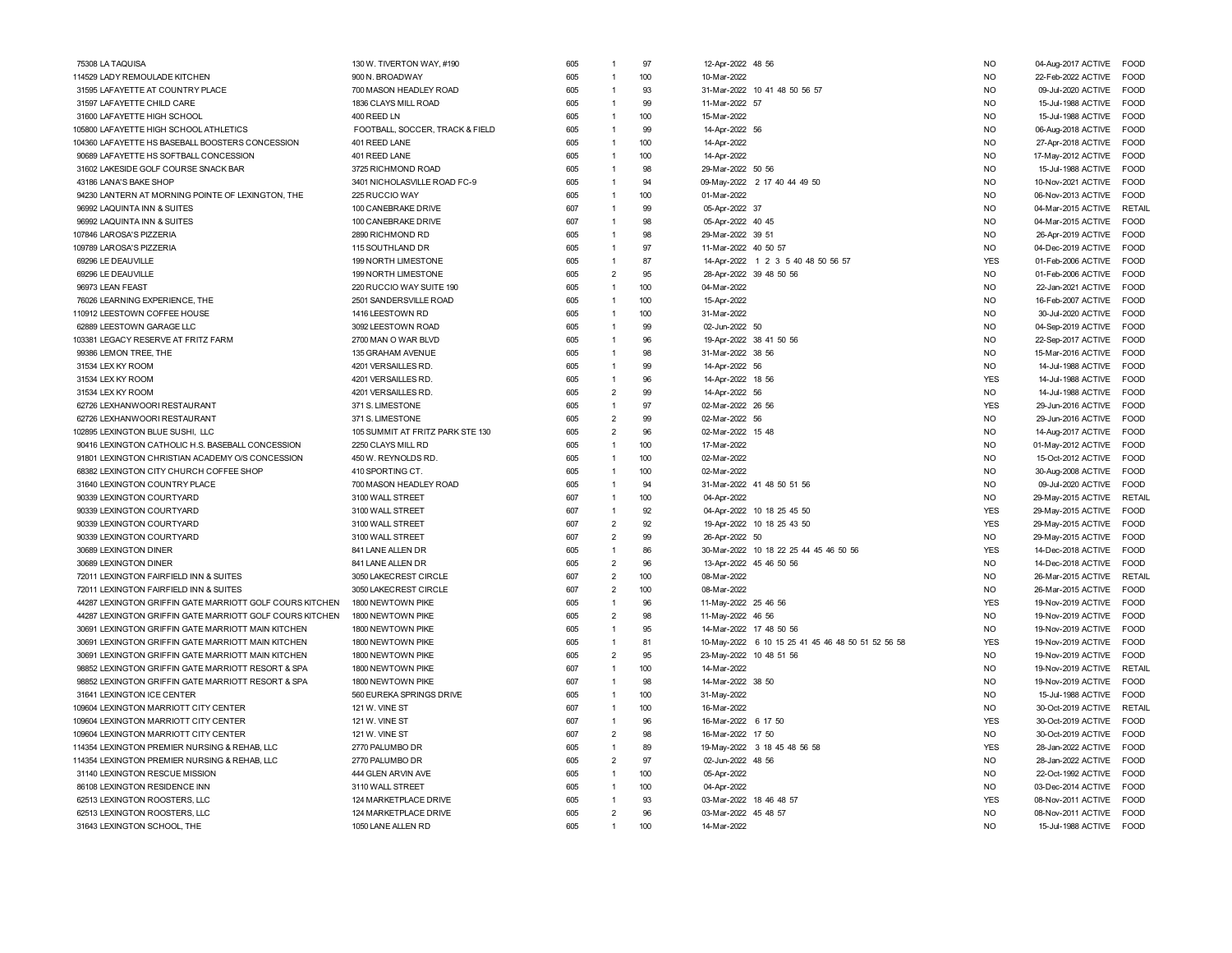| | | | | | | | | | | |
|---|---|---|---|---|---|---|---|---|---|---|
| 75308 | LA TAQUISA | 130 W. TIVERTON WAY, #190 | 605 | 1 | 97 | 12-Apr-2022 48 56 | NO | 04-Aug-2017 | ACTIVE | FOOD |
| 114529 | LADY REMOULADE KITCHEN | 900 N. BROADWAY | 605 | 1 | 100 | 10-Mar-2022 | NO | 22-Feb-2022 | ACTIVE | FOOD |
| 31595 | LAFAYETTE AT COUNTRY PLACE | 700 MASON HEADLEY ROAD | 605 | 1 | 93 | 31-Mar-2022 10 41 48 50 56 57 | NO | 09-Jul-2020 | ACTIVE | FOOD |
| 31597 | LAFAYETTE CHILD CARE | 1836 CLAYS MILL ROAD | 605 | 1 | 99 | 11-Mar-2022 57 | NO | 15-Jul-1988 | ACTIVE | FOOD |
| 31600 | LAFAYETTE HIGH SCHOOL | 400 REED LN | 605 | 1 | 100 | 15-Mar-2022 | NO | 15-Jul-1988 | ACTIVE | FOOD |
| 105800 | LAFAYETTE HIGH SCHOOL ATHLETICS | FOOTBALL, SOCCER, TRACK & FIELD | 605 | 1 | 99 | 14-Apr-2022 56 | NO | 06-Aug-2018 | ACTIVE | FOOD |
| 104360 | LAFAYETTE HS BASEBALL BOOSTERS CONCESSION | 401 REED LANE | 605 | 1 | 100 | 14-Apr-2022 | NO | 27-Apr-2018 | ACTIVE | FOOD |
| 90689 | LAFAYETTE HS SOFTBALL CONCESSION | 401 REED LANE | 605 | 1 | 100 | 14-Apr-2022 | NO | 17-May-2012 | ACTIVE | FOOD |
| 31602 | LAKESIDE GOLF COURSE SNACK BAR | 3725 RICHMOND ROAD | 605 | 1 | 98 | 29-Mar-2022 50 56 | NO | 15-Jul-1988 | ACTIVE | FOOD |
| 43186 | LANA'S BAKE SHOP | 3401 NICHOLASVILLE ROAD FC-9 | 605 | 1 | 94 | 09-May-2022 2 17 40 44 49 50 | NO | 10-Nov-2021 | ACTIVE | FOOD |
| 94230 | LANTERN AT MORNING POINTE OF LEXINGTON, THE | 225 RUCCIO WAY | 605 | 1 | 100 | 01-Mar-2022 | NO | 06-Nov-2013 | ACTIVE | FOOD |
| 96992 | LAQUINTA INN & SUITES | 100 CANEBRAKE DRIVE | 607 | 1 | 99 | 05-Apr-2022 37 | NO | 04-Mar-2015 | ACTIVE | RETAIL |
| 96992 | LAQUINTA INN & SUITES | 100 CANEBRAKE DRIVE | 607 | 1 | 98 | 05-Apr-2022 40 45 | NO | 04-Mar-2015 | ACTIVE | FOOD |
| 107846 | LAROSA'S PIZZERIA | 2890 RICHMOND RD | 605 | 1 | 98 | 29-Mar-2022 39 51 | NO | 26-Apr-2019 | ACTIVE | FOOD |
| 109789 | LAROSA'S PIZZERIA | 115 SOUTHLAND DR | 605 | 1 | 97 | 11-Mar-2022 40 50 57 | NO | 04-Dec-2019 | ACTIVE | FOOD |
| 69296 | LE DEAUVILLE | 199 NORTH LIMESTONE | 605 | 1 | 87 | 14-Apr-2022 1 2 3 5 40 48 50 56 57 | YES | 01-Feb-2006 | ACTIVE | FOOD |
| 69296 | LE DEAUVILLE | 199 NORTH LIMESTONE | 605 | 2 | 95 | 28-Apr-2022 39 48 50 56 | NO | 01-Feb-2006 | ACTIVE | FOOD |
| 96973 | LEAN FEAST | 220 RUCCIO WAY SUITE 190 | 605 | 1 | 100 | 04-Mar-2022 | NO | 22-Jan-2021 | ACTIVE | FOOD |
| 76026 | LEARNING EXPERIENCE, THE | 2501 SANDERSVILLE ROAD | 605 | 1 | 100 | 15-Apr-2022 | NO | 16-Feb-2007 | ACTIVE | FOOD |
| 110912 | LEESTOWN COFFEE HOUSE | 1416 LEESTOWN RD | 605 | 1 | 100 | 31-Mar-2022 | NO | 30-Jul-2020 | ACTIVE | FOOD |
| 62889 | LEESTOWN GARAGE LLC | 3092 LEESTOWN ROAD | 605 | 1 | 99 | 02-Jun-2022 50 | NO | 04-Sep-2019 | ACTIVE | FOOD |
| 103381 | LEGACY RESERVE AT FRITZ FARM | 2700 MAN O WAR BLVD | 605 | 1 | 96 | 19-Apr-2022 38 41 50 56 | NO | 22-Sep-2017 | ACTIVE | FOOD |
| 99386 | LEMON TREE, THE | 135 GRAHAM AVENUE | 605 | 1 | 98 | 31-Mar-2022 38 56 | NO | 15-Mar-2016 | ACTIVE | FOOD |
| 31534 | LEX KY ROOM | 4201 VERSAILLES RD. | 605 | 1 | 99 | 14-Apr-2022 56 | NO | 14-Jul-1988 | ACTIVE | FOOD |
| 31534 | LEX KY ROOM | 4201 VERSAILLES RD. | 605 | 1 | 96 | 14-Apr-2022 18 56 | YES | 14-Jul-1988 | ACTIVE | FOOD |
| 31534 | LEX KY ROOM | 4201 VERSAILLES RD. | 605 | 2 | 99 | 14-Apr-2022 56 | NO | 14-Jul-1988 | ACTIVE | FOOD |
| 62726 | LEXHANWOORI RESTAURANT | 371 S. LIMESTONE | 605 | 1 | 97 | 02-Mar-2022 26 56 | YES | 29-Jun-2016 | ACTIVE | FOOD |
| 62726 | LEXHANWOORI RESTAURANT | 371 S. LIMESTONE | 605 | 2 | 99 | 02-Mar-2022 56 | NO | 29-Jun-2016 | ACTIVE | FOOD |
| 102895 | LEXINGTON BLUE SUSHI, LLC | 105 SUMMIT AT FRITZ PARK STE 130 | 605 | 2 | 96 | 02-Mar-2022 15 48 | NO | 14-Aug-2017 | ACTIVE | FOOD |
| 90416 | LEXINGTON CATHOLIC H.S. BASEBALL CONCESSION | 2250 CLAYS MILL RD | 605 | 1 | 100 | 17-Mar-2022 | NO | 01-May-2012 | ACTIVE | FOOD |
| 91801 | LEXINGTON CHRISTIAN ACADEMY O/S CONCESSION | 450 W. REYNOLDS RD. | 605 | 1 | 100 | 02-Mar-2022 | NO | 15-Oct-2012 | ACTIVE | FOOD |
| 68382 | LEXINGTON CITY CHURCH COFFEE SHOP | 410 SPORTING CT. | 605 | 1 | 100 | 02-Mar-2022 | NO | 30-Aug-2008 | ACTIVE | FOOD |
| 31640 | LEXINGTON COUNTRY PLACE | 700 MASON HEADLEY ROAD | 605 | 1 | 94 | 31-Mar-2022 41 48 50 51 56 | NO | 09-Jul-2020 | ACTIVE | FOOD |
| 90339 | LEXINGTON COURTYARD | 3100 WALL STREET | 607 | 1 | 100 | 04-Apr-2022 | NO | 29-May-2015 | ACTIVE | RETAIL |
| 90339 | LEXINGTON COURTYARD | 3100 WALL STREET | 607 | 1 | 92 | 04-Apr-2022 10 18 25 45 50 | YES | 29-May-2015 | ACTIVE | FOOD |
| 90339 | LEXINGTON COURTYARD | 3100 WALL STREET | 607 | 2 | 92 | 19-Apr-2022 10 18 25 43 50 | YES | 29-May-2015 | ACTIVE | FOOD |
| 90339 | LEXINGTON COURTYARD | 3100 WALL STREET | 607 | 2 | 99 | 26-Apr-2022 50 | NO | 29-May-2015 | ACTIVE | FOOD |
| 30689 | LEXINGTON DINER | 841 LANE ALLEN DR | 605 | 1 | 86 | 30-Mar-2022 10 18 22 25 44 45 46 50 56 | YES | 14-Dec-2018 | ACTIVE | FOOD |
| 30689 | LEXINGTON DINER | 841 LANE ALLEN DR | 605 | 2 | 96 | 13-Apr-2022 45 46 50 56 | NO | 14-Dec-2018 | ACTIVE | FOOD |
| 72011 | LEXINGTON FAIRFIELD INN & SUITES | 3050 LAKECREST CIRCLE | 607 | 2 | 100 | 08-Mar-2022 | NO | 26-Mar-2015 | ACTIVE | RETAIL |
| 72011 | LEXINGTON FAIRFIELD INN & SUITES | 3050 LAKECREST CIRCLE | 607 | 2 | 100 | 08-Mar-2022 | NO | 26-Mar-2015 | ACTIVE | FOOD |
| 44287 | LEXINGTON GRIFFIN GATE MARRIOTT GOLF COURS KITCHEN | 1800 NEWTOWN PIKE | 605 | 1 | 96 | 11-May-2022 25 46 56 | YES | 19-Nov-2019 | ACTIVE | FOOD |
| 44287 | LEXINGTON GRIFFIN GATE MARRIOTT GOLF COURS KITCHEN | 1800 NEWTOWN PIKE | 605 | 2 | 98 | 11-May-2022 46 56 | NO | 19-Nov-2019 | ACTIVE | FOOD |
| 30691 | LEXINGTON GRIFFIN GATE MARRIOTT MAIN KITCHEN | 1800 NEWTOWN PIKE | 605 | 1 | 95 | 14-Mar-2022 17 48 50 56 | NO | 19-Nov-2019 | ACTIVE | FOOD |
| 30691 | LEXINGTON GRIFFIN GATE MARRIOTT MAIN KITCHEN | 1800 NEWTOWN PIKE | 605 | 1 | 81 | 10-May-2022 6 10 15 25 41 45 46 48 50 51 52 56 58 | YES | 19-Nov-2019 | ACTIVE | FOOD |
| 30691 | LEXINGTON GRIFFIN GATE MARRIOTT MAIN KITCHEN | 1800 NEWTOWN PIKE | 605 | 2 | 95 | 23-May-2022 10 48 51 56 | NO | 19-Nov-2019 | ACTIVE | FOOD |
| 98852 | LEXINGTON GRIFFIN GATE MARRIOTT RESORT & SPA | 1800 NEWTOWN PIKE | 607 | 1 | 100 | 14-Mar-2022 | NO | 19-Nov-2019 | ACTIVE | RETAIL |
| 98852 | LEXINGTON GRIFFIN GATE MARRIOTT RESORT & SPA | 1800 NEWTOWN PIKE | 607 | 1 | 98 | 14-Mar-2022 38 50 | NO | 19-Nov-2019 | ACTIVE | FOOD |
| 31641 | LEXINGTON ICE CENTER | 560 EUREKA SPRINGS DRIVE | 605 | 1 | 100 | 31-May-2022 | NO | 15-Jul-1988 | ACTIVE | FOOD |
| 109604 | LEXINGTON MARRIOTT CITY CENTER | 121 W. VINE ST | 607 | 1 | 100 | 16-Mar-2022 | NO | 30-Oct-2019 | ACTIVE | RETAIL |
| 109604 | LEXINGTON MARRIOTT CITY CENTER | 121 W. VINE ST | 607 | 1 | 96 | 16-Mar-2022 6 17 50 | YES | 30-Oct-2019 | ACTIVE | FOOD |
| 109604 | LEXINGTON MARRIOTT CITY CENTER | 121 W. VINE ST | 607 | 2 | 98 | 16-Mar-2022 17 50 | NO | 30-Oct-2019 | ACTIVE | FOOD |
| 114354 | LEXINGTON PREMIER NURSING & REHAB, LLC | 2770 PALUMBO DR | 605 | 1 | 89 | 19-May-2022 3 18 45 48 56 58 | YES | 28-Jan-2022 | ACTIVE | FOOD |
| 114354 | LEXINGTON PREMIER NURSING & REHAB, LLC | 2770 PALUMBO DR | 605 | 2 | 97 | 02-Jun-2022 48 56 | NO | 28-Jan-2022 | ACTIVE | FOOD |
| 31140 | LEXINGTON RESCUE MISSION | 444 GLEN ARVIN AVE | 605 | 1 | 100 | 05-Apr-2022 | NO | 22-Oct-1992 | ACTIVE | FOOD |
| 86108 | LEXINGTON RESIDENCE INN | 3110 WALL STREET | 605 | 1 | 100 | 04-Apr-2022 | NO | 03-Dec-2014 | ACTIVE | FOOD |
| 62513 | LEXINGTON ROOSTERS, LLC | 124 MARKETPLACE DRIVE | 605 | 1 | 93 | 03-Mar-2022 18 46 48 57 | YES | 08-Nov-2011 | ACTIVE | FOOD |
| 62513 | LEXINGTON ROOSTERS, LLC | 124 MARKETPLACE DRIVE | 605 | 2 | 96 | 03-Mar-2022 45 48 57 | NO | 08-Nov-2011 | ACTIVE | FOOD |
| 31643 | LEXINGTON SCHOOL, THE | 1050 LANE ALLEN RD | 605 | 1 | 100 | 14-Mar-2022 | NO | 15-Jul-1988 | ACTIVE | FOOD |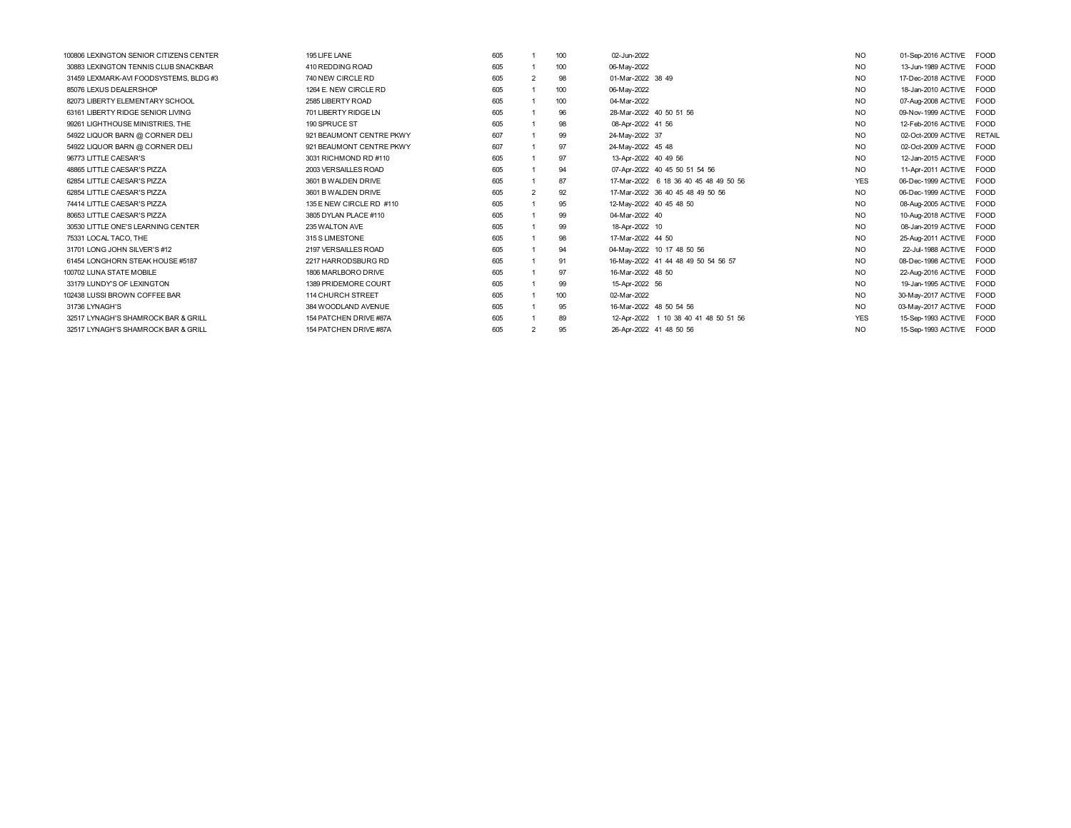| | | | | | | | | | | | |
|---|---|---|---|---|---|---|---|---|---|---|---|
| 100806 | LEXINGTON SENIOR CITIZENS CENTER | 195 LIFE LANE | 605 | 1 | 100 | 02-Jun-2022 | | NO | 01-Sep-2016 | ACTIVE | FOOD |
| 30883 | LEXINGTON TENNIS CLUB SNACKBAR | 410 REDDING ROAD | 605 | 1 | 100 | 06-May-2022 | | NO | 13-Jun-1989 | ACTIVE | FOOD |
| 31459 | LEXMARK-AVI FOODSYSTEMS, BLDG #3 | 740 NEW CIRCLE RD | 605 | 2 | 98 | 01-Mar-2022 | 38 49 | NO | 17-Dec-2018 | ACTIVE | FOOD |
| 85076 | LEXUS DEALERSHOP | 1264 E. NEW CIRCLE RD | 605 | 1 | 100 | 06-May-2022 | | NO | 18-Jan-2010 | ACTIVE | FOOD |
| 82073 | LIBERTY ELEMENTARY SCHOOL | 2585 LIBERTY ROAD | 605 | 1 | 100 | 04-Mar-2022 | | NO | 07-Aug-2008 | ACTIVE | FOOD |
| 63161 | LIBERTY RIDGE SENIOR LIVING | 701 LIBERTY RIDGE LN | 605 | 1 | 96 | 28-Mar-2022 | 40 50 51 56 | NO | 09-Nov-1999 | ACTIVE | FOOD |
| 99261 | LIGHTHOUSE MINISTRIES, THE | 190 SPRUCE ST | 605 | 1 | 98 | 08-Apr-2022 | 41 56 | NO | 12-Feb-2016 | ACTIVE | FOOD |
| 54922 | LIQUOR BARN @ CORNER DELI | 921 BEAUMONT CENTRE PKWY | 607 | 1 | 99 | 24-May-2022 | 37 | NO | 02-Oct-2009 | ACTIVE | RETAIL |
| 54922 | LIQUOR BARN @ CORNER DELI | 921 BEAUMONT CENTRE PKWY | 607 | 1 | 97 | 24-May-2022 | 45 48 | NO | 02-Oct-2009 | ACTIVE | FOOD |
| 96773 | LITTLE CAESAR'S | 3031 RICHMOND RD #110 | 605 | 1 | 97 | 13-Apr-2022 | 40 49 56 | NO | 12-Jan-2015 | ACTIVE | FOOD |
| 48865 | LITTLE CAESAR'S PIZZA | 2003 VERSAILLES ROAD | 605 | 1 | 94 | 07-Apr-2022 | 40 45 50 51 54 56 | NO | 11-Apr-2011 | ACTIVE | FOOD |
| 62854 | LITTLE CAESAR'S PIZZA | 3601 B WALDEN DRIVE | 605 | 1 | 87 | 17-Mar-2022 | 6 18 36 40 45 48 49 50 56 | YES | 06-Dec-1999 | ACTIVE | FOOD |
| 62854 | LITTLE CAESAR'S PIZZA | 3601 B WALDEN DRIVE | 605 | 2 | 92 | 17-Mar-2022 | 36 40 45 48 49 50 56 | NO | 06-Dec-1999 | ACTIVE | FOOD |
| 74414 | LITTLE CAESAR'S PIZZA | 135 E NEW CIRCLE RD #110 | 605 | 1 | 95 | 12-May-2022 | 40 45 48 50 | NO | 08-Aug-2005 | ACTIVE | FOOD |
| 80653 | LITTLE CAESAR'S PIZZA | 3805 DYLAN PLACE #110 | 605 | 1 | 99 | 04-Mar-2022 | 40 | NO | 10-Aug-2018 | ACTIVE | FOOD |
| 30530 | LITTLE ONE'S LEARNING CENTER | 235 WALTON AVE | 605 | 1 | 99 | 18-Apr-2022 | 10 | NO | 08-Jan-2019 | ACTIVE | FOOD |
| 75331 | LOCAL TACO, THE | 315 S LIMESTONE | 605 | 1 | 98 | 17-Mar-2022 | 44 50 | NO | 25-Aug-2011 | ACTIVE | FOOD |
| 31701 | LONG JOHN SILVER'S #12 | 2197 VERSAILLES ROAD | 605 | 1 | 94 | 04-May-2022 | 10 17 48 50 56 | NO | 22-Jul-1988 | ACTIVE | FOOD |
| 61454 | LONGHORN STEAK HOUSE #5187 | 2217 HARRODSBURG RD | 605 | 1 | 91 | 16-May-2022 | 41 44 48 49 50 54 56 57 | NO | 08-Dec-1998 | ACTIVE | FOOD |
| 100702 | LUNA STATE MOBILE | 1806 MARLBORO DRIVE | 605 | 1 | 97 | 16-Mar-2022 | 48 50 | NO | 22-Aug-2016 | ACTIVE | FOOD |
| 33179 | LUNDY'S OF LEXINGTON | 1389 PRIDEMORE COURT | 605 | 1 | 99 | 15-Apr-2022 | 56 | NO | 19-Jan-1995 | ACTIVE | FOOD |
| 102438 | LUSSI BROWN COFFEE BAR | 114 CHURCH STREET | 605 | 1 | 100 | 02-Mar-2022 | | NO | 30-May-2017 | ACTIVE | FOOD |
| 31736 | LYNAGH'S | 384 WOODLAND AVENUE | 605 | 1 | 95 | 16-Mar-2022 | 48 50 54 56 | NO | 03-May-2017 | ACTIVE | FOOD |
| 32517 | LYNAGH'S SHAMROCK BAR & GRILL | 154 PATCHEN DRIVE #87A | 605 | 1 | 89 | 12-Apr-2022 | 1 10 38 40 41 48 50 51 56 | YES | 15-Sep-1993 | ACTIVE | FOOD |
| 32517 | LYNAGH'S SHAMROCK BAR & GRILL | 154 PATCHEN DRIVE #87A | 605 | 2 | 95 | 26-Apr-2022 | 41 48 50 56 | NO | 15-Sep-1993 | ACTIVE | FOOD |